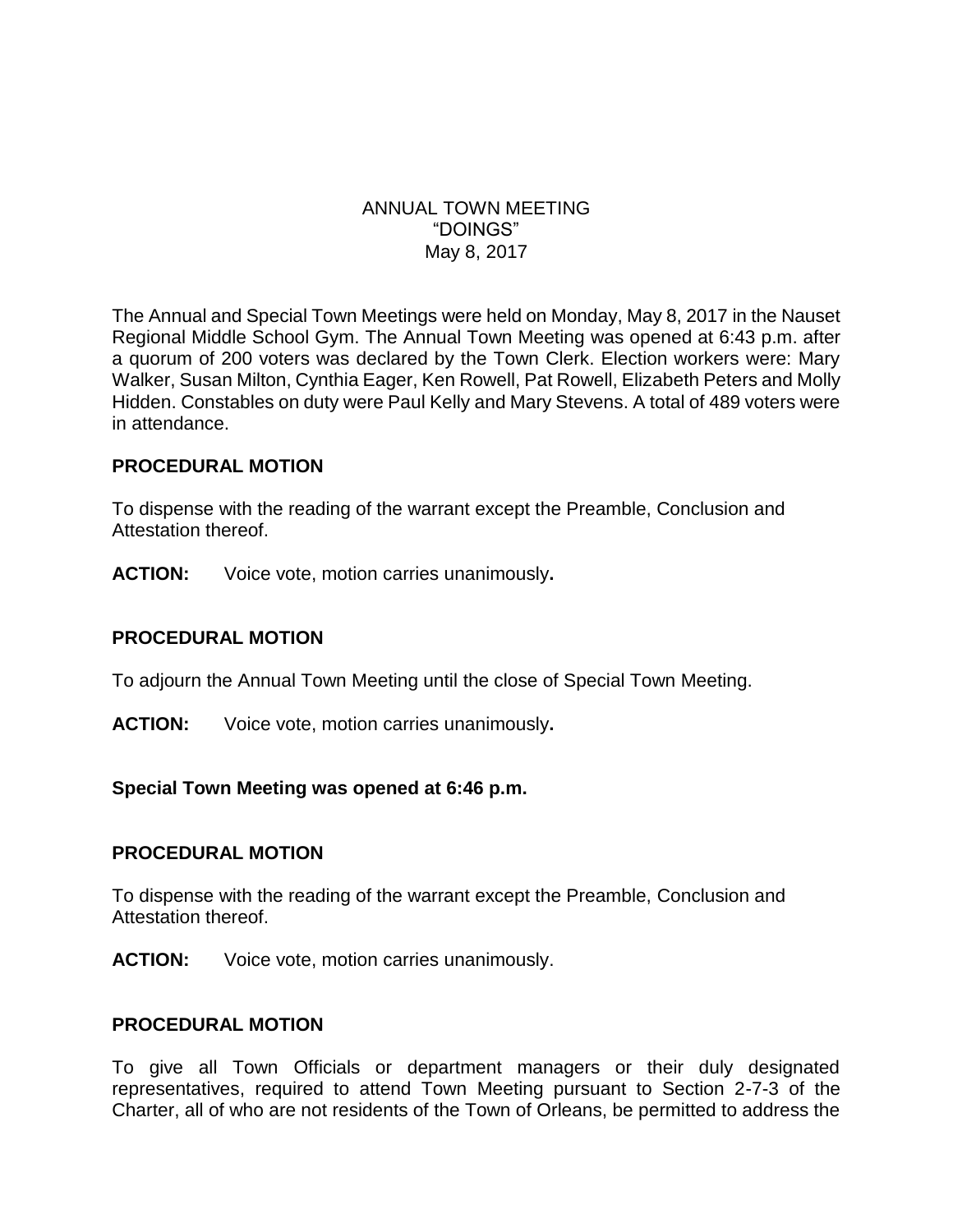ANNUAL TOWN MEETING
"DOINGS"
May 8, 2017

The Annual and Special Town Meetings were held on Monday, May 8, 2017 in the Nauset Regional Middle School Gym. The Annual Town Meeting was opened at 6:43 p.m. after a quorum of 200 voters was declared by the Town Clerk. Election workers were: Mary Walker, Susan Milton, Cynthia Eager, Ken Rowell, Pat Rowell, Elizabeth Peters and Molly Hidden. Constables on duty were Paul Kelly and Mary Stevens. A total of 489 voters were in attendance.

**PROCEDURAL MOTION**

To dispense with the reading of the warrant except the Preamble, Conclusion and Attestation thereof.

**ACTION:** Voice vote, motion carries unanimously**.**

**PROCEDURAL MOTION**

To adjourn the Annual Town Meeting until the close of Special Town Meeting.

**ACTION:** Voice vote, motion carries unanimously**.**

**Special Town Meeting was opened at 6:46 p.m.**

**PROCEDURAL MOTION**

To dispense with the reading of the warrant except the Preamble, Conclusion and Attestation thereof.

**ACTION:** Voice vote, motion carries unanimously.

**PROCEDURAL MOTION**

To give all Town Officials or department managers or their duly designated representatives, required to attend Town Meeting pursuant to Section 2-7-3 of the Charter, all of who are not residents of the Town of Orleans, be permitted to address the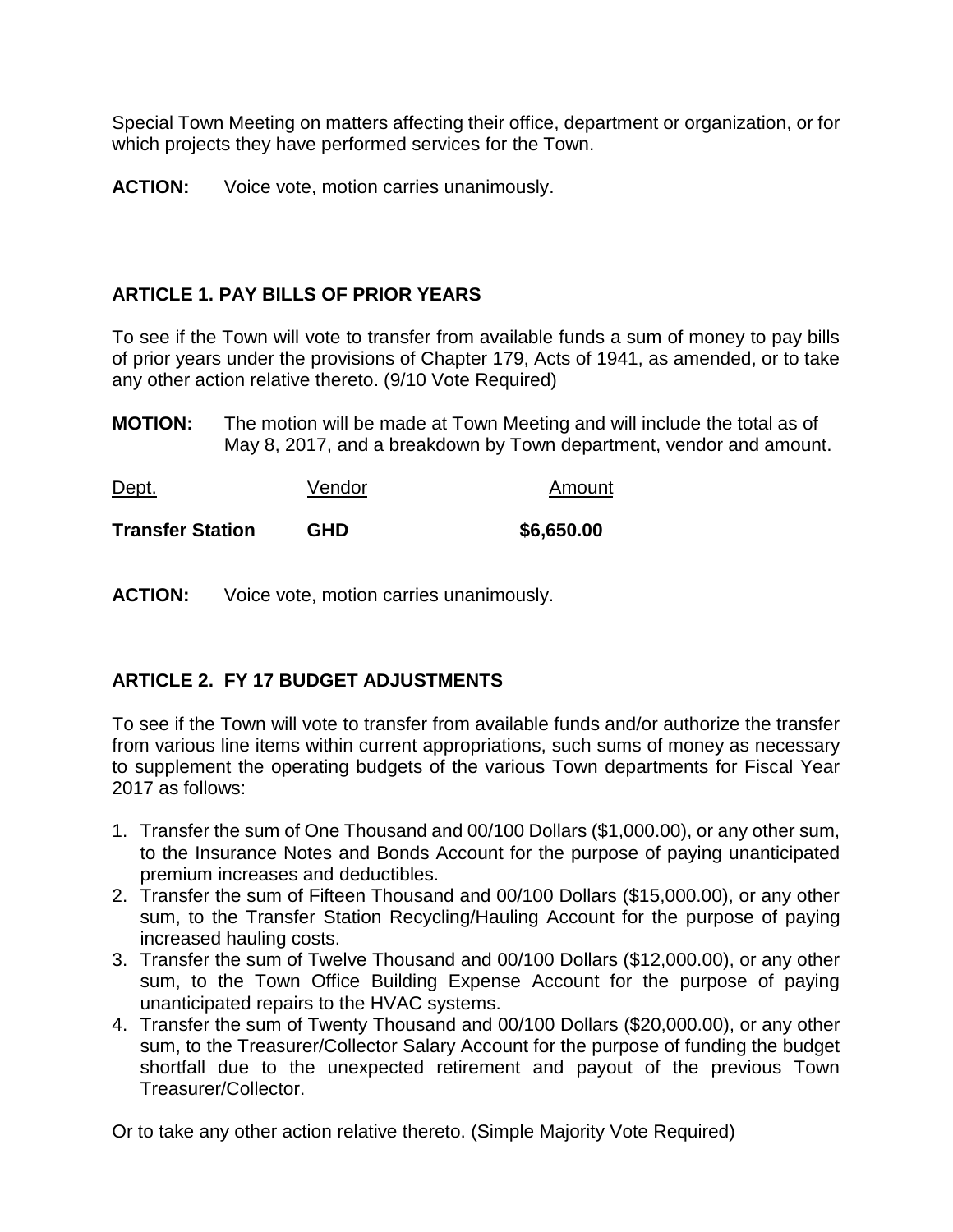Special Town Meeting on matters affecting their office, department or organization, or for which projects they have performed services for the Town.

**ACTION:** Voice vote, motion carries unanimously.

## ARTICLE 1. PAY BILLS OF PRIOR YEARS

To see if the Town will vote to transfer from available funds a sum of money to pay bills of prior years under the provisions of Chapter 179, Acts of 1941, as amended, or to take any other action relative thereto. (9/10 Vote Required)

**MOTION:** The motion will be made at Town Meeting and will include the total as of May 8, 2017, and a breakdown by Town department, vendor and amount.

| Dept. | Vendor | Amount |
|---|---|---|
| **Transfer Station** | **GHD** | **$6,650.00** |

**ACTION:** Voice vote, motion carries unanimously.

## ARTICLE 2. FY 17 BUDGET ADJUSTMENTS

To see if the Town will vote to transfer from available funds and/or authorize the transfer from various line items within current appropriations, such sums of money as necessary to supplement the operating budgets of the various Town departments for Fiscal Year 2017 as follows:

1. Transfer the sum of One Thousand and 00/100 Dollars ($1,000.00), or any other sum, to the Insurance Notes and Bonds Account for the purpose of paying unanticipated premium increases and deductibles.
2. Transfer the sum of Fifteen Thousand and 00/100 Dollars ($15,000.00), or any other sum, to the Transfer Station Recycling/Hauling Account for the purpose of paying increased hauling costs.
3. Transfer the sum of Twelve Thousand and 00/100 Dollars ($12,000.00), or any other sum, to the Town Office Building Expense Account for the purpose of paying unanticipated repairs to the HVAC systems.
4. Transfer the sum of Twenty Thousand and 00/100 Dollars ($20,000.00), or any other sum, to the Treasurer/Collector Salary Account for the purpose of funding the budget shortfall due to the unexpected retirement and payout of the previous Town Treasurer/Collector.

Or to take any other action relative thereto. (Simple Majority Vote Required)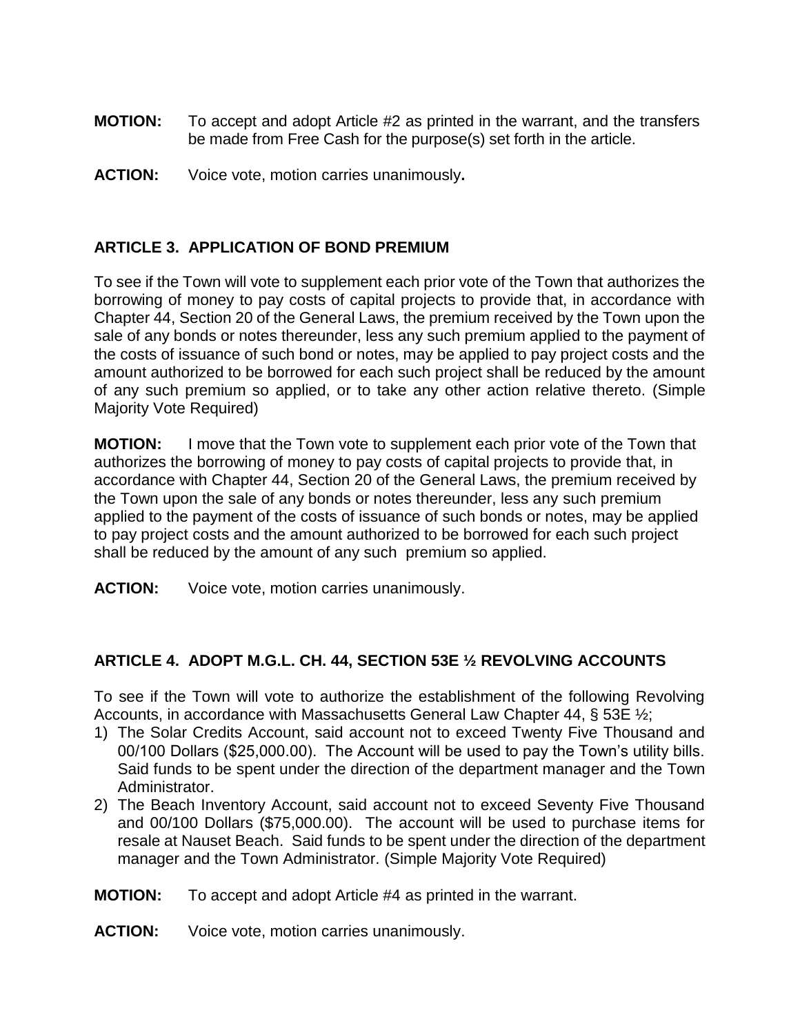**MOTION:** To accept and adopt Article #2 as printed in the warrant, and the transfers be made from Free Cash for the purpose(s) set forth in the article.

**ACTION:** Voice vote, motion carries unanimously**.**

### ARTICLE 3. APPLICATION OF BOND PREMIUM

To see if the Town will vote to supplement each prior vote of the Town that authorizes the borrowing of money to pay costs of capital projects to provide that, in accordance with Chapter 44, Section 20 of the General Laws, the premium received by the Town upon the sale of any bonds or notes thereunder, less any such premium applied to the payment of the costs of issuance of such bond or notes, may be applied to pay project costs and the amount authorized to be borrowed for each such project shall be reduced by the amount of any such premium so applied, or to take any other action relative thereto. (Simple Majority Vote Required)

**MOTION:** I move that the Town vote to supplement each prior vote of the Town that authorizes the borrowing of money to pay costs of capital projects to provide that, in accordance with Chapter 44, Section 20 of the General Laws, the premium received by the Town upon the sale of any bonds or notes thereunder, less any such premium applied to the payment of the costs of issuance of such bonds or notes, may be applied to pay project costs and the amount authorized to be borrowed for each such project shall be reduced by the amount of any such premium so applied.

**ACTION:** Voice vote, motion carries unanimously.

### ARTICLE 4. ADOPT M.G.L. CH. 44, SECTION 53E ½ REVOLVING ACCOUNTS

To see if the Town will vote to authorize the establishment of the following Revolving Accounts, in accordance with Massachusetts General Law Chapter 44, § 53E ½;

1) The Solar Credits Account, said account not to exceed Twenty Five Thousand and 00/100 Dollars ($25,000.00). The Account will be used to pay the Town's utility bills. Said funds to be spent under the direction of the department manager and the Town Administrator.
2) The Beach Inventory Account, said account not to exceed Seventy Five Thousand and 00/100 Dollars ($75,000.00). The account will be used to purchase items for resale at Nauset Beach. Said funds to be spent under the direction of the department manager and the Town Administrator. (Simple Majority Vote Required)

**MOTION:** To accept and adopt Article #4 as printed in the warrant.

**ACTION:** Voice vote, motion carries unanimously.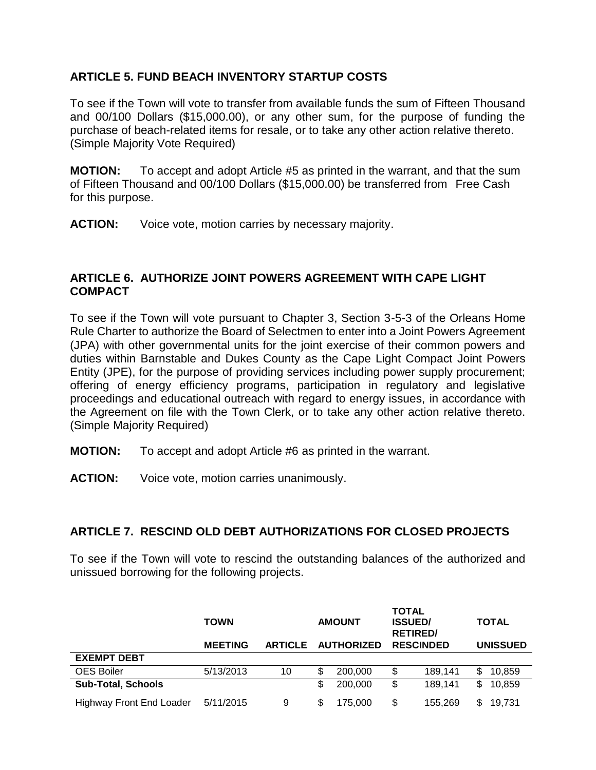### ARTICLE 5. FUND BEACH INVENTORY STARTUP COSTS

To see if the Town will vote to transfer from available funds the sum of Fifteen Thousand and 00/100 Dollars ($15,000.00), or any other sum, for the purpose of funding the purchase of beach-related items for resale, or to take any other action relative thereto. (Simple Majority Vote Required)

**MOTION:** To accept and adopt Article #5 as printed in the warrant, and that the sum of Fifteen Thousand and 00/100 Dollars ($15,000.00) be transferred from Free Cash for this purpose.

**ACTION:** Voice vote, motion carries by necessary majority.

### ARTICLE 6. AUTHORIZE JOINT POWERS AGREEMENT WITH CAPE LIGHT COMPACT

To see if the Town will vote pursuant to Chapter 3, Section 3-5-3 of the Orleans Home Rule Charter to authorize the Board of Selectmen to enter into a Joint Powers Agreement (JPA) with other governmental units for the joint exercise of their common powers and duties within Barnstable and Dukes County as the Cape Light Compact Joint Powers Entity (JPE), for the purpose of providing services including power supply procurement; offering of energy efficiency programs, participation in regulatory and legislative proceedings and educational outreach with regard to energy issues, in accordance with the Agreement on file with the Town Clerk, or to take any other action relative thereto. (Simple Majority Required)

**MOTION:** To accept and adopt Article #6 as printed in the warrant.

**ACTION:** Voice vote, motion carries unanimously.

### ARTICLE 7. RESCIND OLD DEBT AUTHORIZATIONS FOR CLOSED PROJECTS

To see if the Town will vote to rescind the outstanding balances of the authorized and unissued borrowing for the following projects.

| | TOWN MEETING | ARTICLE | AMOUNT AUTHORIZED | TOTAL ISSUED/ RETIRED/ RESCINDED | TOTAL UNISSUED |
|---|---|---|---|---|---|
| **EXEMPT DEBT** | | | | | |
| OES Boiler | 5/13/2013 | 10 | $ 200,000 | $ 189,141 | $ 10,859 |
| **Sub-Total, Schools** | | | $ 200,000 | $ 189,141 | $ 10,859 |
| Highway Front End Loader | 5/11/2015 | 9 | $ 175,000 | $ 155,269 | $ 19,731 |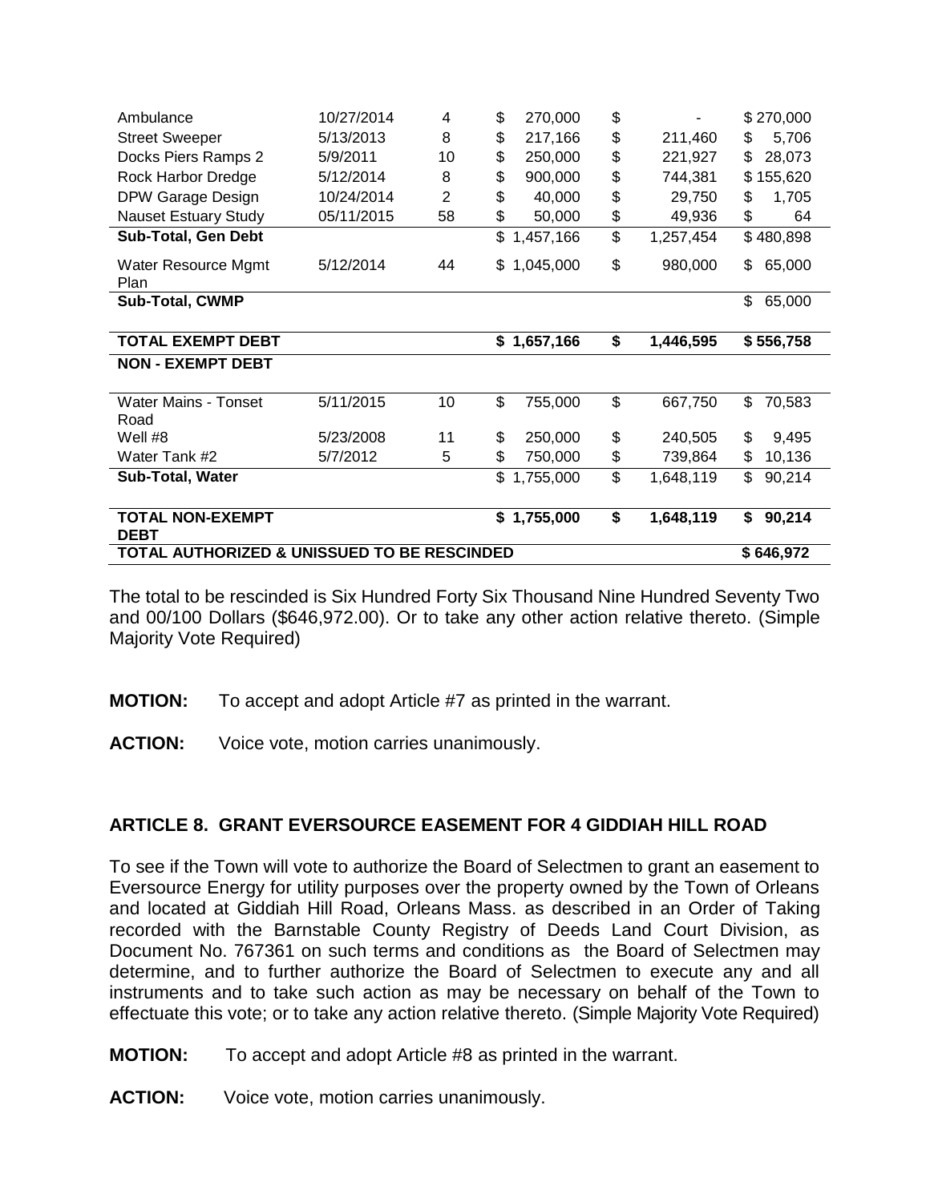| | | | | | |
|---|---|---|---|---|---|
| Ambulance | 10/27/2014 | 4 | $ 270,000 | $ - | $ 270,000 |
| Street Sweeper | 5/13/2013 | 8 | $ 217,166 | $ 211,460 | $ 5,706 |
| Docks Piers Ramps 2 | 5/9/2011 | 10 | $ 250,000 | $ 221,927 | $ 28,073 |
| Rock Harbor Dredge | 5/12/2014 | 8 | $ 900,000 | $ 744,381 | $ 155,620 |
| DPW Garage Design | 10/24/2014 | 2 | $ 40,000 | $ 29,750 | $ 1,705 |
| Nauset Estuary Study | 05/11/2015 | 58 | $ 50,000 | $ 49,936 | $ 64 |
| **Sub-Total, Gen Debt** | | | $ 1,457,166 | $ 1,257,454 | $ 480,898 |
| Water Resource Mgmt Plan | 5/12/2014 | 44 | $ 1,045,000 | $ 980,000 | $ 65,000 |
| **Sub-Total, CWMP** | | | | | $ 65,000 |
| **TOTAL EXEMPT DEBT** | | | **$ 1,657,166** | **$ 1,446,595** | **$ 556,758** |
| **NON - EXEMPT DEBT** | | | | | |
| Water Mains - Tonset Road | 5/11/2015 | 10 | $ 755,000 | $ 667,750 | $ 70,583 |
| Well #8 | 5/23/2008 | 11 | $ 250,000 | $ 240,505 | $ 9,495 |
| Water Tank #2 | 5/7/2012 | 5 | $ 750,000 | $ 739,864 | $ 10,136 |
| **Sub-Total, Water** | | | $ 1,755,000 | $ 1,648,119 | $ 90,214 |
| **TOTAL NON-EXEMPT DEBT** | | | **$ 1,755,000** | **$ 1,648,119** | **$ 90,214** |
| **TOTAL AUTHORIZED & UNISSUED TO BE RESCINDED** | | | | | **$ 646,972** |

The total to be rescinded is Six Hundred Forty Six Thousand Nine Hundred Seventy Two and 00/100 Dollars ($646,972.00). Or to take any other action relative thereto. (Simple Majority Vote Required)

**MOTION:** To accept and adopt Article #7 as printed in the warrant.

**ACTION:** Voice vote, motion carries unanimously.

## ARTICLE 8. GRANT EVERSOURCE EASEMENT FOR 4 GIDDIAH HILL ROAD

To see if the Town will vote to authorize the Board of Selectmen to grant an easement to Eversource Energy for utility purposes over the property owned by the Town of Orleans and located at Giddiah Hill Road, Orleans Mass. as described in an Order of Taking recorded with the Barnstable County Registry of Deeds Land Court Division, as Document No. 767361 on such terms and conditions as the Board of Selectmen may determine, and to further authorize the Board of Selectmen to execute any and all instruments and to take such action as may be necessary on behalf of the Town to effectuate this vote; or to take any action relative thereto. (Simple Majority Vote Required)

**MOTION:** To accept and adopt Article #8 as printed in the warrant.

**ACTION:** Voice vote, motion carries unanimously.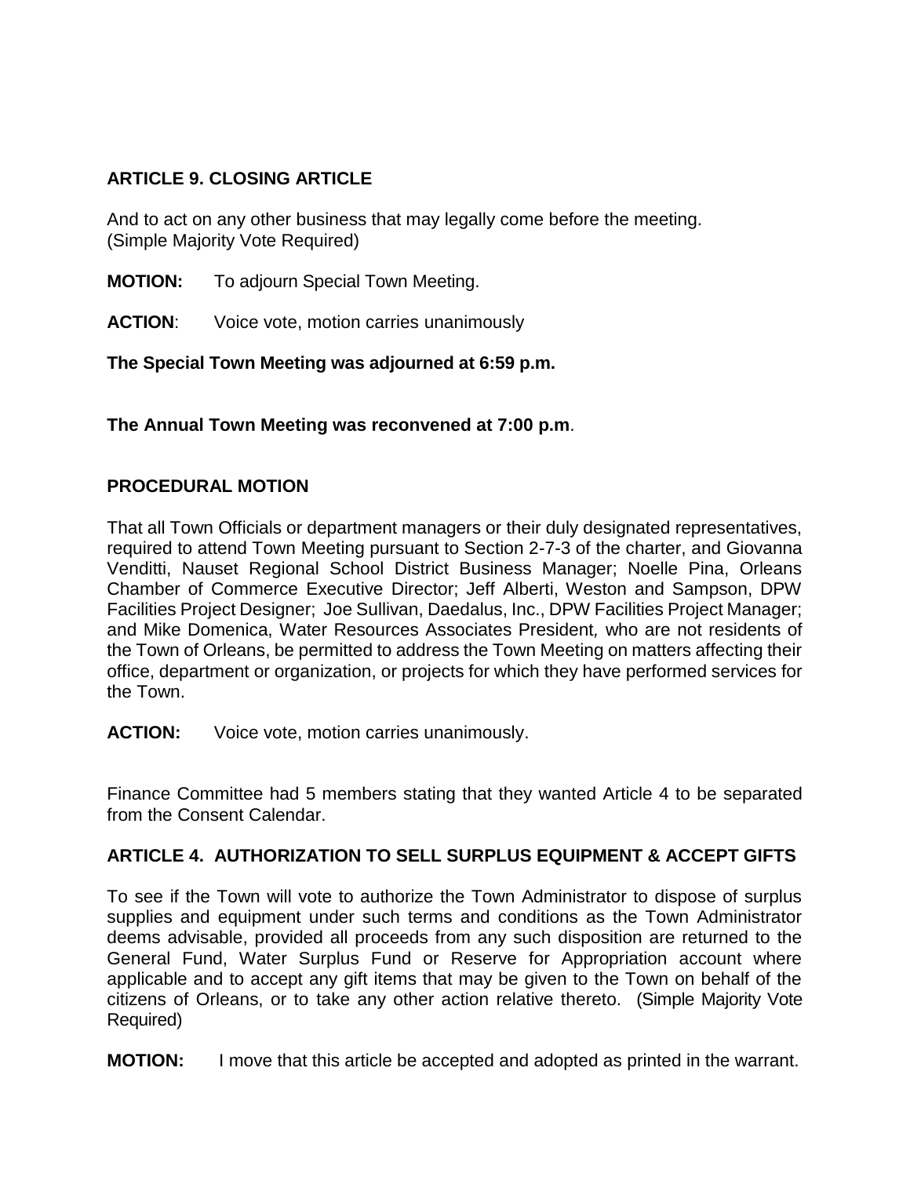## ARTICLE 9. CLOSING ARTICLE

And to act on any other business that may legally come before the meeting.
(Simple Majority Vote Required)

**MOTION:** To adjourn Special Town Meeting.

**ACTION**: Voice vote, motion carries unanimously

**The Special Town Meeting was adjourned at 6:59 p.m.**

**The Annual Town Meeting was reconvened at 7:00 p.m**.

## PROCEDURAL MOTION

That all Town Officials or department managers or their duly designated representatives, required to attend Town Meeting pursuant to Section 2-7-3 of the charter, and Giovanna Venditti, Nauset Regional School District Business Manager; Noelle Pina, Orleans Chamber of Commerce Executive Director; Jeff Alberti, Weston and Sampson, DPW Facilities Project Designer; Joe Sullivan, Daedalus, Inc., DPW Facilities Project Manager; and Mike Domenica, Water Resources Associates President, who are not residents of the Town of Orleans, be permitted to address the Town Meeting on matters affecting their office, department or organization, or projects for which they have performed services for the Town.

**ACTION:** Voice vote, motion carries unanimously.

Finance Committee had 5 members stating that they wanted Article 4 to be separated from the Consent Calendar.

## ARTICLE 4. AUTHORIZATION TO SELL SURPLUS EQUIPMENT & ACCEPT GIFTS

To see if the Town will vote to authorize the Town Administrator to dispose of surplus supplies and equipment under such terms and conditions as the Town Administrator deems advisable, provided all proceeds from any such disposition are returned to the General Fund, Water Surplus Fund or Reserve for Appropriation account where applicable and to accept any gift items that may be given to the Town on behalf of the citizens of Orleans, or to take any other action relative thereto. (Simple Majority Vote Required)

**MOTION:** I move that this article be accepted and adopted as printed in the warrant.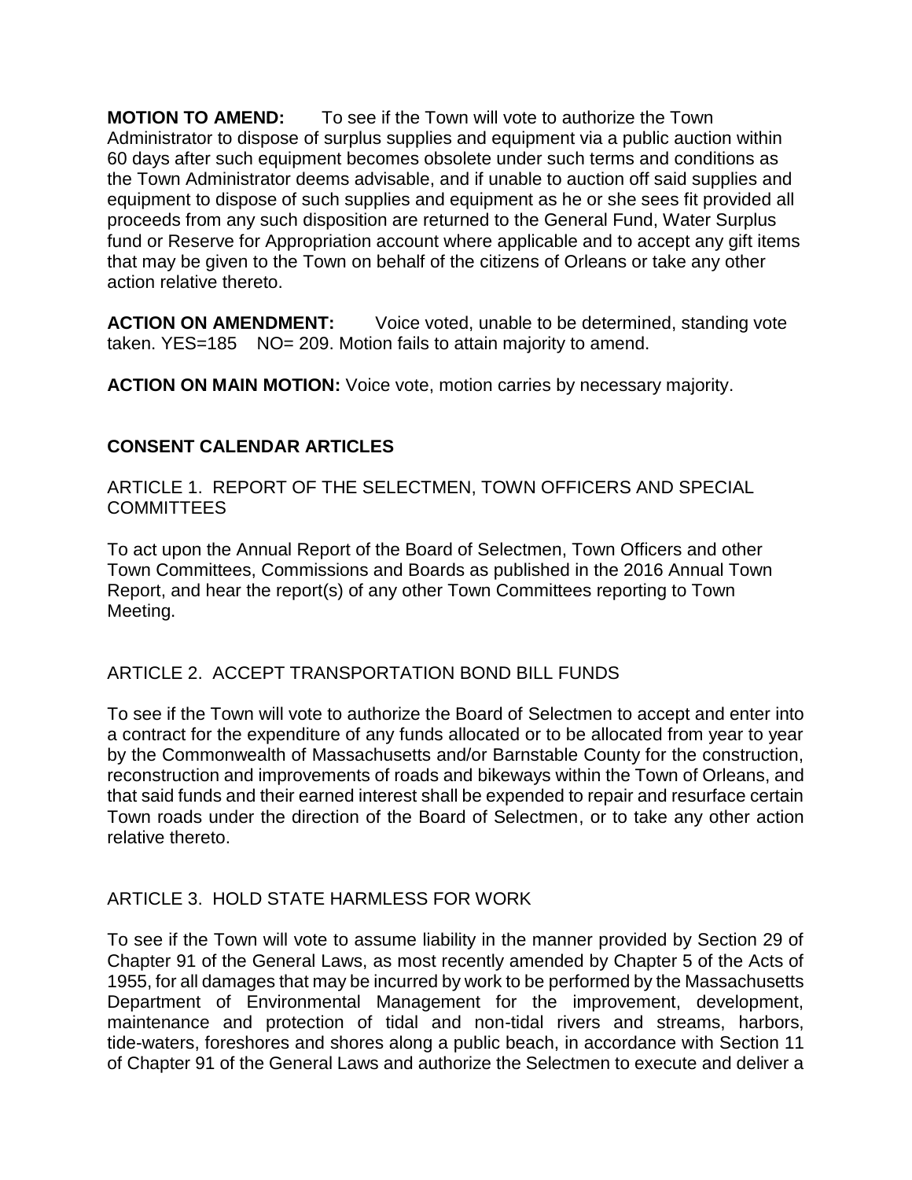**MOTION TO AMEND:** To see if the Town will vote to authorize the Town Administrator to dispose of surplus supplies and equipment via a public auction within 60 days after such equipment becomes obsolete under such terms and conditions as the Town Administrator deems advisable, and if unable to auction off said supplies and equipment to dispose of such supplies and equipment as he or she sees fit provided all proceeds from any such disposition are returned to the General Fund, Water Surplus fund or Reserve for Appropriation account where applicable and to accept any gift items that may be given to the Town on behalf of the citizens of Orleans or take any other action relative thereto.

**ACTION ON AMENDMENT:** Voice voted, unable to be determined, standing vote taken. YES=185 NO= 209. Motion fails to attain majority to amend.

**ACTION ON MAIN MOTION:** Voice vote, motion carries by necessary majority.

## CONSENT CALENDAR ARTICLES

ARTICLE 1. REPORT OF THE SELECTMEN, TOWN OFFICERS AND SPECIAL COMMITTEES

To act upon the Annual Report of the Board of Selectmen, Town Officers and other Town Committees, Commissions and Boards as published in the 2016 Annual Town Report, and hear the report(s) of any other Town Committees reporting to Town Meeting.

ARTICLE 2. ACCEPT TRANSPORTATION BOND BILL FUNDS

To see if the Town will vote to authorize the Board of Selectmen to accept and enter into a contract for the expenditure of any funds allocated or to be allocated from year to year by the Commonwealth of Massachusetts and/or Barnstable County for the construction, reconstruction and improvements of roads and bikeways within the Town of Orleans, and that said funds and their earned interest shall be expended to repair and resurface certain Town roads under the direction of the Board of Selectmen, or to take any other action relative thereto.

ARTICLE 3. HOLD STATE HARMLESS FOR WORK

To see if the Town will vote to assume liability in the manner provided by Section 29 of Chapter 91 of the General Laws, as most recently amended by Chapter 5 of the Acts of 1955, for all damages that may be incurred by work to be performed by the Massachusetts Department of Environmental Management for the improvement, development, maintenance and protection of tidal and non-tidal rivers and streams, harbors, tide-waters, foreshores and shores along a public beach, in accordance with Section 11 of Chapter 91 of the General Laws and authorize the Selectmen to execute and deliver a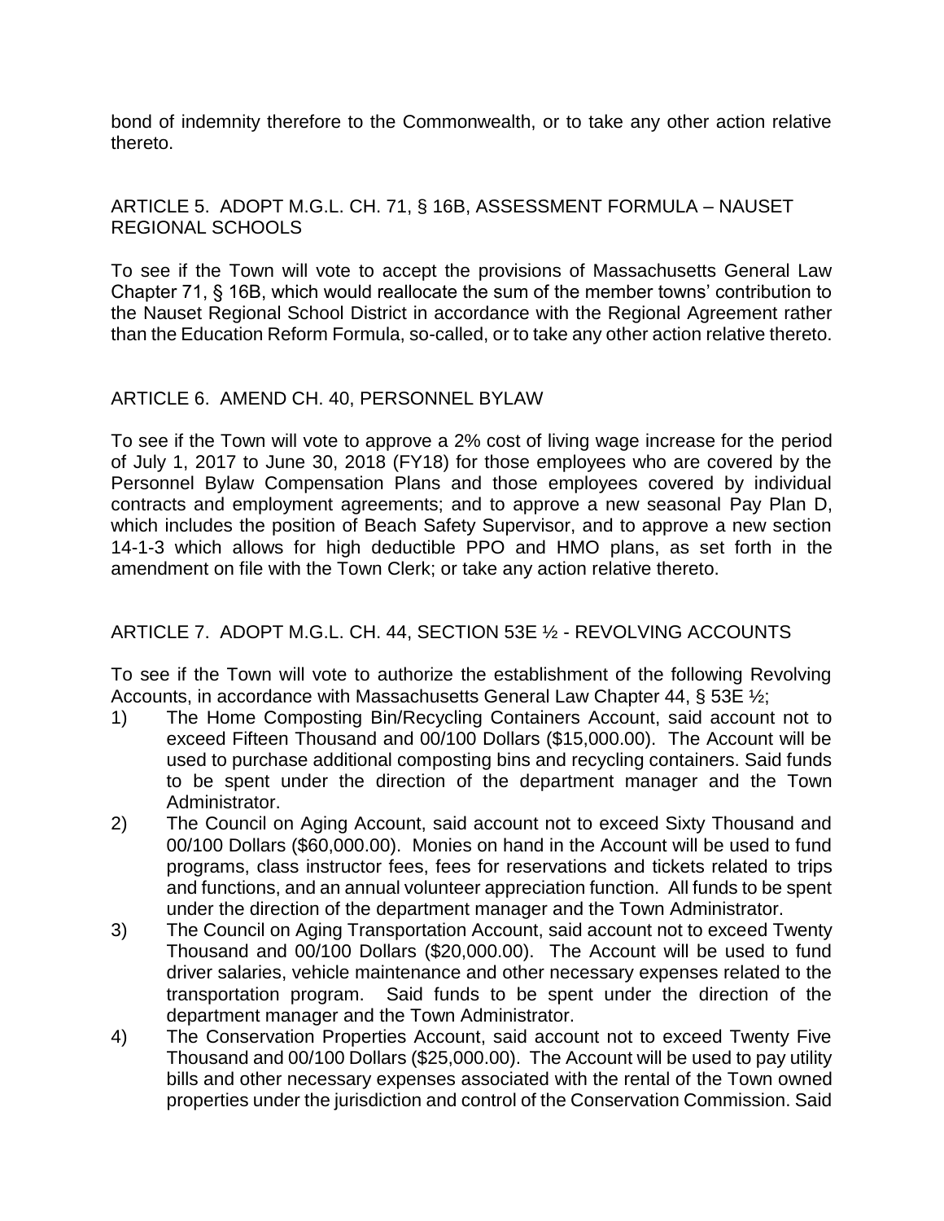bond of indemnity therefore to the Commonwealth, or to take any other action relative thereto.

## ARTICLE 5. ADOPT M.G.L. CH. 71, § 16B, ASSESSMENT FORMULA – NAUSET REGIONAL SCHOOLS

To see if the Town will vote to accept the provisions of Massachusetts General Law Chapter 71, § 16B, which would reallocate the sum of the member towns' contribution to the Nauset Regional School District in accordance with the Regional Agreement rather than the Education Reform Formula, so-called, or to take any other action relative thereto.

## ARTICLE 6. AMEND CH. 40, PERSONNEL BYLAW

To see if the Town will vote to approve a 2% cost of living wage increase for the period of July 1, 2017 to June 30, 2018 (FY18) for those employees who are covered by the Personnel Bylaw Compensation Plans and those employees covered by individual contracts and employment agreements; and to approve a new seasonal Pay Plan D, which includes the position of Beach Safety Supervisor, and to approve a new section 14-1-3 which allows for high deductible PPO and HMO plans, as set forth in the amendment on file with the Town Clerk; or take any action relative thereto.

## ARTICLE 7. ADOPT M.G.L. CH. 44, SECTION 53E ½ - REVOLVING ACCOUNTS

To see if the Town will vote to authorize the establishment of the following Revolving Accounts, in accordance with Massachusetts General Law Chapter 44, § 53E ½;

1) The Home Composting Bin/Recycling Containers Account, said account not to exceed Fifteen Thousand and 00/100 Dollars ($15,000.00). The Account will be used to purchase additional composting bins and recycling containers. Said funds to be spent under the direction of the department manager and the Town Administrator.
2) The Council on Aging Account, said account not to exceed Sixty Thousand and 00/100 Dollars ($60,000.00). Monies on hand in the Account will be used to fund programs, class instructor fees, fees for reservations and tickets related to trips and functions, and an annual volunteer appreciation function. All funds to be spent under the direction of the department manager and the Town Administrator.
3) The Council on Aging Transportation Account, said account not to exceed Twenty Thousand and 00/100 Dollars ($20,000.00). The Account will be used to fund driver salaries, vehicle maintenance and other necessary expenses related to the transportation program. Said funds to be spent under the direction of the department manager and the Town Administrator.
4) The Conservation Properties Account, said account not to exceed Twenty Five Thousand and 00/100 Dollars ($25,000.00). The Account will be used to pay utility bills and other necessary expenses associated with the rental of the Town owned properties under the jurisdiction and control of the Conservation Commission. Said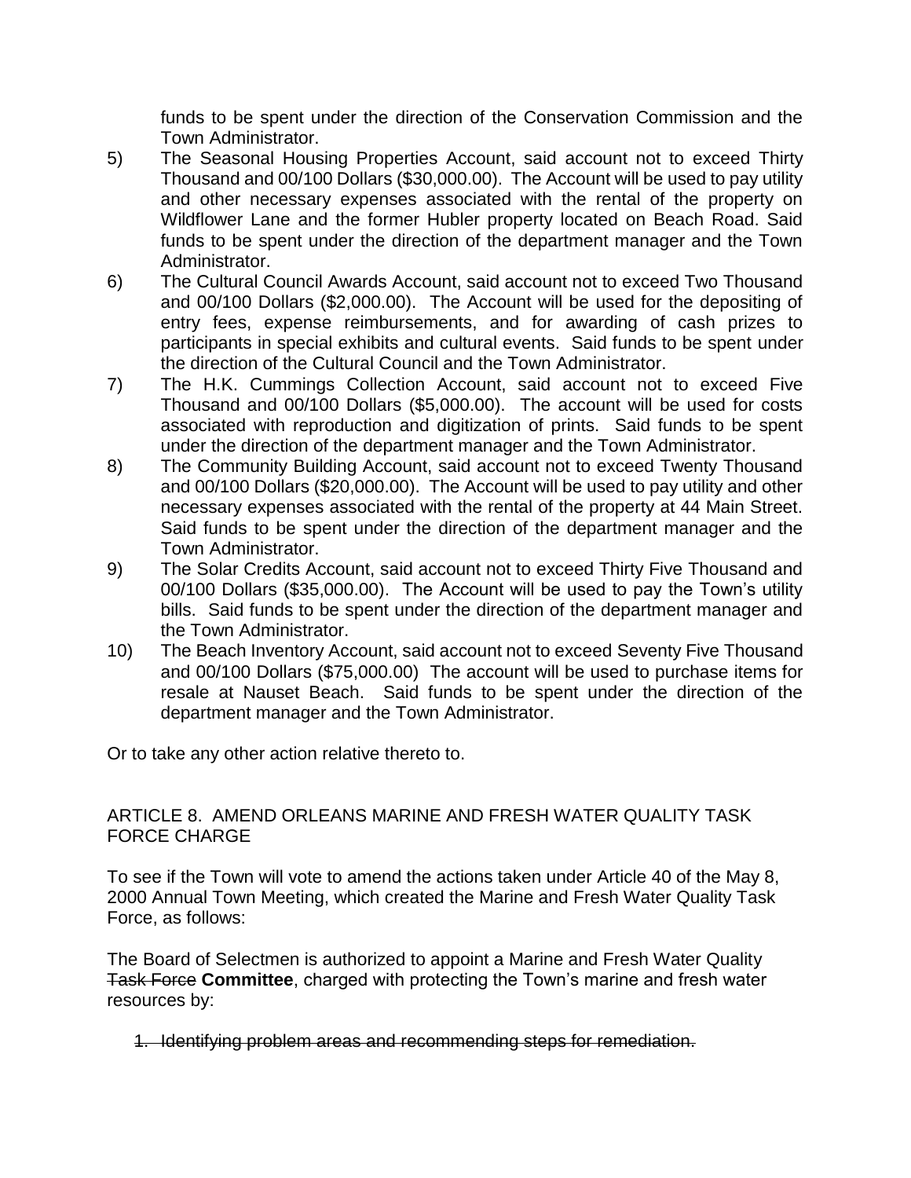funds to be spent under the direction of the Conservation Commission and the Town Administrator.

5) The Seasonal Housing Properties Account, said account not to exceed Thirty Thousand and 00/100 Dollars ($30,000.00). The Account will be used to pay utility and other necessary expenses associated with the rental of the property on Wildflower Lane and the former Hubler property located on Beach Road. Said funds to be spent under the direction of the department manager and the Town Administrator.
6) The Cultural Council Awards Account, said account not to exceed Two Thousand and 00/100 Dollars ($2,000.00). The Account will be used for the depositing of entry fees, expense reimbursements, and for awarding of cash prizes to participants in special exhibits and cultural events. Said funds to be spent under the direction of the Cultural Council and the Town Administrator.
7) The H.K. Cummings Collection Account, said account not to exceed Five Thousand and 00/100 Dollars ($5,000.00). The account will be used for costs associated with reproduction and digitization of prints. Said funds to be spent under the direction of the department manager and the Town Administrator.
8) The Community Building Account, said account not to exceed Twenty Thousand and 00/100 Dollars ($20,000.00). The Account will be used to pay utility and other necessary expenses associated with the rental of the property at 44 Main Street. Said funds to be spent under the direction of the department manager and the Town Administrator.
9) The Solar Credits Account, said account not to exceed Thirty Five Thousand and 00/100 Dollars ($35,000.00). The Account will be used to pay the Town's utility bills. Said funds to be spent under the direction of the department manager and the Town Administrator.
10) The Beach Inventory Account, said account not to exceed Seventy Five Thousand and 00/100 Dollars ($75,000.00) The account will be used to purchase items for resale at Nauset Beach. Said funds to be spent under the direction of the department manager and the Town Administrator.

Or to take any other action relative thereto to.

## ARTICLE 8. AMEND ORLEANS MARINE AND FRESH WATER QUALITY TASK FORCE CHARGE

To see if the Town will vote to amend the actions taken under Article 40 of the May 8, 2000 Annual Town Meeting, which created the Marine and Fresh Water Quality Task Force, as follows:

The Board of Selectmen is authorized to appoint a Marine and Fresh Water Quality ~~Task Force~~ **Committee**, charged with protecting the Town's marine and fresh water resources by:

1. ~~Identifying problem areas and recommending steps for remediation.~~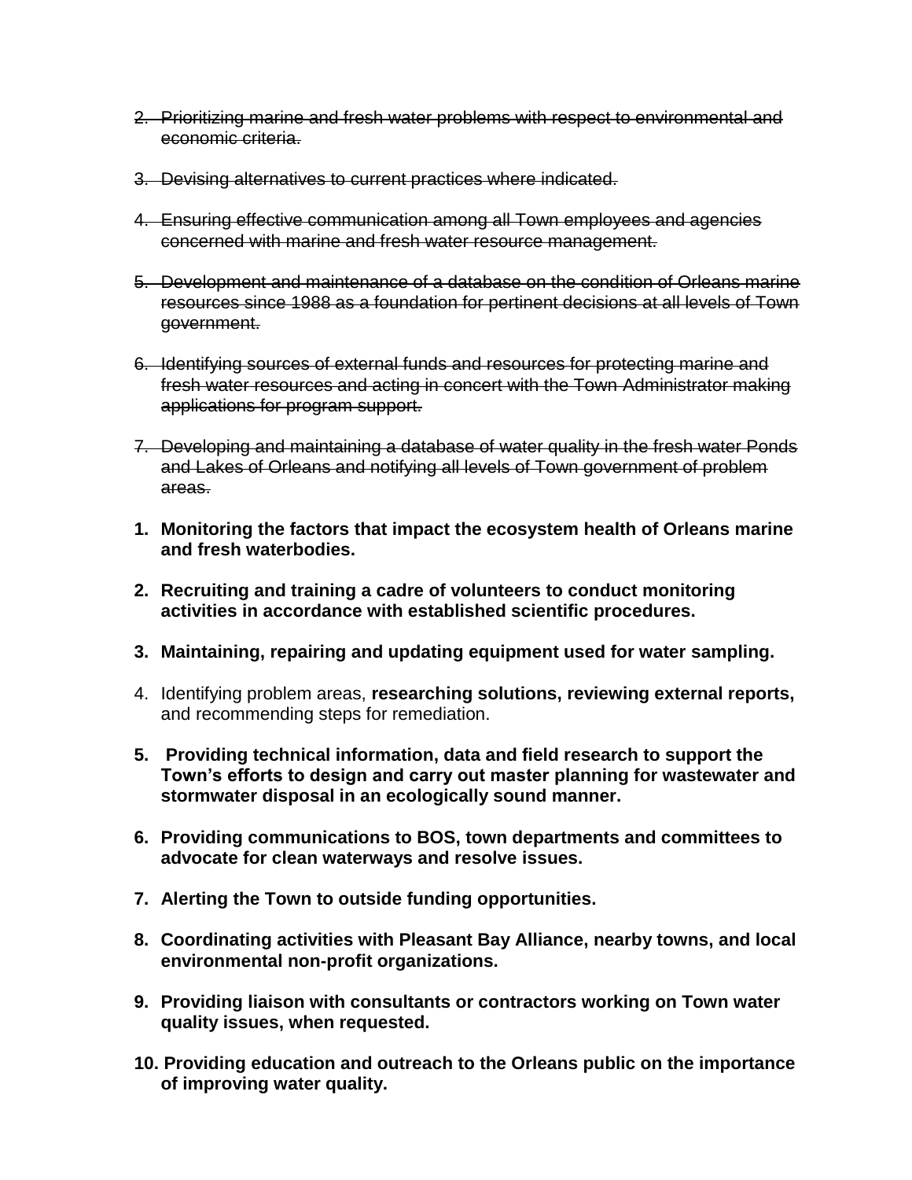2. ~~Prioritizing marine and fresh water problems with respect to environmental and economic criteria.~~

3. ~~Devising alternatives to current practices where indicated.~~

4. ~~Ensuring effective communication among all Town employees and agencies concerned with marine and fresh water resource management.~~

5. ~~Development and maintenance of a database on the condition of Orleans marine resources since 1988 as a foundation for pertinent decisions at all levels of Town government.~~

6. ~~Identifying sources of external funds and resources for protecting marine and fresh water resources and acting in concert with the Town Administrator making applications for program support.~~

7. ~~Developing and maintaining a database of water quality in the fresh water Ponds and Lakes of Orleans and notifying all levels of Town government of problem areas.~~

1. **Monitoring the factors that impact the ecosystem health of Orleans marine and fresh waterbodies.**

2. **Recruiting and training a cadre of volunteers to conduct monitoring activities in accordance with established scientific procedures.**

3. **Maintaining, repairing and updating equipment used for water sampling.**

4. Identifying problem areas, **researching solutions, reviewing external reports,** and recommending steps for remediation.

5. **Providing technical information, data and field research to support the Town's efforts to design and carry out master planning for wastewater and stormwater disposal in an ecologically sound manner.**

6. **Providing communications to BOS, town departments and committees to advocate for clean waterways and resolve issues.**

7. **Alerting the Town to outside funding opportunities.**

8. **Coordinating activities with Pleasant Bay Alliance, nearby towns, and local environmental non-profit organizations.**

9. **Providing liaison with consultants or contractors working on Town water quality issues, when requested.**

10. **Providing education and outreach to the Orleans public on the importance of improving water quality.**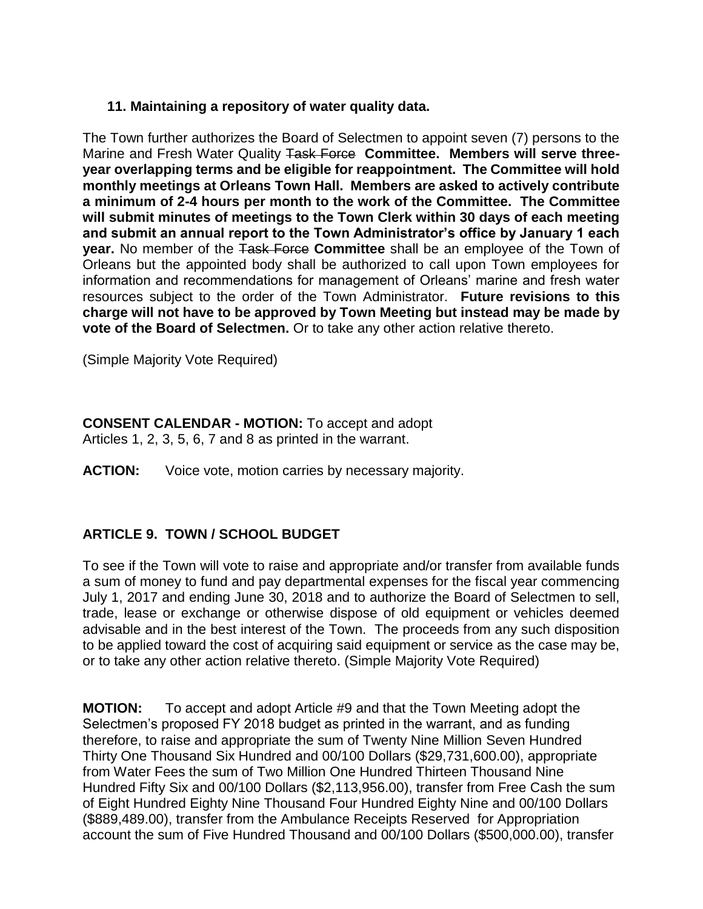**11. Maintaining a repository of water quality data.**

The Town further authorizes the Board of Selectmen to appoint seven (7) persons to the Marine and Fresh Water Quality ~~Task Force~~ **Committee. Members will serve three-year overlapping terms and be eligible for reappointment. The Committee will hold monthly meetings at Orleans Town Hall. Members are asked to actively contribute a minimum of 2-4 hours per month to the work of the Committee. The Committee will submit minutes of meetings to the Town Clerk within 30 days of each meeting and submit an annual report to the Town Administrator's office by January 1 each year.** No member of the ~~Task Force~~ **Committee** shall be an employee of the Town of Orleans but the appointed body shall be authorized to call upon Town employees for information and recommendations for management of Orleans' marine and fresh water resources subject to the order of the Town Administrator. **Future revisions to this charge will not have to be approved by Town Meeting but instead may be made by vote of the Board of Selectmen.** Or to take any other action relative thereto.

(Simple Majority Vote Required)

**CONSENT CALENDAR - MOTION:** To accept and adopt Articles 1, 2, 3, 5, 6, 7 and 8 as printed in the warrant.

**ACTION:** Voice vote, motion carries by necessary majority.

## ARTICLE 9. TOWN / SCHOOL BUDGET

To see if the Town will vote to raise and appropriate and/or transfer from available funds a sum of money to fund and pay departmental expenses for the fiscal year commencing July 1, 2017 and ending June 30, 2018 and to authorize the Board of Selectmen to sell, trade, lease or exchange or otherwise dispose of old equipment or vehicles deemed advisable and in the best interest of the Town. The proceeds from any such disposition to be applied toward the cost of acquiring said equipment or service as the case may be, or to take any other action relative thereto. (Simple Majority Vote Required)

**MOTION:** To accept and adopt Article #9 and that the Town Meeting adopt the Selectmen's proposed FY 2018 budget as printed in the warrant, and as funding therefore, to raise and appropriate the sum of Twenty Nine Million Seven Hundred Thirty One Thousand Six Hundred and 00/100 Dollars ($29,731,600.00), appropriate from Water Fees the sum of Two Million One Hundred Thirteen Thousand Nine Hundred Fifty Six and 00/100 Dollars ($2,113,956.00), transfer from Free Cash the sum of Eight Hundred Eighty Nine Thousand Four Hundred Eighty Nine and 00/100 Dollars ($889,489.00), transfer from the Ambulance Receipts Reserved for Appropriation account the sum of Five Hundred Thousand and 00/100 Dollars ($500,000.00), transfer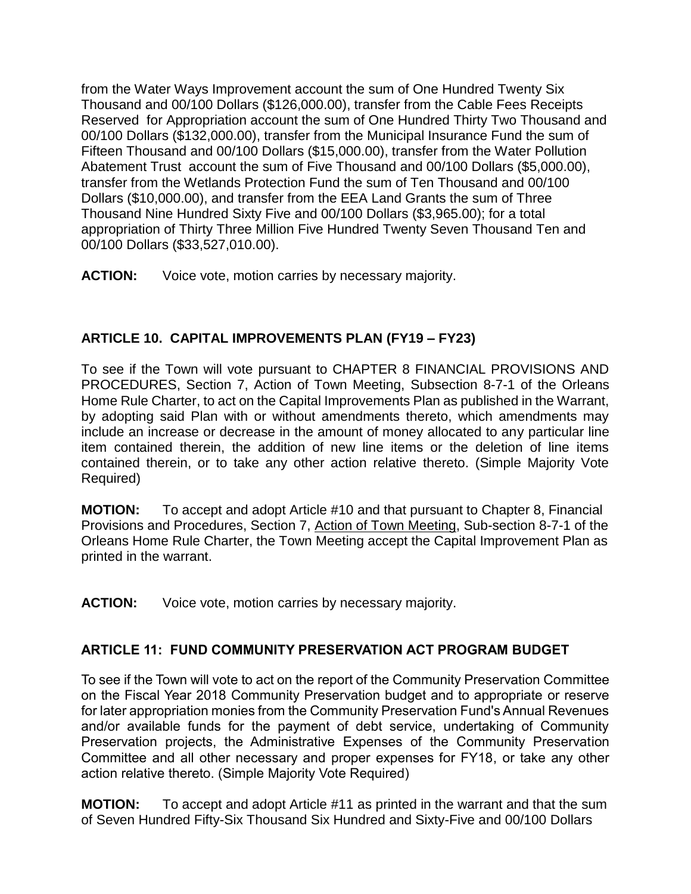from the Water Ways Improvement account the sum of One Hundred Twenty Six Thousand and 00/100 Dollars ($126,000.00), transfer from the Cable Fees Receipts Reserved for Appropriation account the sum of One Hundred Thirty Two Thousand and 00/100 Dollars ($132,000.00), transfer from the Municipal Insurance Fund the sum of Fifteen Thousand and 00/100 Dollars ($15,000.00), transfer from the Water Pollution Abatement Trust account the sum of Five Thousand and 00/100 Dollars ($5,000.00), transfer from the Wetlands Protection Fund the sum of Ten Thousand and 00/100 Dollars ($10,000.00), and transfer from the EEA Land Grants the sum of Three Thousand Nine Hundred Sixty Five and 00/100 Dollars ($3,965.00); for a total appropriation of Thirty Three Million Five Hundred Twenty Seven Thousand Ten and 00/100 Dollars ($33,527,010.00).

**ACTION:** Voice vote, motion carries by necessary majority.

## ARTICLE 10. CAPITAL IMPROVEMENTS PLAN (FY19 – FY23)

To see if the Town will vote pursuant to CHAPTER 8 FINANCIAL PROVISIONS AND PROCEDURES, Section 7, Action of Town Meeting, Subsection 8-7-1 of the Orleans Home Rule Charter, to act on the Capital Improvements Plan as published in the Warrant, by adopting said Plan with or without amendments thereto, which amendments may include an increase or decrease in the amount of money allocated to any particular line item contained therein, the addition of new line items or the deletion of line items contained therein, or to take any other action relative thereto. (Simple Majority Vote Required)

**MOTION:** To accept and adopt Article #10 and that pursuant to Chapter 8, Financial Provisions and Procedures, Section 7, Action of Town Meeting, Sub-section 8-7-1 of the Orleans Home Rule Charter, the Town Meeting accept the Capital Improvement Plan as printed in the warrant.

**ACTION:** Voice vote, motion carries by necessary majority.

## ARTICLE 11: FUND COMMUNITY PRESERVATION ACT PROGRAM BUDGET

To see if the Town will vote to act on the report of the Community Preservation Committee on the Fiscal Year 2018 Community Preservation budget and to appropriate or reserve for later appropriation monies from the Community Preservation Fund's Annual Revenues and/or available funds for the payment of debt service, undertaking of Community Preservation projects, the Administrative Expenses of the Community Preservation Committee and all other necessary and proper expenses for FY18, or take any other action relative thereto. (Simple Majority Vote Required)

**MOTION:** To accept and adopt Article #11 as printed in the warrant and that the sum of Seven Hundred Fifty-Six Thousand Six Hundred and Sixty-Five and 00/100 Dollars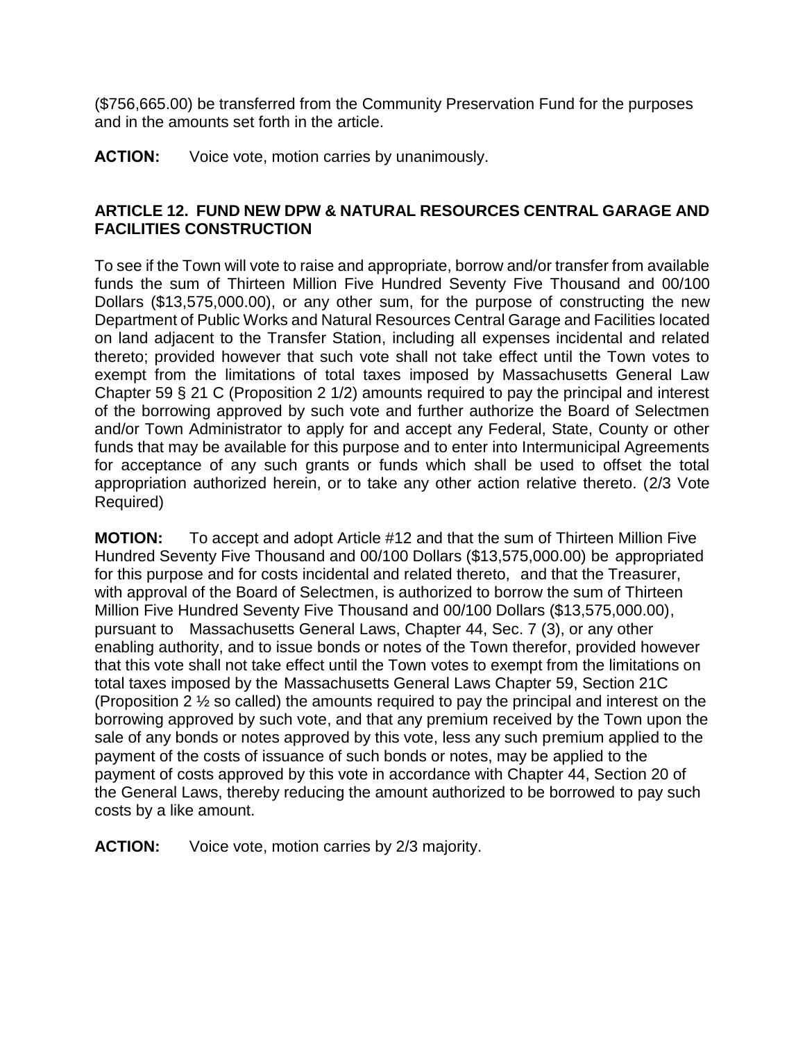($756,665.00) be transferred from the Community Preservation Fund for the purposes and in the amounts set forth in the article.

**ACTION:** Voice vote, motion carries by unanimously.

### ARTICLE 12. FUND NEW DPW & NATURAL RESOURCES CENTRAL GARAGE AND FACILITIES CONSTRUCTION

To see if the Town will vote to raise and appropriate, borrow and/or transfer from available funds the sum of Thirteen Million Five Hundred Seventy Five Thousand and 00/100 Dollars ($13,575,000.00), or any other sum, for the purpose of constructing the new Department of Public Works and Natural Resources Central Garage and Facilities located on land adjacent to the Transfer Station, including all expenses incidental and related thereto; provided however that such vote shall not take effect until the Town votes to exempt from the limitations of total taxes imposed by Massachusetts General Law Chapter 59 § 21 C (Proposition 2 1/2) amounts required to pay the principal and interest of the borrowing approved by such vote and further authorize the Board of Selectmen and/or Town Administrator to apply for and accept any Federal, State, County or other funds that may be available for this purpose and to enter into Intermunicipal Agreements for acceptance of any such grants or funds which shall be used to offset the total appropriation authorized herein, or to take any other action relative thereto. (2/3 Vote Required)

**MOTION:** To accept and adopt Article #12 and that the sum of Thirteen Million Five Hundred Seventy Five Thousand and 00/100 Dollars ($13,575,000.00) be appropriated for this purpose and for costs incidental and related thereto, and that the Treasurer, with approval of the Board of Selectmen, is authorized to borrow the sum of Thirteen Million Five Hundred Seventy Five Thousand and 00/100 Dollars ($13,575,000.00), pursuant to Massachusetts General Laws, Chapter 44, Sec. 7 (3), or any other enabling authority, and to issue bonds or notes of the Town therefor, provided however that this vote shall not take effect until the Town votes to exempt from the limitations on total taxes imposed by the Massachusetts General Laws Chapter 59, Section 21C (Proposition 2 ½ so called) the amounts required to pay the principal and interest on the borrowing approved by such vote, and that any premium received by the Town upon the sale of any bonds or notes approved by this vote, less any such premium applied to the payment of the costs of issuance of such bonds or notes, may be applied to the payment of costs approved by this vote in accordance with Chapter 44, Section 20 of the General Laws, thereby reducing the amount authorized to be borrowed to pay such costs by a like amount.

**ACTION:** Voice vote, motion carries by 2/3 majority.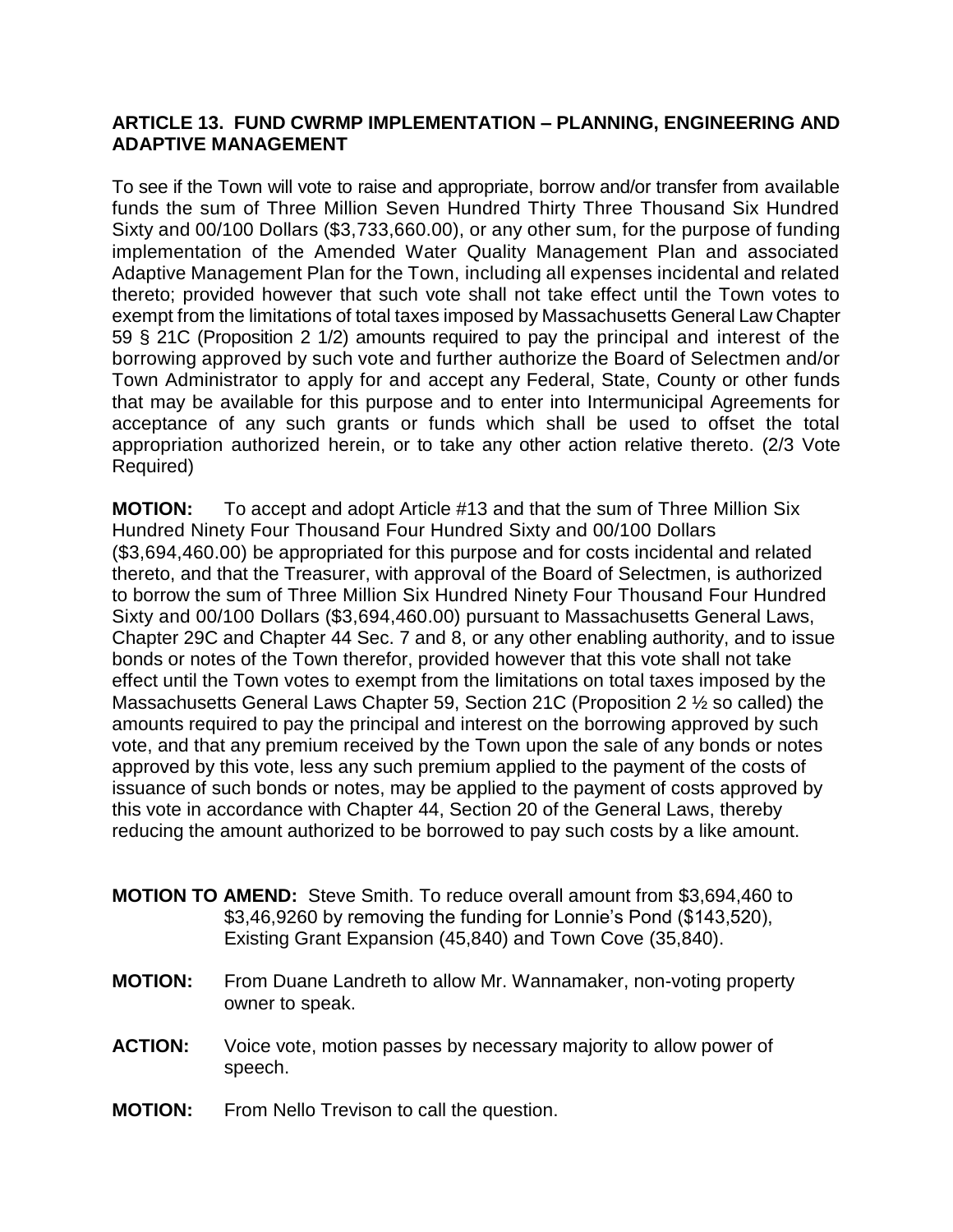### ARTICLE 13. FUND CWRMP IMPLEMENTATION – PLANNING, ENGINEERING AND ADAPTIVE MANAGEMENT

To see if the Town will vote to raise and appropriate, borrow and/or transfer from available funds the sum of Three Million Seven Hundred Thirty Three Thousand Six Hundred Sixty and 00/100 Dollars ($3,733,660.00), or any other sum, for the purpose of funding implementation of the Amended Water Quality Management Plan and associated Adaptive Management Plan for the Town, including all expenses incidental and related thereto; provided however that such vote shall not take effect until the Town votes to exempt from the limitations of total taxes imposed by Massachusetts General Law Chapter 59 § 21C (Proposition 2 1/2) amounts required to pay the principal and interest of the borrowing approved by such vote and further authorize the Board of Selectmen and/or Town Administrator to apply for and accept any Federal, State, County or other funds that may be available for this purpose and to enter into Intermunicipal Agreements for acceptance of any such grants or funds which shall be used to offset the total appropriation authorized herein, or to take any other action relative thereto. (2/3 Vote Required)

**MOTION:** To accept and adopt Article #13 and that the sum of Three Million Six Hundred Ninety Four Thousand Four Hundred Sixty and 00/100 Dollars ($3,694,460.00) be appropriated for this purpose and for costs incidental and related thereto, and that the Treasurer, with approval of the Board of Selectmen, is authorized to borrow the sum of Three Million Six Hundred Ninety Four Thousand Four Hundred Sixty and 00/100 Dollars ($3,694,460.00) pursuant to Massachusetts General Laws, Chapter 29C and Chapter 44 Sec. 7 and 8, or any other enabling authority, and to issue bonds or notes of the Town therefor, provided however that this vote shall not take effect until the Town votes to exempt from the limitations on total taxes imposed by the Massachusetts General Laws Chapter 59, Section 21C (Proposition 2 ½ so called) the amounts required to pay the principal and interest on the borrowing approved by such vote, and that any premium received by the Town upon the sale of any bonds or notes approved by this vote, less any such premium applied to the payment of the costs of issuance of such bonds or notes, may be applied to the payment of costs approved by this vote in accordance with Chapter 44, Section 20 of the General Laws, thereby reducing the amount authorized to be borrowed to pay such costs by a like amount.

**MOTION TO AMEND:** Steve Smith. To reduce overall amount from $3,694,460 to $3,46,9260 by removing the funding for Lonnie's Pond ($143,520), Existing Grant Expansion (45,840) and Town Cove (35,840).

**MOTION:** From Duane Landreth to allow Mr. Wannamaker, non-voting property owner to speak.

**ACTION:** Voice vote, motion passes by necessary majority to allow power of speech.

**MOTION:** From Nello Trevison to call the question.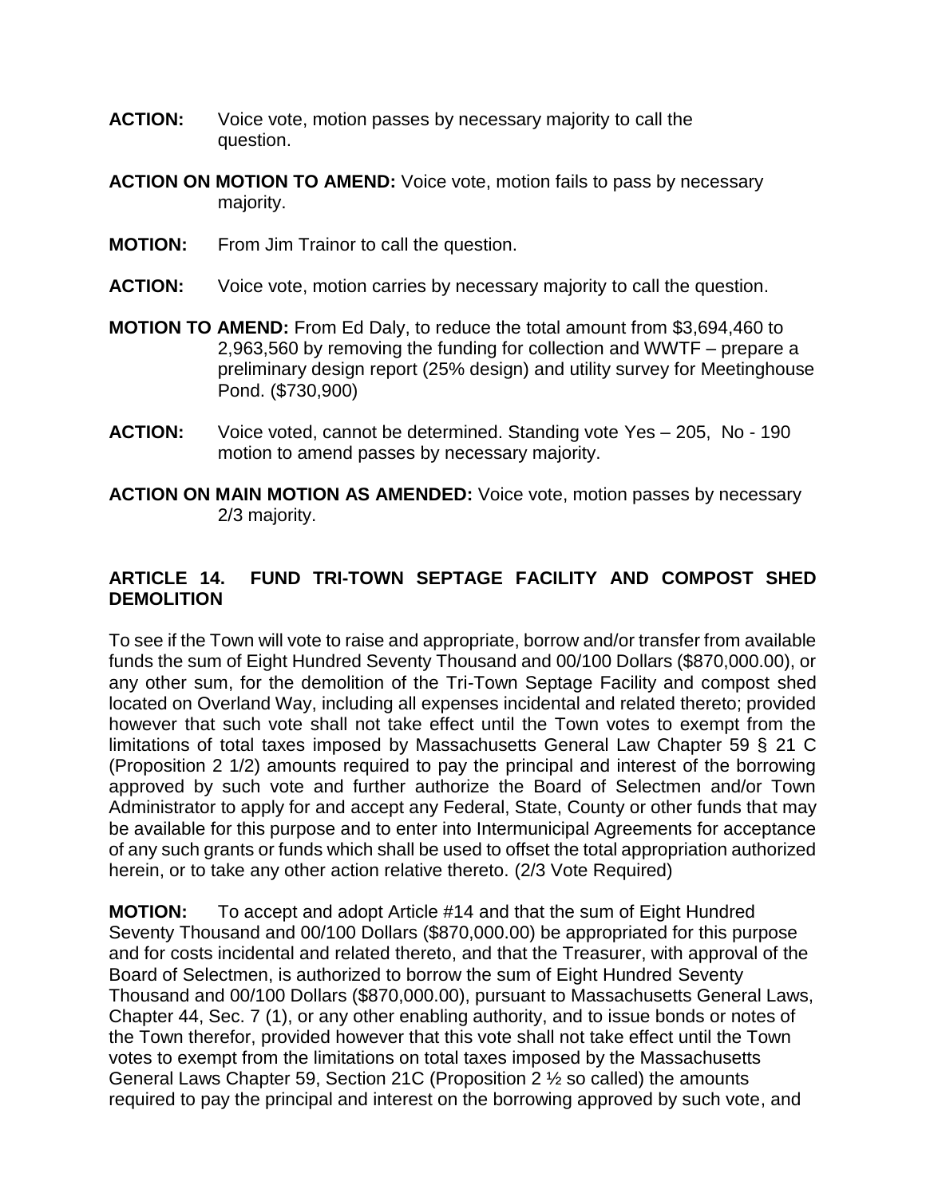**ACTION:** Voice vote, motion passes by necessary majority to call the question.

**ACTION ON MOTION TO AMEND:** Voice vote, motion fails to pass by necessary majority.

**MOTION:** From Jim Trainor to call the question.

**ACTION:** Voice vote, motion carries by necessary majority to call the question.

**MOTION TO AMEND:** From Ed Daly, to reduce the total amount from $3,694,460 to 2,963,560 by removing the funding for collection and WWTF – prepare a preliminary design report (25% design) and utility survey for Meetinghouse Pond. ($730,900)

**ACTION:** Voice voted, cannot be determined. Standing vote Yes – 205, No - 190 motion to amend passes by necessary majority.

**ACTION ON MAIN MOTION AS AMENDED:** Voice vote, motion passes by necessary 2/3 majority.

## ARTICLE 14. FUND TRI-TOWN SEPTAGE FACILITY AND COMPOST SHED DEMOLITION

To see if the Town will vote to raise and appropriate, borrow and/or transfer from available funds the sum of Eight Hundred Seventy Thousand and 00/100 Dollars ($870,000.00), or any other sum, for the demolition of the Tri-Town Septage Facility and compost shed located on Overland Way, including all expenses incidental and related thereto; provided however that such vote shall not take effect until the Town votes to exempt from the limitations of total taxes imposed by Massachusetts General Law Chapter 59 § 21 C (Proposition 2 1/2) amounts required to pay the principal and interest of the borrowing approved by such vote and further authorize the Board of Selectmen and/or Town Administrator to apply for and accept any Federal, State, County or other funds that may be available for this purpose and to enter into Intermunicipal Agreements for acceptance of any such grants or funds which shall be used to offset the total appropriation authorized herein, or to take any other action relative thereto. (2/3 Vote Required)

**MOTION:** To accept and adopt Article #14 and that the sum of Eight Hundred Seventy Thousand and 00/100 Dollars ($870,000.00) be appropriated for this purpose and for costs incidental and related thereto, and that the Treasurer, with approval of the Board of Selectmen, is authorized to borrow the sum of Eight Hundred Seventy Thousand and 00/100 Dollars ($870,000.00), pursuant to Massachusetts General Laws, Chapter 44, Sec. 7 (1), or any other enabling authority, and to issue bonds or notes of the Town therefor, provided however that this vote shall not take effect until the Town votes to exempt from the limitations on total taxes imposed by the Massachusetts General Laws Chapter 59, Section 21C (Proposition 2 ½ so called) the amounts required to pay the principal and interest on the borrowing approved by such vote, and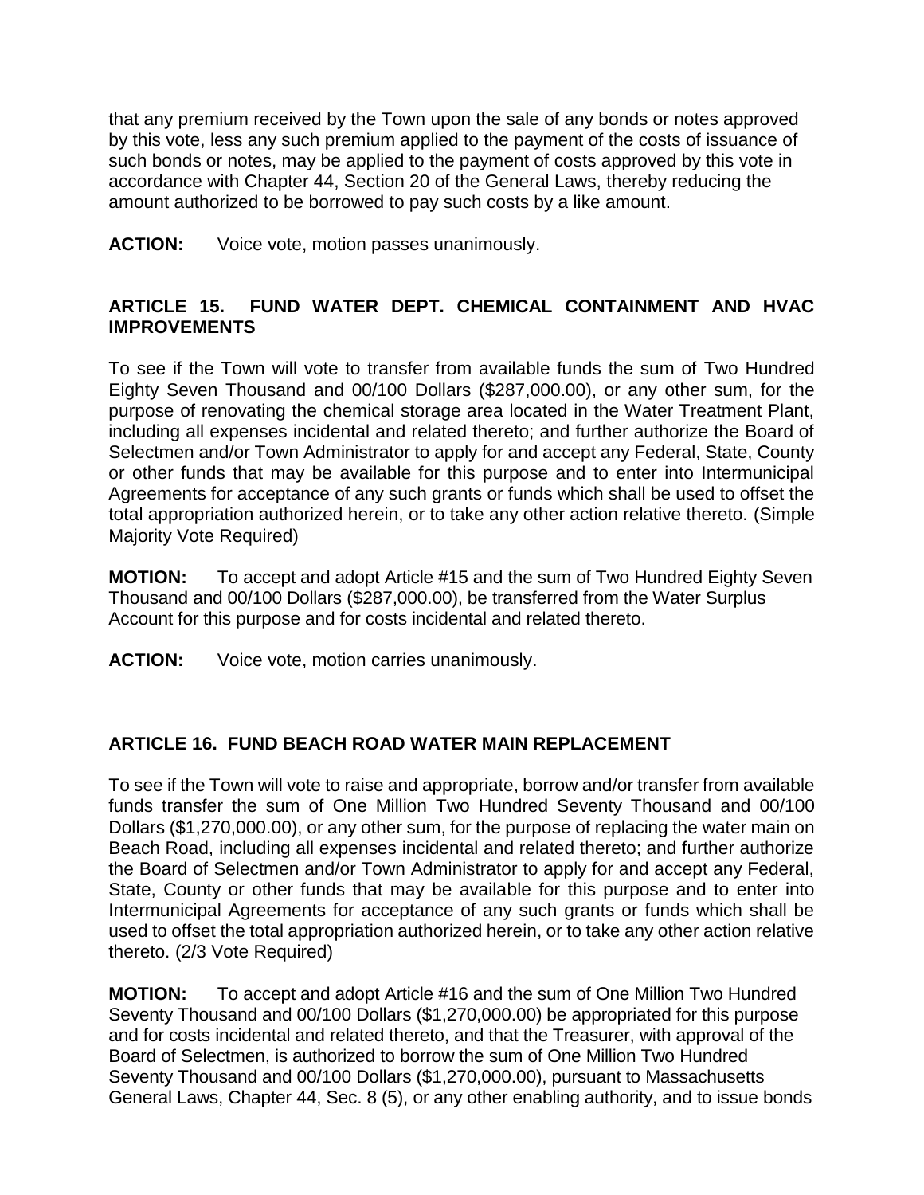that any premium received by the Town upon the sale of any bonds or notes approved by this vote, less any such premium applied to the payment of the costs of issuance of such bonds or notes, may be applied to the payment of costs approved by this vote in accordance with Chapter 44, Section 20 of the General Laws, thereby reducing the amount authorized to be borrowed to pay such costs by a like amount.

**ACTION:** Voice vote, motion passes unanimously.

## ARTICLE 15. FUND WATER DEPT. CHEMICAL CONTAINMENT AND HVAC IMPROVEMENTS

To see if the Town will vote to transfer from available funds the sum of Two Hundred Eighty Seven Thousand and 00/100 Dollars ($287,000.00), or any other sum, for the purpose of renovating the chemical storage area located in the Water Treatment Plant, including all expenses incidental and related thereto; and further authorize the Board of Selectmen and/or Town Administrator to apply for and accept any Federal, State, County or other funds that may be available for this purpose and to enter into Intermunicipal Agreements for acceptance of any such grants or funds which shall be used to offset the total appropriation authorized herein, or to take any other action relative thereto. (Simple Majority Vote Required)

**MOTION:** To accept and adopt Article #15 and the sum of Two Hundred Eighty Seven Thousand and 00/100 Dollars ($287,000.00), be transferred from the Water Surplus Account for this purpose and for costs incidental and related thereto.

**ACTION:** Voice vote, motion carries unanimously.

## ARTICLE 16. FUND BEACH ROAD WATER MAIN REPLACEMENT

To see if the Town will vote to raise and appropriate, borrow and/or transfer from available funds transfer the sum of One Million Two Hundred Seventy Thousand and 00/100 Dollars ($1,270,000.00), or any other sum, for the purpose of replacing the water main on Beach Road, including all expenses incidental and related thereto; and further authorize the Board of Selectmen and/or Town Administrator to apply for and accept any Federal, State, County or other funds that may be available for this purpose and to enter into Intermunicipal Agreements for acceptance of any such grants or funds which shall be used to offset the total appropriation authorized herein, or to take any other action relative thereto. (2/3 Vote Required)

**MOTION:** To accept and adopt Article #16 and the sum of One Million Two Hundred Seventy Thousand and 00/100 Dollars ($1,270,000.00) be appropriated for this purpose and for costs incidental and related thereto, and that the Treasurer, with approval of the Board of Selectmen, is authorized to borrow the sum of One Million Two Hundred Seventy Thousand and 00/100 Dollars ($1,270,000.00), pursuant to Massachusetts General Laws, Chapter 44, Sec. 8 (5), or any other enabling authority, and to issue bonds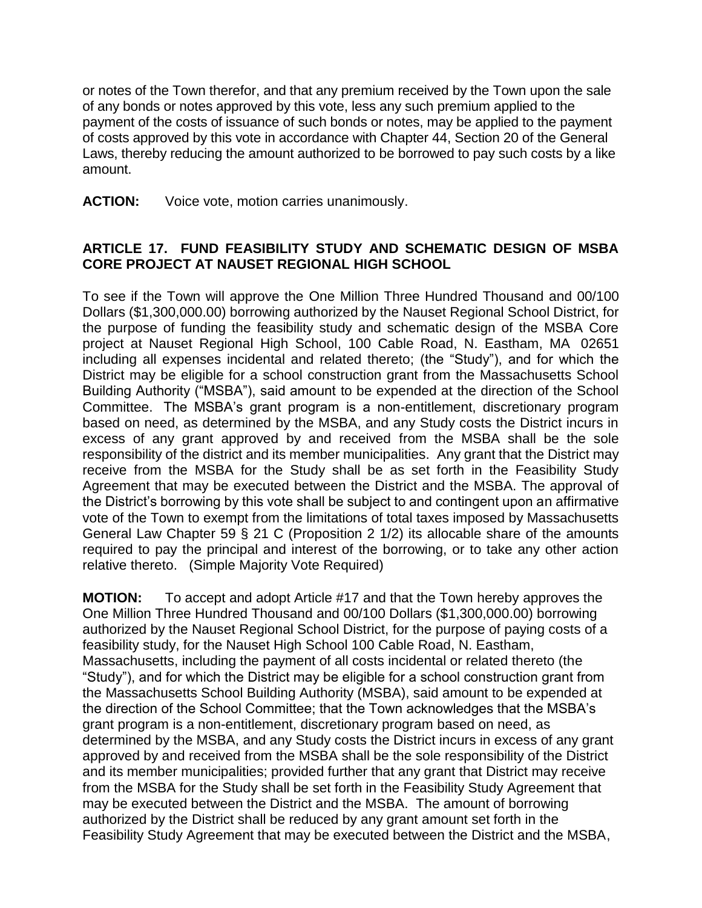or notes of the Town therefor, and that any premium received by the Town upon the sale of any bonds or notes approved by this vote, less any such premium applied to the payment of the costs of issuance of such bonds or notes, may be applied to the payment of costs approved by this vote in accordance with Chapter 44, Section 20 of the General Laws, thereby reducing the amount authorized to be borrowed to pay such costs by a like amount.

**ACTION:** Voice vote, motion carries unanimously.

## ARTICLE 17. FUND FEASIBILITY STUDY AND SCHEMATIC DESIGN OF MSBA CORE PROJECT AT NAUSET REGIONAL HIGH SCHOOL

To see if the Town will approve the One Million Three Hundred Thousand and 00/100 Dollars ($1,300,000.00) borrowing authorized by the Nauset Regional School District, for the purpose of funding the feasibility study and schematic design of the MSBA Core project at Nauset Regional High School, 100 Cable Road, N. Eastham, MA 02651 including all expenses incidental and related thereto; (the "Study"), and for which the District may be eligible for a school construction grant from the Massachusetts School Building Authority ("MSBA"), said amount to be expended at the direction of the School Committee. The MSBA's grant program is a non-entitlement, discretionary program based on need, as determined by the MSBA, and any Study costs the District incurs in excess of any grant approved by and received from the MSBA shall be the sole responsibility of the district and its member municipalities. Any grant that the District may receive from the MSBA for the Study shall be as set forth in the Feasibility Study Agreement that may be executed between the District and the MSBA. The approval of the District's borrowing by this vote shall be subject to and contingent upon an affirmative vote of the Town to exempt from the limitations of total taxes imposed by Massachusetts General Law Chapter 59 § 21 C (Proposition 2 1/2) its allocable share of the amounts required to pay the principal and interest of the borrowing, or to take any other action relative thereto. (Simple Majority Vote Required)

**MOTION:** To accept and adopt Article #17 and that the Town hereby approves the One Million Three Hundred Thousand and 00/100 Dollars ($1,300,000.00) borrowing authorized by the Nauset Regional School District, for the purpose of paying costs of a feasibility study, for the Nauset High School 100 Cable Road, N. Eastham, Massachusetts, including the payment of all costs incidental or related thereto (the "Study"), and for which the District may be eligible for a school construction grant from the Massachusetts School Building Authority (MSBA), said amount to be expended at the direction of the School Committee; that the Town acknowledges that the MSBA's grant program is a non-entitlement, discretionary program based on need, as determined by the MSBA, and any Study costs the District incurs in excess of any grant approved by and received from the MSBA shall be the sole responsibility of the District and its member municipalities; provided further that any grant that District may receive from the MSBA for the Study shall be set forth in the Feasibility Study Agreement that may be executed between the District and the MSBA. The amount of borrowing authorized by the District shall be reduced by any grant amount set forth in the Feasibility Study Agreement that may be executed between the District and the MSBA,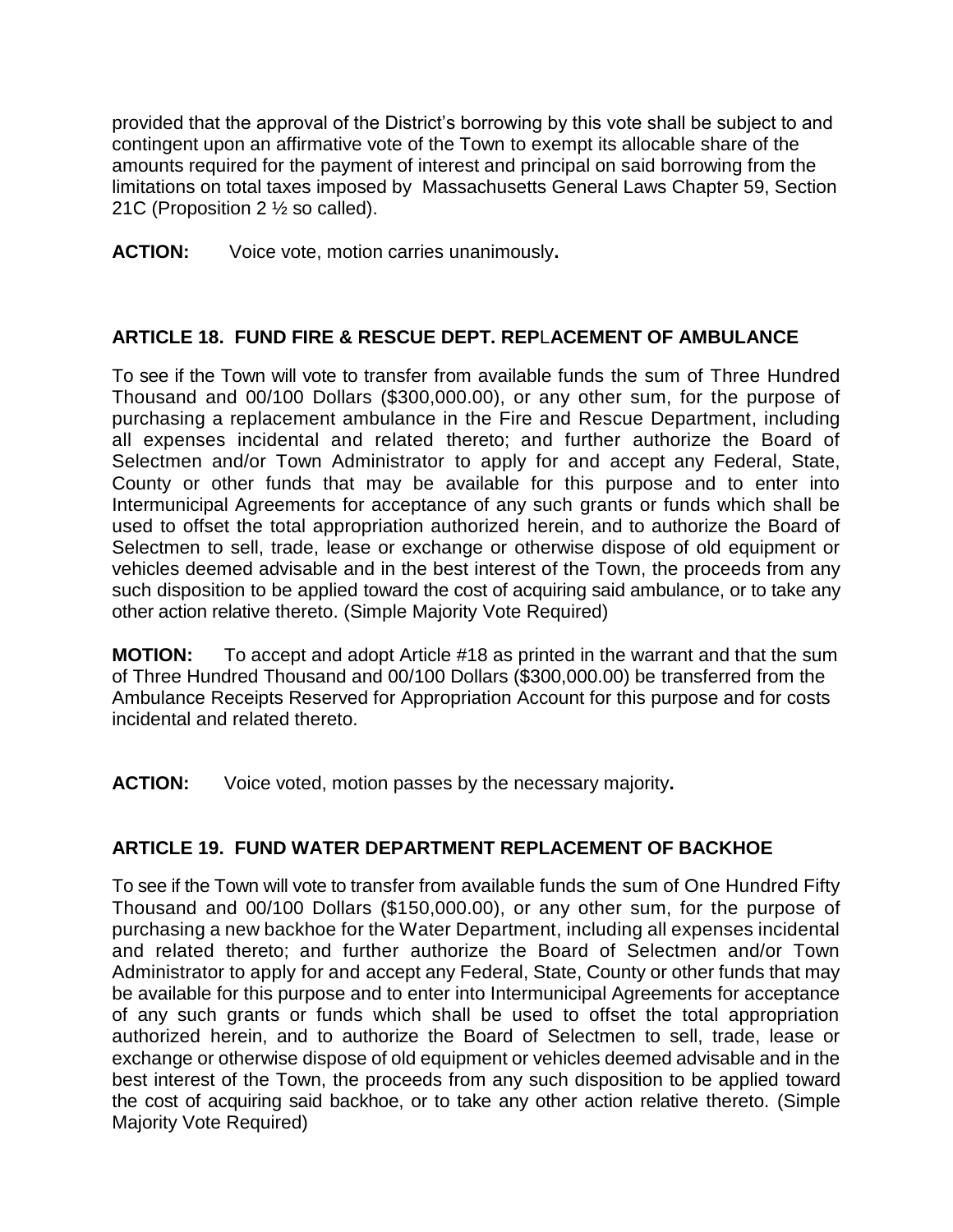provided that the approval of the District's borrowing by this vote shall be subject to and contingent upon an affirmative vote of the Town to exempt its allocable share of the amounts required for the payment of interest and principal on said borrowing from the limitations on total taxes imposed by Massachusetts General Laws Chapter 59, Section 21C (Proposition 2 ½ so called).

**ACTION:** Voice vote, motion carries unanimously**.**

### ARTICLE 18. FUND FIRE & RESCUE DEPT. REPLACEMENT OF AMBULANCE

To see if the Town will vote to transfer from available funds the sum of Three Hundred Thousand and 00/100 Dollars ($300,000.00), or any other sum, for the purpose of purchasing a replacement ambulance in the Fire and Rescue Department, including all expenses incidental and related thereto; and further authorize the Board of Selectmen and/or Town Administrator to apply for and accept any Federal, State, County or other funds that may be available for this purpose and to enter into Intermunicipal Agreements for acceptance of any such grants or funds which shall be used to offset the total appropriation authorized herein, and to authorize the Board of Selectmen to sell, trade, lease or exchange or otherwise dispose of old equipment or vehicles deemed advisable and in the best interest of the Town, the proceeds from any such disposition to be applied toward the cost of acquiring said ambulance, or to take any other action relative thereto. (Simple Majority Vote Required)

**MOTION:** To accept and adopt Article #18 as printed in the warrant and that the sum of Three Hundred Thousand and 00/100 Dollars ($300,000.00) be transferred from the Ambulance Receipts Reserved for Appropriation Account for this purpose and for costs incidental and related thereto.

**ACTION:** Voice voted, motion passes by the necessary majority**.**

### ARTICLE 19. FUND WATER DEPARTMENT REPLACEMENT OF BACKHOE

To see if the Town will vote to transfer from available funds the sum of One Hundred Fifty Thousand and 00/100 Dollars ($150,000.00), or any other sum, for the purpose of purchasing a new backhoe for the Water Department, including all expenses incidental and related thereto; and further authorize the Board of Selectmen and/or Town Administrator to apply for and accept any Federal, State, County or other funds that may be available for this purpose and to enter into Intermunicipal Agreements for acceptance of any such grants or funds which shall be used to offset the total appropriation authorized herein, and to authorize the Board of Selectmen to sell, trade, lease or exchange or otherwise dispose of old equipment or vehicles deemed advisable and in the best interest of the Town, the proceeds from any such disposition to be applied toward the cost of acquiring said backhoe, or to take any other action relative thereto. (Simple Majority Vote Required)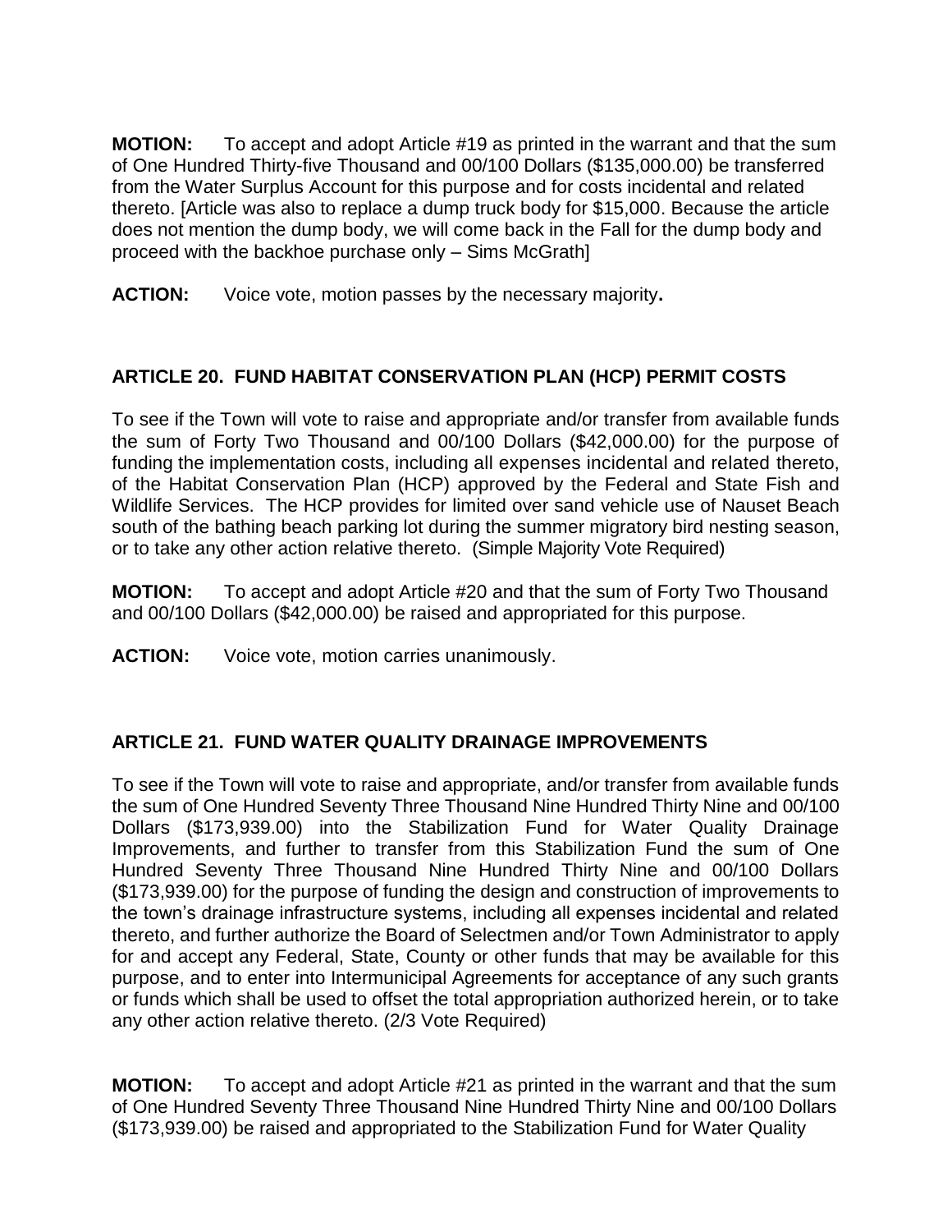**MOTION:** To accept and adopt Article #19 as printed in the warrant and that the sum of One Hundred Thirty-five Thousand and 00/100 Dollars ($135,000.00) be transferred from the Water Surplus Account for this purpose and for costs incidental and related thereto. [Article was also to replace a dump truck body for $15,000. Because the article does not mention the dump body, we will come back in the Fall for the dump body and proceed with the backhoe purchase only – Sims McGrath]

**ACTION:** Voice vote, motion passes by the necessary majority**.**

## ARTICLE 20. FUND HABITAT CONSERVATION PLAN (HCP) PERMIT COSTS

To see if the Town will vote to raise and appropriate and/or transfer from available funds the sum of Forty Two Thousand and 00/100 Dollars ($42,000.00) for the purpose of funding the implementation costs, including all expenses incidental and related thereto, of the Habitat Conservation Plan (HCP) approved by the Federal and State Fish and Wildlife Services. The HCP provides for limited over sand vehicle use of Nauset Beach south of the bathing beach parking lot during the summer migratory bird nesting season, or to take any other action relative thereto. (Simple Majority Vote Required)

**MOTION:** To accept and adopt Article #20 and that the sum of Forty Two Thousand and 00/100 Dollars ($42,000.00) be raised and appropriated for this purpose.

**ACTION:** Voice vote, motion carries unanimously.

## ARTICLE 21. FUND WATER QUALITY DRAINAGE IMPROVEMENTS

To see if the Town will vote to raise and appropriate, and/or transfer from available funds the sum of One Hundred Seventy Three Thousand Nine Hundred Thirty Nine and 00/100 Dollars ($173,939.00) into the Stabilization Fund for Water Quality Drainage Improvements, and further to transfer from this Stabilization Fund the sum of One Hundred Seventy Three Thousand Nine Hundred Thirty Nine and 00/100 Dollars ($173,939.00) for the purpose of funding the design and construction of improvements to the town's drainage infrastructure systems, including all expenses incidental and related thereto, and further authorize the Board of Selectmen and/or Town Administrator to apply for and accept any Federal, State, County or other funds that may be available for this purpose, and to enter into Intermunicipal Agreements for acceptance of any such grants or funds which shall be used to offset the total appropriation authorized herein, or to take any other action relative thereto. (2/3 Vote Required)

**MOTION:** To accept and adopt Article #21 as printed in the warrant and that the sum of One Hundred Seventy Three Thousand Nine Hundred Thirty Nine and 00/100 Dollars ($173,939.00) be raised and appropriated to the Stabilization Fund for Water Quality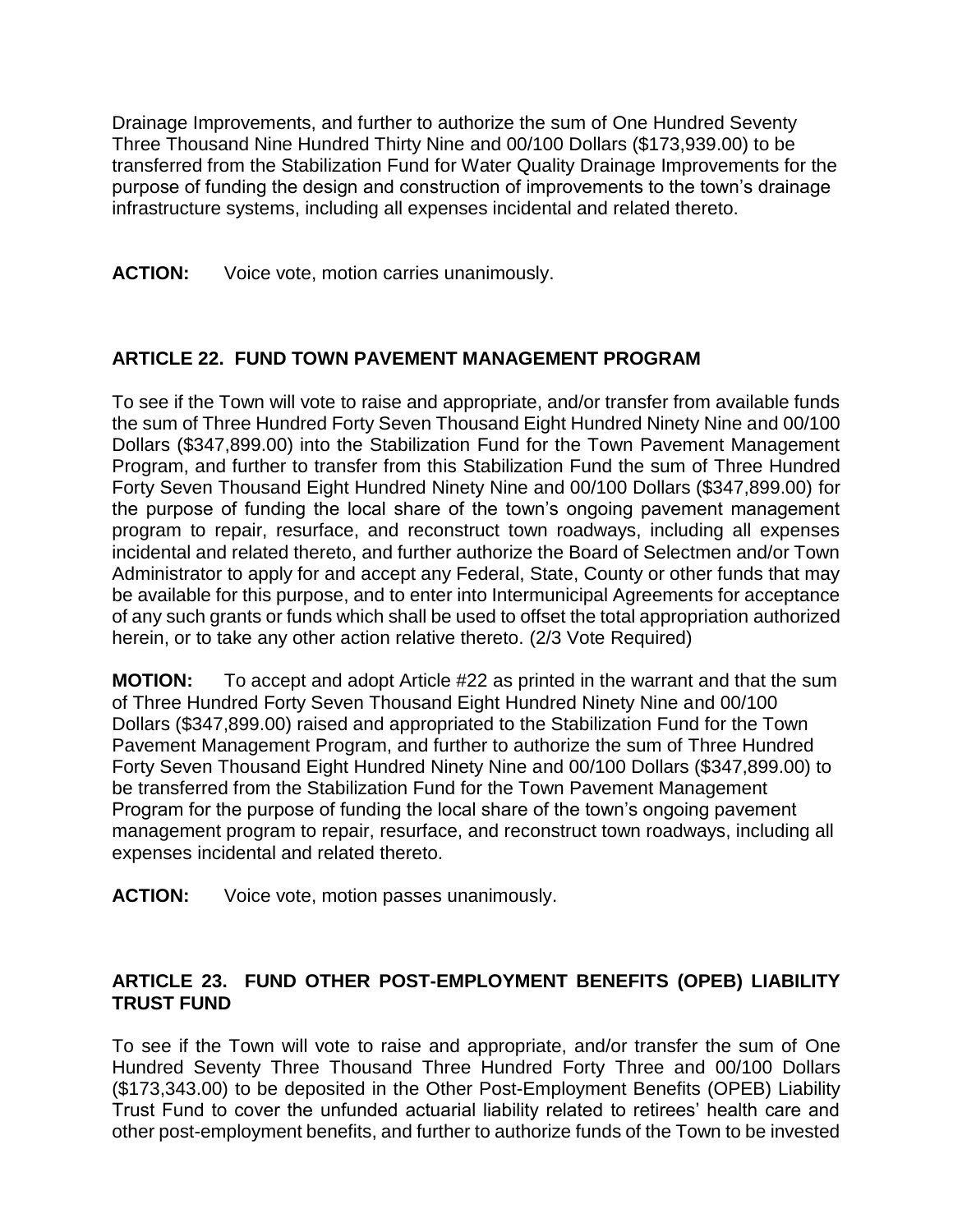Drainage Improvements, and further to authorize the sum of One Hundred Seventy Three Thousand Nine Hundred Thirty Nine and 00/100 Dollars ($173,939.00) to be transferred from the Stabilization Fund for Water Quality Drainage Improvements for the purpose of funding the design and construction of improvements to the town's drainage infrastructure systems, including all expenses incidental and related thereto.

**ACTION:** Voice vote, motion carries unanimously.

### ARTICLE 22. FUND TOWN PAVEMENT MANAGEMENT PROGRAM

To see if the Town will vote to raise and appropriate, and/or transfer from available funds the sum of Three Hundred Forty Seven Thousand Eight Hundred Ninety Nine and 00/100 Dollars ($347,899.00) into the Stabilization Fund for the Town Pavement Management Program, and further to transfer from this Stabilization Fund the sum of Three Hundred Forty Seven Thousand Eight Hundred Ninety Nine and 00/100 Dollars ($347,899.00) for the purpose of funding the local share of the town's ongoing pavement management program to repair, resurface, and reconstruct town roadways, including all expenses incidental and related thereto, and further authorize the Board of Selectmen and/or Town Administrator to apply for and accept any Federal, State, County or other funds that may be available for this purpose, and to enter into Intermunicipal Agreements for acceptance of any such grants or funds which shall be used to offset the total appropriation authorized herein, or to take any other action relative thereto. (2/3 Vote Required)

**MOTION:** To accept and adopt Article #22 as printed in the warrant and that the sum of Three Hundred Forty Seven Thousand Eight Hundred Ninety Nine and 00/100 Dollars ($347,899.00) raised and appropriated to the Stabilization Fund for the Town Pavement Management Program, and further to authorize the sum of Three Hundred Forty Seven Thousand Eight Hundred Ninety Nine and 00/100 Dollars ($347,899.00) to be transferred from the Stabilization Fund for the Town Pavement Management Program for the purpose of funding the local share of the town's ongoing pavement management program to repair, resurface, and reconstruct town roadways, including all expenses incidental and related thereto.

**ACTION:** Voice vote, motion passes unanimously.

### ARTICLE 23. FUND OTHER POST-EMPLOYMENT BENEFITS (OPEB) LIABILITY TRUST FUND

To see if the Town will vote to raise and appropriate, and/or transfer the sum of One Hundred Seventy Three Thousand Three Hundred Forty Three and 00/100 Dollars ($173,343.00) to be deposited in the Other Post-Employment Benefits (OPEB) Liability Trust Fund to cover the unfunded actuarial liability related to retirees' health care and other post-employment benefits, and further to authorize funds of the Town to be invested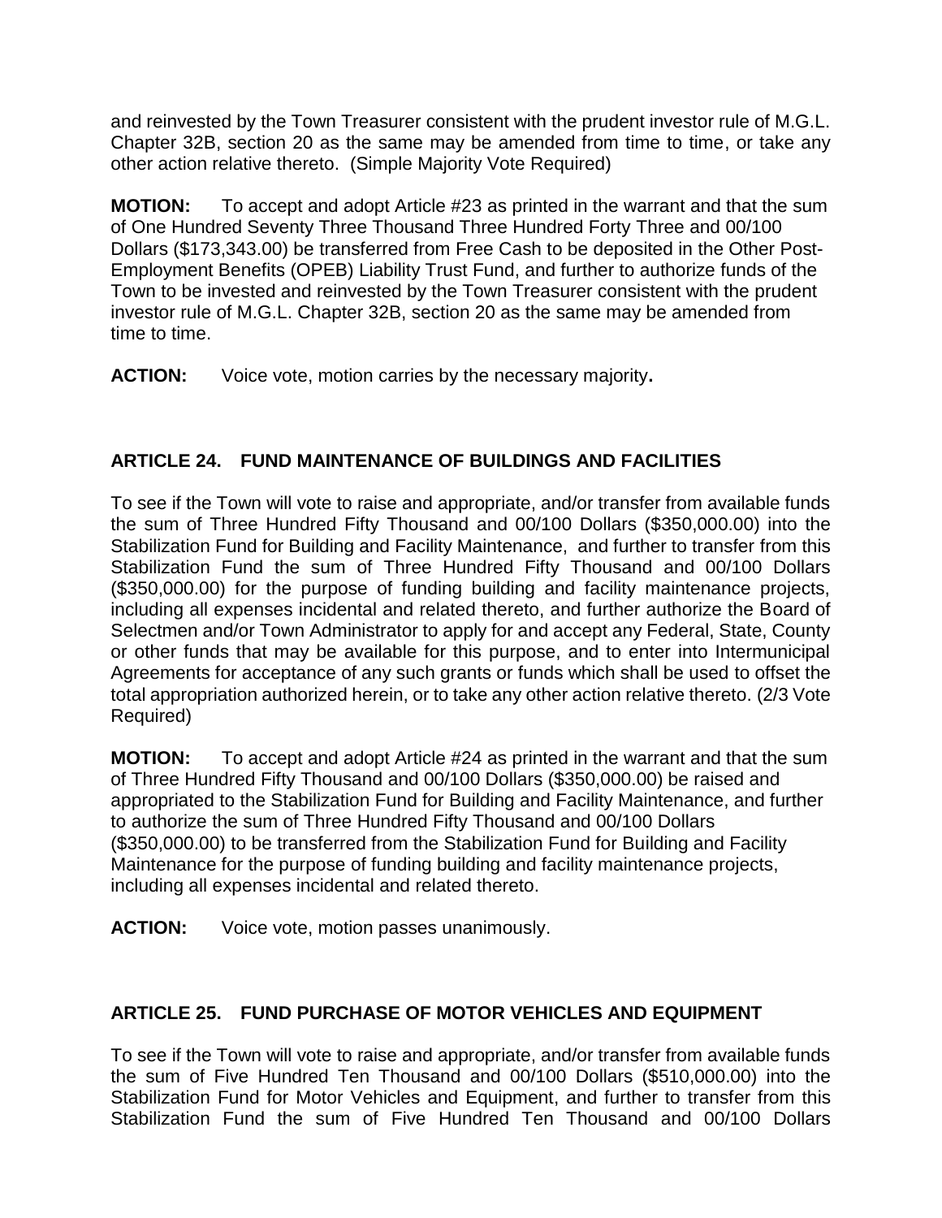and reinvested by the Town Treasurer consistent with the prudent investor rule of M.G.L. Chapter 32B, section 20 as the same may be amended from time to time, or take any other action relative thereto. (Simple Majority Vote Required)

**MOTION:** To accept and adopt Article #23 as printed in the warrant and that the sum of One Hundred Seventy Three Thousand Three Hundred Forty Three and 00/100 Dollars ($173,343.00) be transferred from Free Cash to be deposited in the Other Post-Employment Benefits (OPEB) Liability Trust Fund, and further to authorize funds of the Town to be invested and reinvested by the Town Treasurer consistent with the prudent investor rule of M.G.L. Chapter 32B, section 20 as the same may be amended from time to time.

**ACTION:** Voice vote, motion carries by the necessary majority**.**

## ARTICLE 24. FUND MAINTENANCE OF BUILDINGS AND FACILITIES

To see if the Town will vote to raise and appropriate, and/or transfer from available funds the sum of Three Hundred Fifty Thousand and 00/100 Dollars ($350,000.00) into the Stabilization Fund for Building and Facility Maintenance, and further to transfer from this Stabilization Fund the sum of Three Hundred Fifty Thousand and 00/100 Dollars ($350,000.00) for the purpose of funding building and facility maintenance projects, including all expenses incidental and related thereto, and further authorize the Board of Selectmen and/or Town Administrator to apply for and accept any Federal, State, County or other funds that may be available for this purpose, and to enter into Intermunicipal Agreements for acceptance of any such grants or funds which shall be used to offset the total appropriation authorized herein, or to take any other action relative thereto. (2/3 Vote Required)

**MOTION:** To accept and adopt Article #24 as printed in the warrant and that the sum of Three Hundred Fifty Thousand and 00/100 Dollars ($350,000.00) be raised and appropriated to the Stabilization Fund for Building and Facility Maintenance, and further to authorize the sum of Three Hundred Fifty Thousand and 00/100 Dollars ($350,000.00) to be transferred from the Stabilization Fund for Building and Facility Maintenance for the purpose of funding building and facility maintenance projects, including all expenses incidental and related thereto.

**ACTION:** Voice vote, motion passes unanimously.

## ARTICLE 25. FUND PURCHASE OF MOTOR VEHICLES AND EQUIPMENT

To see if the Town will vote to raise and appropriate, and/or transfer from available funds the sum of Five Hundred Ten Thousand and 00/100 Dollars ($510,000.00) into the Stabilization Fund for Motor Vehicles and Equipment, and further to transfer from this Stabilization Fund the sum of Five Hundred Ten Thousand and 00/100 Dollars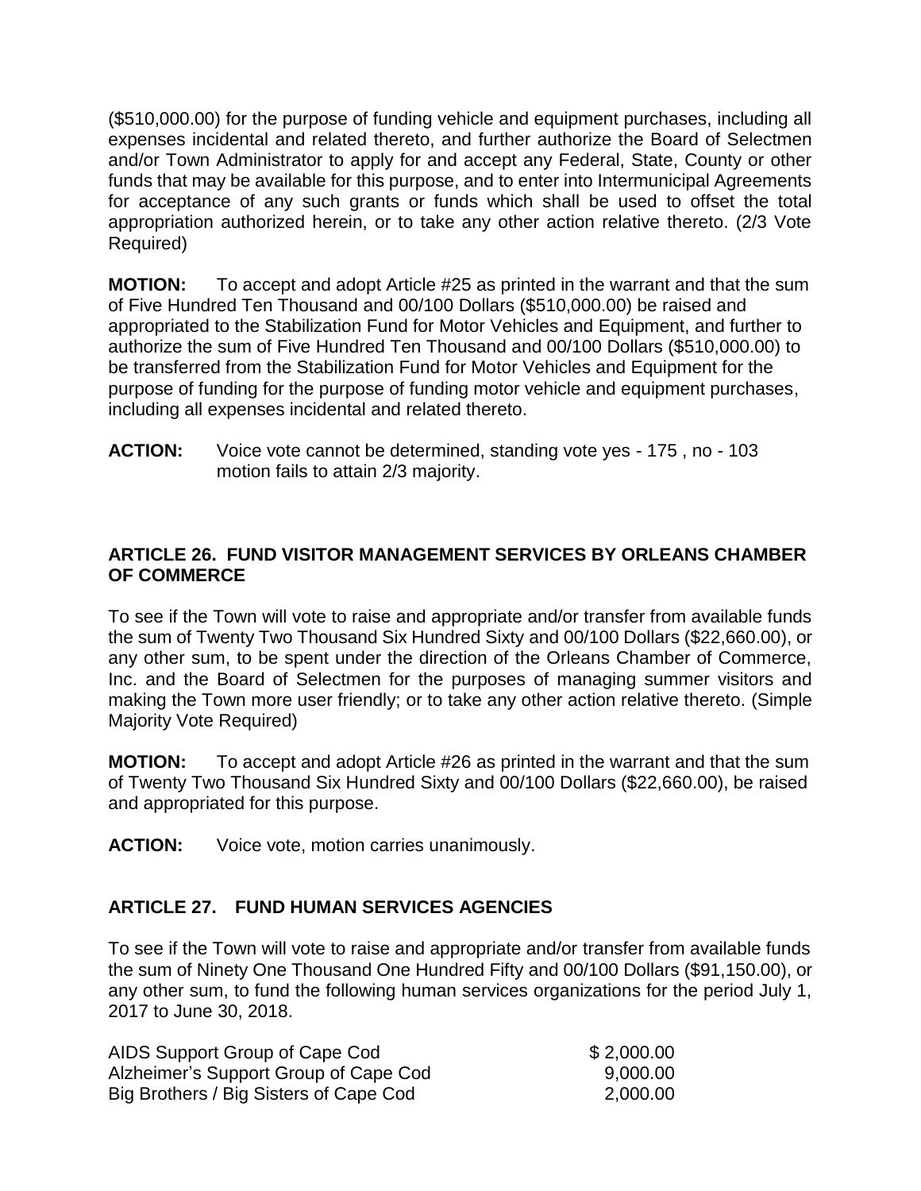($510,000.00) for the purpose of funding vehicle and equipment purchases, including all expenses incidental and related thereto, and further authorize the Board of Selectmen and/or Town Administrator to apply for and accept any Federal, State, County or other funds that may be available for this purpose, and to enter into Intermunicipal Agreements for acceptance of any such grants or funds which shall be used to offset the total appropriation authorized herein, or to take any other action relative thereto. (2/3 Vote Required)

**MOTION:** To accept and adopt Article #25 as printed in the warrant and that the sum of Five Hundred Ten Thousand and 00/100 Dollars ($510,000.00) be raised and appropriated to the Stabilization Fund for Motor Vehicles and Equipment, and further to authorize the sum of Five Hundred Ten Thousand and 00/100 Dollars ($510,000.00) to be transferred from the Stabilization Fund for Motor Vehicles and Equipment for the purpose of funding for the purpose of funding motor vehicle and equipment purchases, including all expenses incidental and related thereto.

**ACTION:** Voice vote cannot be determined, standing vote yes - 175 , no - 103 motion fails to attain 2/3 majority.

### ARTICLE 26. FUND VISITOR MANAGEMENT SERVICES BY ORLEANS CHAMBER OF COMMERCE

To see if the Town will vote to raise and appropriate and/or transfer from available funds the sum of Twenty Two Thousand Six Hundred Sixty and 00/100 Dollars ($22,660.00), or any other sum, to be spent under the direction of the Orleans Chamber of Commerce, Inc. and the Board of Selectmen for the purposes of managing summer visitors and making the Town more user friendly; or to take any other action relative thereto. (Simple Majority Vote Required)

**MOTION:** To accept and adopt Article #26 as printed in the warrant and that the sum of Twenty Two Thousand Six Hundred Sixty and 00/100 Dollars ($22,660.00), be raised and appropriated for this purpose.

**ACTION:** Voice vote, motion carries unanimously.

### ARTICLE 27. FUND HUMAN SERVICES AGENCIES

To see if the Town will vote to raise and appropriate and/or transfer from available funds the sum of Ninety One Thousand One Hundred Fifty and 00/100 Dollars ($91,150.00), or any other sum, to fund the following human services organizations for the period July 1, 2017 to June 30, 2018.

| | |
|---|---|
| AIDS Support Group of Cape Cod | $ 2,000.00 |
| Alzheimer's Support Group of Cape Cod | 9,000.00 |
| Big Brothers / Big Sisters of Cape Cod | 2,000.00 |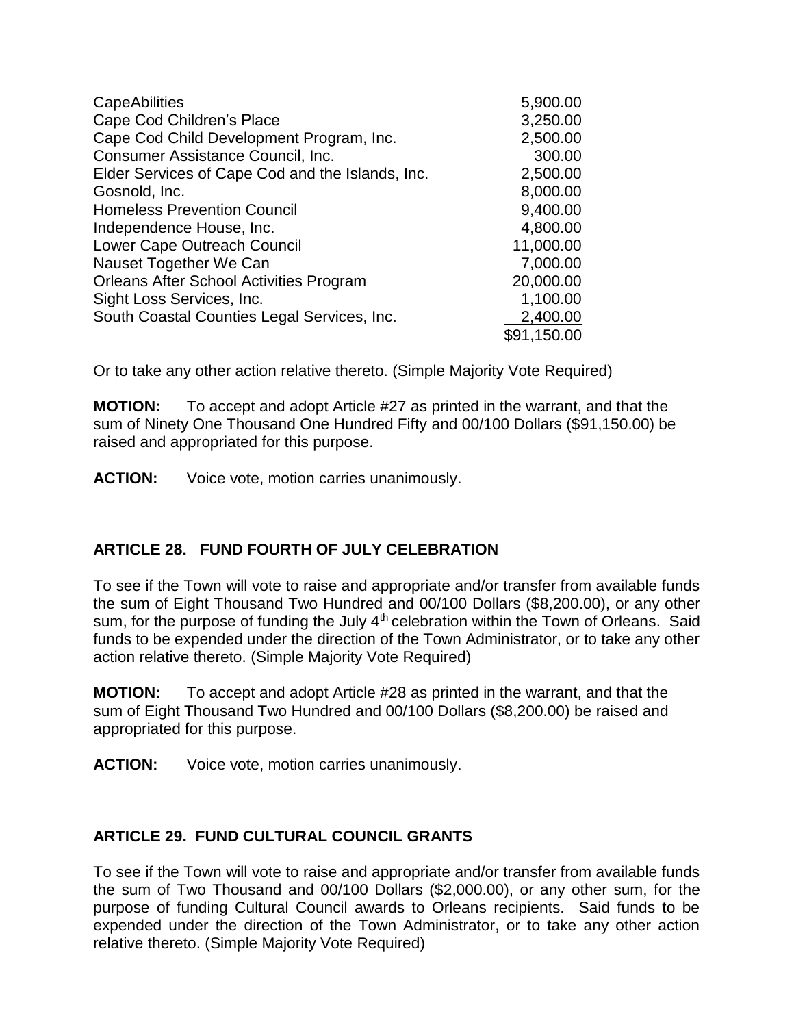| | |
|---|---|
| CapeAbilities | 5,900.00 |
| Cape Cod Children's Place | 3,250.00 |
| Cape Cod Child Development Program, Inc. | 2,500.00 |
| Consumer Assistance Council, Inc. | 300.00 |
| Elder Services of Cape Cod and the Islands, Inc. | 2,500.00 |
| Gosnold, Inc. | 8,000.00 |
| Homeless Prevention Council | 9,400.00 |
| Independence House, Inc. | 4,800.00 |
| Lower Cape Outreach Council | 11,000.00 |
| Nauset Together We Can | 7,000.00 |
| Orleans After School Activities Program | 20,000.00 |
| Sight Loss Services, Inc. | 1,100.00 |
| South Coastal Counties Legal Services, Inc. | 2,400.00 |
| | $91,150.00 |

Or to take any other action relative thereto. (Simple Majority Vote Required)

**MOTION:** To accept and adopt Article #27 as printed in the warrant, and that the sum of Ninety One Thousand One Hundred Fifty and 00/100 Dollars ($91,150.00) be raised and appropriated for this purpose.

**ACTION:** Voice vote, motion carries unanimously.

## ARTICLE 28. FUND FOURTH OF JULY CELEBRATION

To see if the Town will vote to raise and appropriate and/or transfer from available funds the sum of Eight Thousand Two Hundred and 00/100 Dollars ($8,200.00), or any other sum, for the purpose of funding the July 4th celebration within the Town of Orleans. Said funds to be expended under the direction of the Town Administrator, or to take any other action relative thereto. (Simple Majority Vote Required)

**MOTION:** To accept and adopt Article #28 as printed in the warrant, and that the sum of Eight Thousand Two Hundred and 00/100 Dollars ($8,200.00) be raised and appropriated for this purpose.

**ACTION:** Voice vote, motion carries unanimously.

## ARTICLE 29. FUND CULTURAL COUNCIL GRANTS

To see if the Town will vote to raise and appropriate and/or transfer from available funds the sum of Two Thousand and 00/100 Dollars ($2,000.00), or any other sum, for the purpose of funding Cultural Council awards to Orleans recipients. Said funds to be expended under the direction of the Town Administrator, or to take any other action relative thereto. (Simple Majority Vote Required)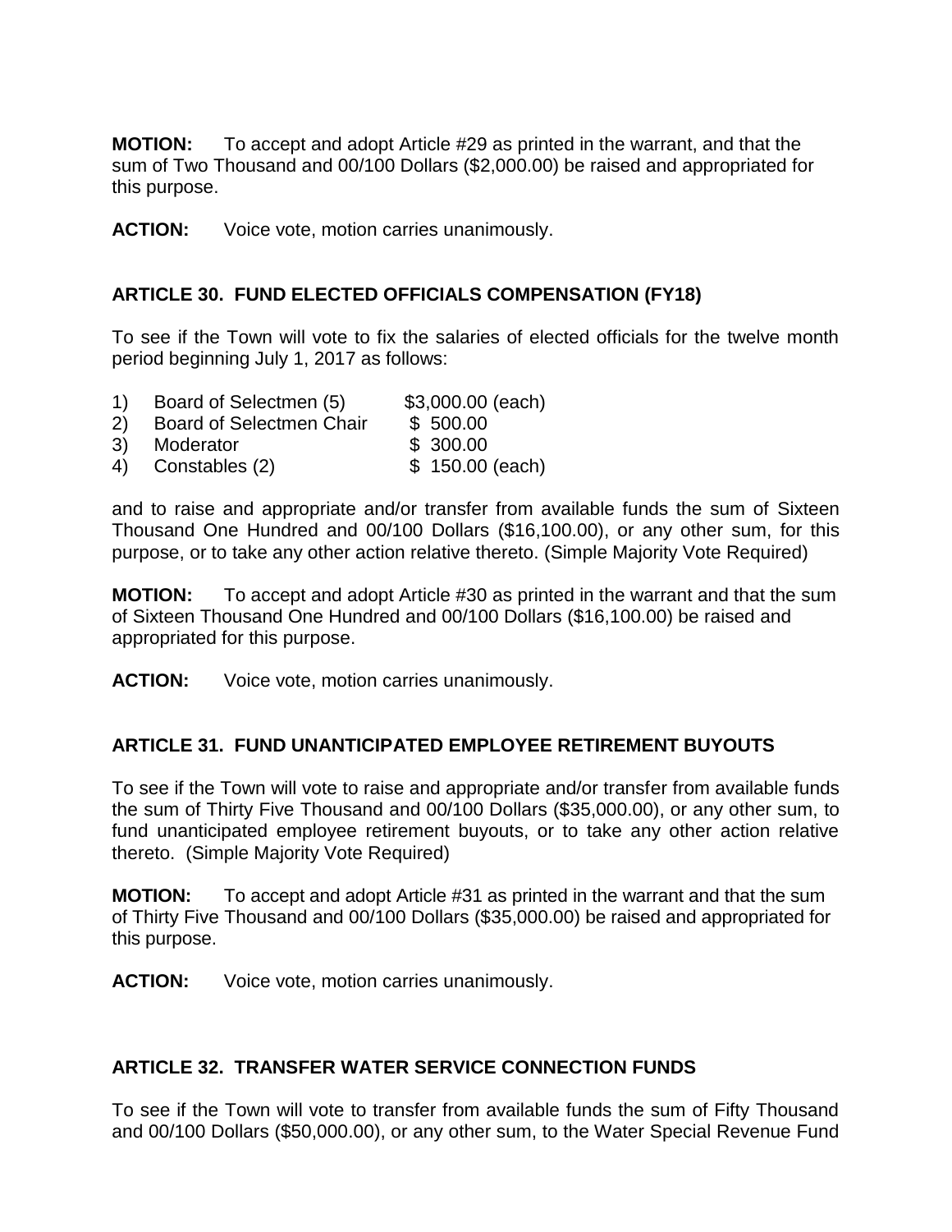**MOTION:** To accept and adopt Article #29 as printed in the warrant, and that the sum of Two Thousand and 00/100 Dollars ($2,000.00) be raised and appropriated for this purpose.

**ACTION:** Voice vote, motion carries unanimously.

## ARTICLE 30. FUND ELECTED OFFICIALS COMPENSATION (FY18)

To see if the Town will vote to fix the salaries of elected officials for the twelve month period beginning July 1, 2017 as follows:

1) Board of Selectmen (5) $3,000.00 (each)
2) Board of Selectmen Chair $ 500.00
3) Moderator $ 300.00
4) Constables (2) $ 150.00 (each)

and to raise and appropriate and/or transfer from available funds the sum of Sixteen Thousand One Hundred and 00/100 Dollars ($16,100.00), or any other sum, for this purpose, or to take any other action relative thereto. (Simple Majority Vote Required)

**MOTION:** To accept and adopt Article #30 as printed in the warrant and that the sum of Sixteen Thousand One Hundred and 00/100 Dollars ($16,100.00) be raised and appropriated for this purpose.

**ACTION:** Voice vote, motion carries unanimously.

## ARTICLE 31. FUND UNANTICIPATED EMPLOYEE RETIREMENT BUYOUTS

To see if the Town will vote to raise and appropriate and/or transfer from available funds the sum of Thirty Five Thousand and 00/100 Dollars ($35,000.00), or any other sum, to fund unanticipated employee retirement buyouts, or to take any other action relative thereto. (Simple Majority Vote Required)

**MOTION:** To accept and adopt Article #31 as printed in the warrant and that the sum of Thirty Five Thousand and 00/100 Dollars ($35,000.00) be raised and appropriated for this purpose.

**ACTION:** Voice vote, motion carries unanimously.

## ARTICLE 32. TRANSFER WATER SERVICE CONNECTION FUNDS

To see if the Town will vote to transfer from available funds the sum of Fifty Thousand and 00/100 Dollars ($50,000.00), or any other sum, to the Water Special Revenue Fund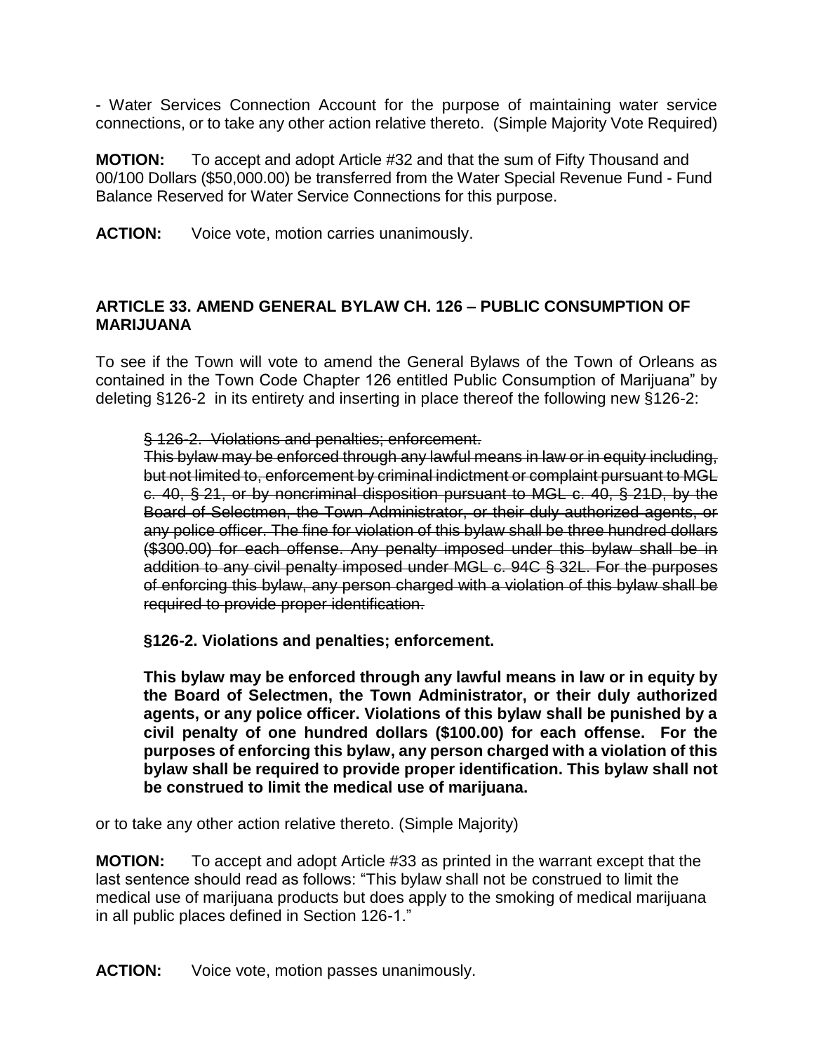- Water Services Connection Account for the purpose of maintaining water service connections, or to take any other action relative thereto. (Simple Majority Vote Required)

**MOTION:** To accept and adopt Article #32 and that the sum of Fifty Thousand and 00/100 Dollars ($50,000.00) be transferred from the Water Special Revenue Fund - Fund Balance Reserved for Water Service Connections for this purpose.

**ACTION:** Voice vote, motion carries unanimously.

**ARTICLE 33. AMEND GENERAL BYLAW CH. 126 – PUBLIC CONSUMPTION OF MARIJUANA**

To see if the Town will vote to amend the General Bylaws of the Town of Orleans as contained in the Town Code Chapter 126 entitled Public Consumption of Marijuana" by deleting §126-2 in its entirety and inserting in place thereof the following new §126-2:

> ~~§ 126-2. Violations and penalties; enforcement.~~
>
> ~~This bylaw may be enforced through any lawful means in law or in equity including, but not limited to, enforcement by criminal indictment or complaint pursuant to MGL c. 40, § 21, or by noncriminal disposition pursuant to MGL c. 40, § 21D, by the Board of Selectmen, the Town Administrator, or their duly authorized agents, or any police officer. The fine for violation of this bylaw shall be three hundred dollars ($300.00) for each offense. Any penalty imposed under this bylaw shall be in addition to any civil penalty imposed under MGL c. 94C § 32L. For the purposes of enforcing this bylaw, any person charged with a violation of this bylaw shall be required to provide proper identification.~~
>
> **§126-2. Violations and penalties; enforcement.**
>
> **This bylaw may be enforced through any lawful means in law or in equity by the Board of Selectmen, the Town Administrator, or their duly authorized agents, or any police officer. Violations of this bylaw shall be punished by a civil penalty of one hundred dollars ($100.00) for each offense. For the purposes of enforcing this bylaw, any person charged with a violation of this bylaw shall be required to provide proper identification. This bylaw shall not be construed to limit the medical use of marijuana.**

or to take any other action relative thereto. (Simple Majority)

**MOTION:** To accept and adopt Article #33 as printed in the warrant except that the last sentence should read as follows: "This bylaw shall not be construed to limit the medical use of marijuana products but does apply to the smoking of medical marijuana in all public places defined in Section 126-1."

**ACTION:** Voice vote, motion passes unanimously.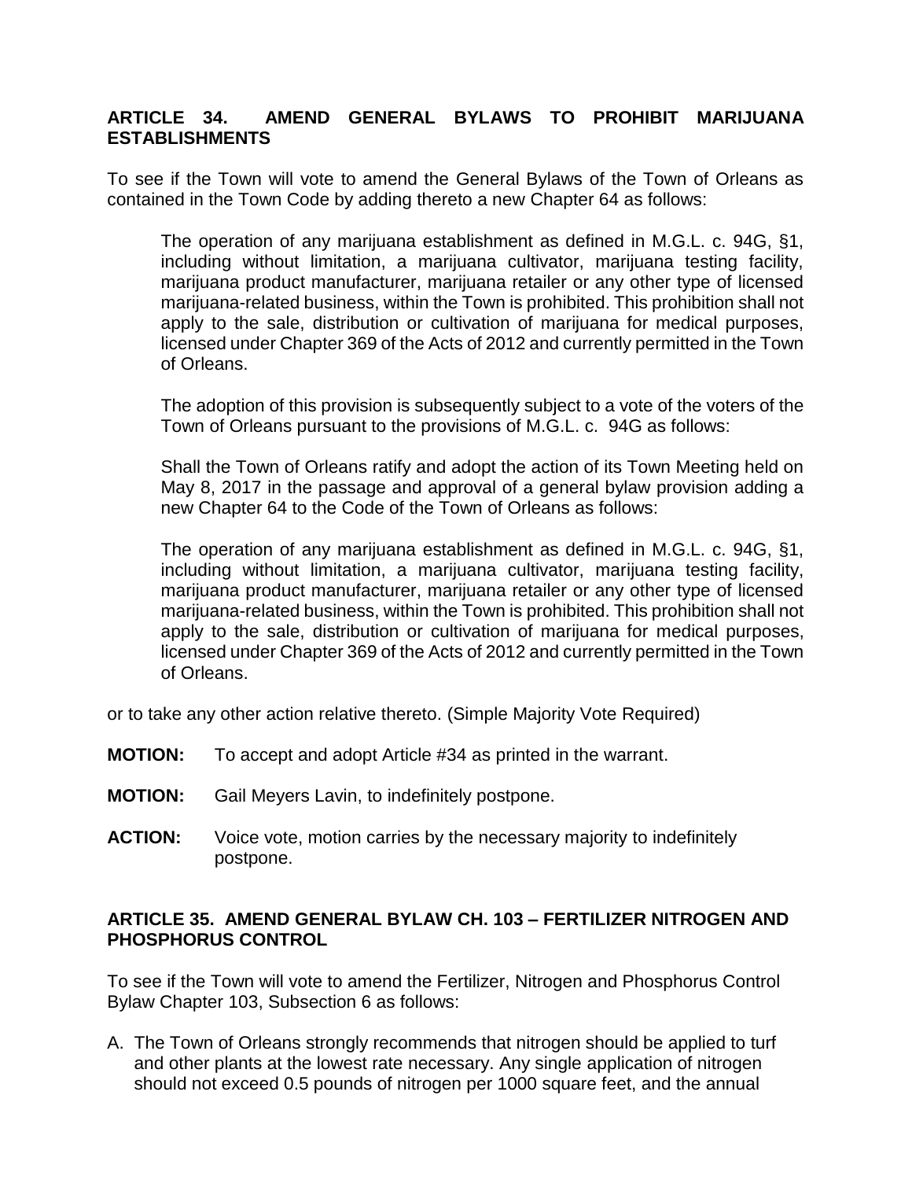## ARTICLE 34. AMEND GENERAL BYLAWS TO PROHIBIT MARIJUANA ESTABLISHMENTS

To see if the Town will vote to amend the General Bylaws of the Town of Orleans as contained in the Town Code by adding thereto a new Chapter 64 as follows:

> The operation of any marijuana establishment as defined in M.G.L. c. 94G, §1, including without limitation, a marijuana cultivator, marijuana testing facility, marijuana product manufacturer, marijuana retailer or any other type of licensed marijuana-related business, within the Town is prohibited. This prohibition shall not apply to the sale, distribution or cultivation of marijuana for medical purposes, licensed under Chapter 369 of the Acts of 2012 and currently permitted in the Town of Orleans.
>
> The adoption of this provision is subsequently subject to a vote of the voters of the Town of Orleans pursuant to the provisions of M.G.L. c. 94G as follows:
>
> Shall the Town of Orleans ratify and adopt the action of its Town Meeting held on May 8, 2017 in the passage and approval of a general bylaw provision adding a new Chapter 64 to the Code of the Town of Orleans as follows:
>
> The operation of any marijuana establishment as defined in M.G.L. c. 94G, §1, including without limitation, a marijuana cultivator, marijuana testing facility, marijuana product manufacturer, marijuana retailer or any other type of licensed marijuana-related business, within the Town is prohibited. This prohibition shall not apply to the sale, distribution or cultivation of marijuana for medical purposes, licensed under Chapter 369 of the Acts of 2012 and currently permitted in the Town of Orleans.

or to take any other action relative thereto. (Simple Majority Vote Required)

**MOTION:** To accept and adopt Article #34 as printed in the warrant.

**MOTION:** Gail Meyers Lavin, to indefinitely postpone.

**ACTION:** Voice vote, motion carries by the necessary majority to indefinitely postpone.

## ARTICLE 35. AMEND GENERAL BYLAW CH. 103 – FERTILIZER NITROGEN AND PHOSPHORUS CONTROL

To see if the Town will vote to amend the Fertilizer, Nitrogen and Phosphorus Control Bylaw Chapter 103, Subsection 6 as follows:

A. The Town of Orleans strongly recommends that nitrogen should be applied to turf and other plants at the lowest rate necessary. Any single application of nitrogen should not exceed 0.5 pounds of nitrogen per 1000 square feet, and the annual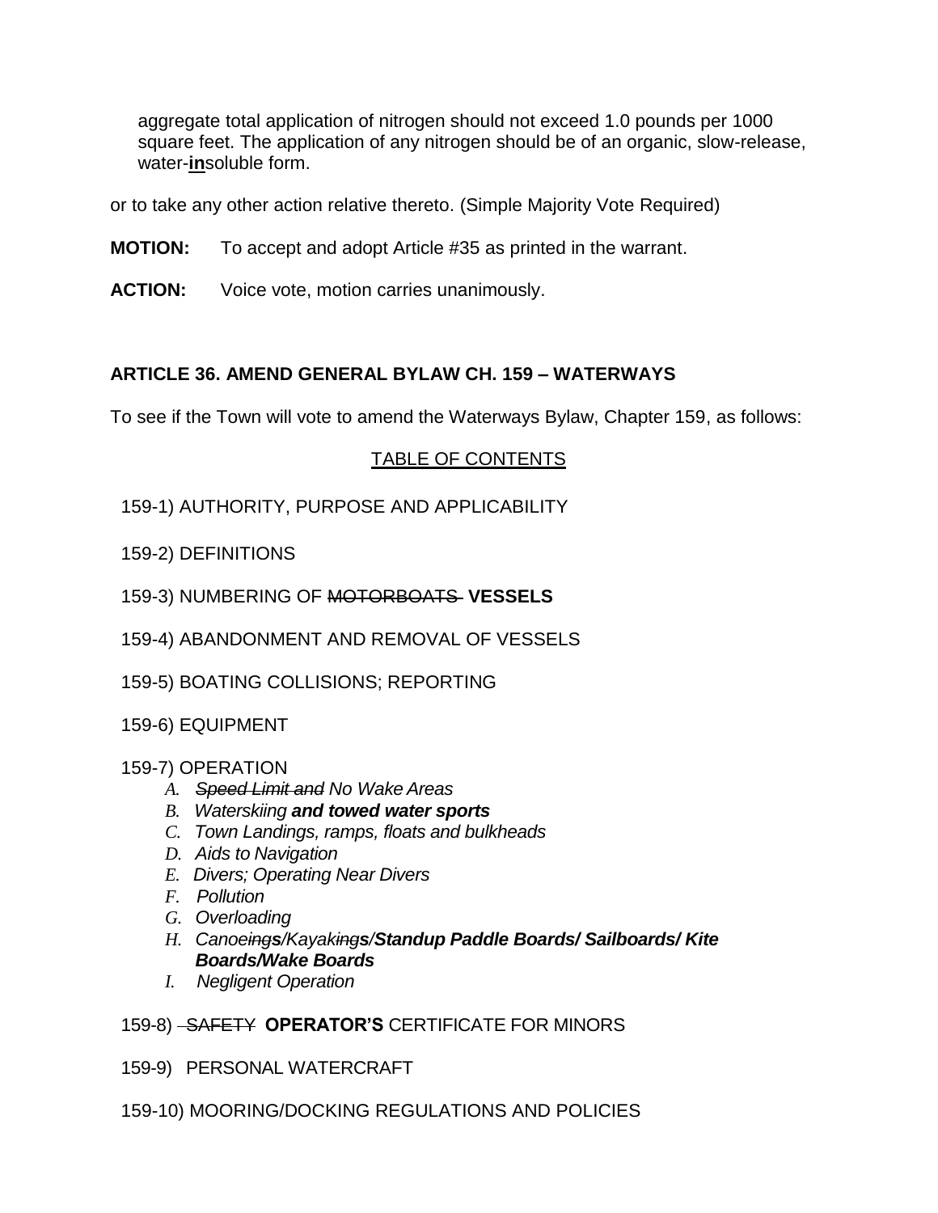aggregate total application of nitrogen should not exceed 1.0 pounds per 1000 square feet. The application of any nitrogen should be of an organic, slow-release, water-**<u>in</u>**soluble form.

or to take any other action relative thereto. (Simple Majority Vote Required)

**MOTION:** To accept and adopt Article #35 as printed in the warrant.

**ACTION:** Voice vote, motion carries unanimously.

**ARTICLE 36. AMEND GENERAL BYLAW CH. 159 – WATERWAYS**

To see if the Town will vote to amend the Waterways Bylaw, Chapter 159, as follows:

<u>TABLE OF CONTENTS</u>

159-1) AUTHORITY, PURPOSE AND APPLICABILITY

159-2) DEFINITIONS

159-3) NUMBERING OF ~~MOTORBOATS~~ **VESSELS**

159-4) ABANDONMENT AND REMOVAL OF VESSELS

159-5) BOATING COLLISIONS; REPORTING

159-6) EQUIPMENT

159-7) OPERATION

- *A. ~~Speed Limit and~~ No Wake Areas*
- *B. Waterskiing **and towed water sports***
- *C. Town Landings, ramps, floats and bulkheads*
- *D. Aids to Navigation*
- *E. Divers; Operating Near Divers*
- *F. Pollution*
- *G. Overloading*
- *H. Canoe~~ing~~**s**/Kayak~~ing~~**s**/**Standup Paddle Boards/ Sailboards/ Kite Boards/Wake Boards***
- *I. Negligent Operation*

159-8) ~~SAFETY~~ **OPERATOR'S** CERTIFICATE FOR MINORS

159-9) PERSONAL WATERCRAFT

159-10) MOORING/DOCKING REGULATIONS AND POLICIES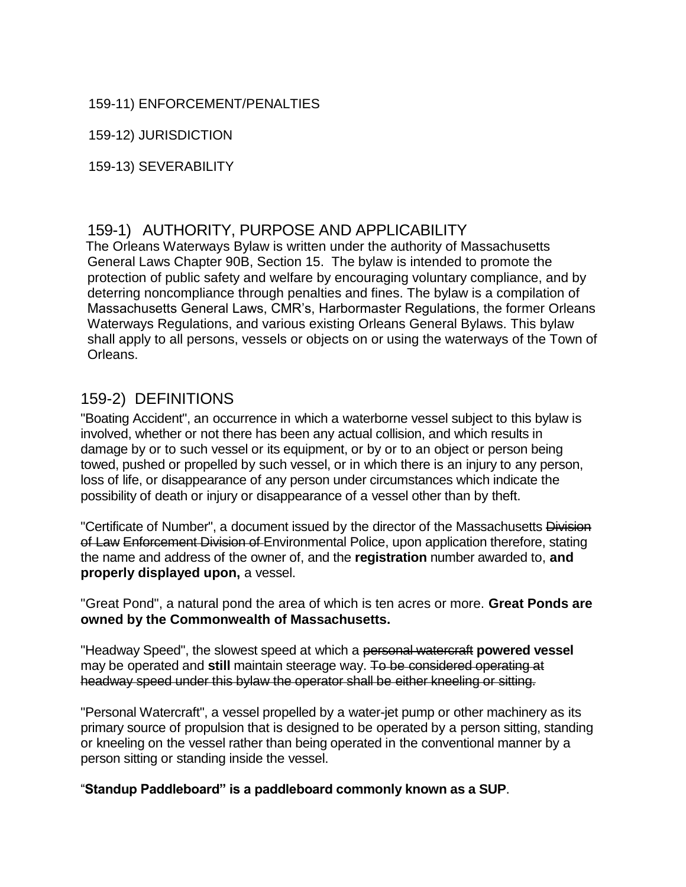159-11) ENFORCEMENT/PENALTIES

159-12) JURISDICTION

159-13) SEVERABILITY

## 159-1) AUTHORITY, PURPOSE AND APPLICABILITY

The Orleans Waterways Bylaw is written under the authority of Massachusetts General Laws Chapter 90B, Section 15. The bylaw is intended to promote the protection of public safety and welfare by encouraging voluntary compliance, and by deterring noncompliance through penalties and fines. The bylaw is a compilation of Massachusetts General Laws, CMR's, Harbormaster Regulations, the former Orleans Waterways Regulations, and various existing Orleans General Bylaws. This bylaw shall apply to all persons, vessels or objects on or using the waterways of the Town of Orleans.

## 159-2) DEFINITIONS

"Boating Accident", an occurrence in which a waterborne vessel subject to this bylaw is involved, whether or not there has been any actual collision, and which results in damage by or to such vessel or its equipment, or by or to an object or person being towed, pushed or propelled by such vessel, or in which there is an injury to any person, loss of life, or disappearance of any person under circumstances which indicate the possibility of death or injury or disappearance of a vessel other than by theft.

"Certificate of Number", a document issued by the director of the Massachusetts ~~Division of Law~~ ~~Enforcement Division of~~ Environmental Police, upon application therefore, stating the name and address of the owner of, and the **registration** number awarded to, **and properly displayed upon,** a vessel.

"Great Pond", a natural pond the area of which is ten acres or more. **Great Ponds are owned by the Commonwealth of Massachusetts.**

"Headway Speed", the slowest speed at which a ~~personal watercraft~~ **powered vessel** may be operated and **still** maintain steerage way. ~~To be considered operating at headway speed under this bylaw the operator shall be either kneeling or sitting.~~

"Personal Watercraft", a vessel propelled by a water-jet pump or other machinery as its primary source of propulsion that is designed to be operated by a person sitting, standing or kneeling on the vessel rather than being operated in the conventional manner by a person sitting or standing inside the vessel.

"**Standup Paddleboard" is a paddleboard commonly known as a SUP**.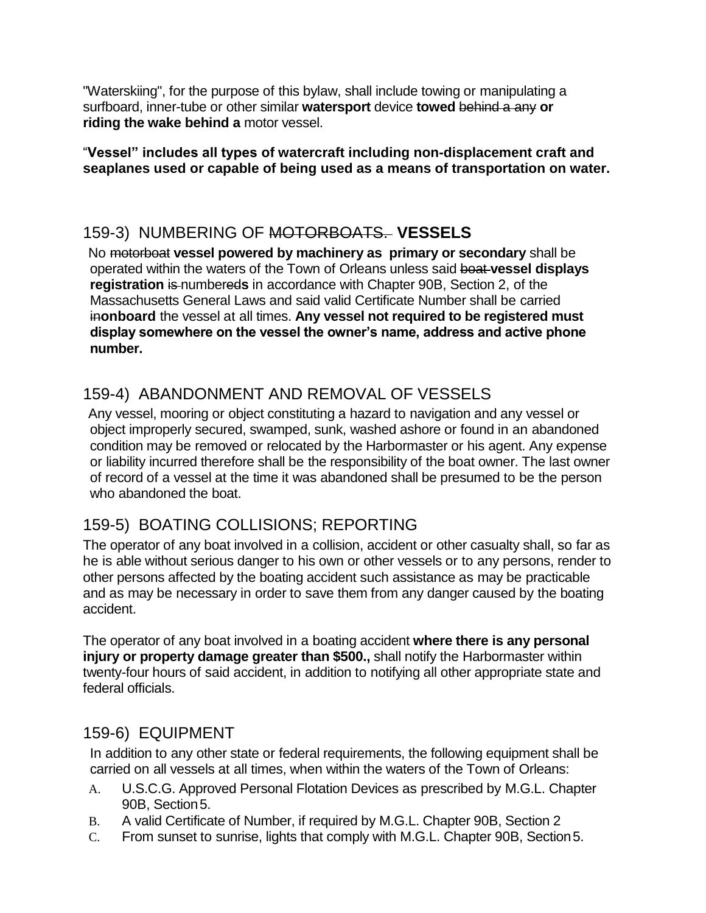"Waterskiing", for the purpose of this bylaw, shall include towing or manipulating a surfboard, inner-tube or other similar **watersport** device **towed** ~~behind a any~~ **or riding the wake behind a** motor vessel.

"**Vessel" includes all types of watercraft including non-displacement craft and seaplanes used or capable of being used as a means of transportation on water.**

## 159-3) NUMBERING OF ~~MOTORBOATS.~~ **VESSELS**

No ~~motorboat~~ **vessel powered by machinery as primary or secondary** shall be operated within the waters of the Town of Orleans unless said ~~boat~~ **vessel displays registration** ~~is~~ number~~ed~~**s** in accordance with Chapter 90B, Section 2, of the Massachusetts General Laws and said valid Certificate Number shall be carried ~~in~~**onboard** the vessel at all times. **Any vessel not required to be registered must display somewhere on the vessel the owner's name, address and active phone number.**

## 159-4) ABANDONMENT AND REMOVAL OF VESSELS

Any vessel, mooring or object constituting a hazard to navigation and any vessel or object improperly secured, swamped, sunk, washed ashore or found in an abandoned condition may be removed or relocated by the Harbormaster or his agent. Any expense or liability incurred therefore shall be the responsibility of the boat owner. The last owner of record of a vessel at the time it was abandoned shall be presumed to be the person who abandoned the boat.

## 159-5) BOATING COLLISIONS; REPORTING

The operator of any boat involved in a collision, accident or other casualty shall, so far as he is able without serious danger to his own or other vessels or to any persons, render to other persons affected by the boating accident such assistance as may be practicable and as may be necessary in order to save them from any danger caused by the boating accident.

The operator of any boat involved in a boating accident **where there is any personal injury or property damage greater than $500.,** shall notify the Harbormaster within twenty-four hours of said accident, in addition to notifying all other appropriate state and federal officials.

## 159-6) EQUIPMENT

In addition to any other state or federal requirements, the following equipment shall be carried on all vessels at all times, when within the waters of the Town of Orleans:

A. U.S.C.G. Approved Personal Flotation Devices as prescribed by M.G.L. Chapter 90B, Section 5.
B. A valid Certificate of Number, if required by M.G.L. Chapter 90B, Section 2
C. From sunset to sunrise, lights that comply with M.G.L. Chapter 90B, Section 5.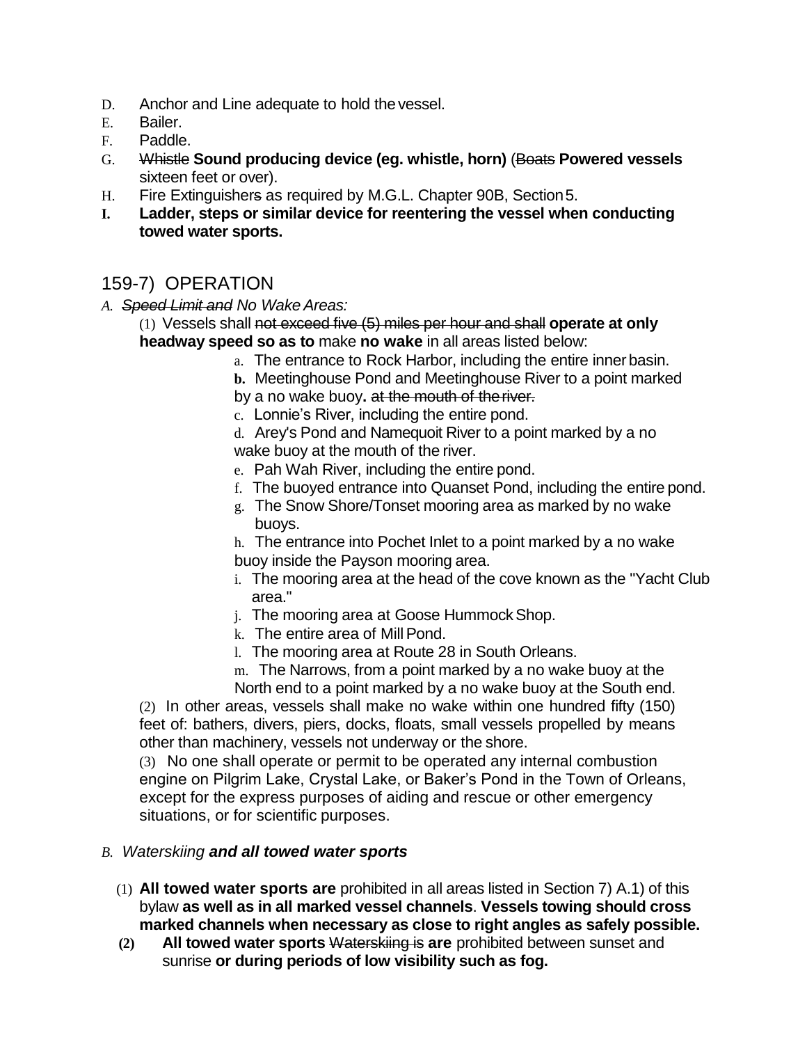D. Anchor and Line adequate to hold the vessel.
E. Bailer.
F. Paddle.
G. ~~Whistle~~ **Sound producing device (eg. whistle, horn)** (~~Boats~~ **Powered vessels** sixteen feet or over).
H. Fire Extinguisher~~s~~ as required by M.G.L. Chapter 90B, Section 5.
**I. Ladder, steps or similar device for reentering the vessel when conducting towed water sports.**

## 159-7) OPERATION

*A. ~~Speed Limit and~~ No Wake Areas:*

(1) Vessels shall ~~not exceed five (5) miles per hour and shall~~ **operate at only headway speed so as to** make **no wake** in all areas listed below:

a. The entrance to Rock Harbor, including the entire inner basin.
**b.** Meetinghouse Pond and Meetinghouse River to a point marked by a no wake buoy**.** ~~at the mouth of the river.~~
c. Lonnie's River, including the entire pond.
d. Arey's Pond and Namequoit River to a point marked by a no wake buoy at the mouth of the river.
e. Pah Wah River, including the entire pond.
f. The buoyed entrance into Quanset Pond, including the entire pond.
g. The Snow Shore/Tonset mooring area as marked by no wake buoys.
h. The entrance into Pochet Inlet to a point marked by a no wake buoy inside the Payson mooring area.
i. The mooring area at the head of the cove known as the "Yacht Club area."
j. The mooring area at Goose Hummock Shop.
k. The entire area of Mill Pond.
l. The mooring area at Route 28 in South Orleans.
m. The Narrows, from a point marked by a no wake buoy at the North end to a point marked by a no wake buoy at the South end.

(2) In other areas, vessels shall make no wake within one hundred fifty (150) feet of: bathers, divers, piers, docks, floats, small vessels propelled by means other than machinery, vessels not underway or the shore.

(3) No one shall operate or permit to be operated any internal combustion engine on Pilgrim Lake, Crystal Lake, or Baker's Pond in the Town of Orleans, except for the express purposes of aiding and rescue or other emergency situations, or for scientific purposes.

*B. Waterskiing **and all towed water sports***

(1) **All towed water sports are** prohibited in all areas listed in Section 7) A.1) of this bylaw **as well as in all marked vessel channels**. **Vessels towing should cross marked channels when necessary as close to right angles as safely possible.**

**(2)** **All towed water sports** ~~Waterskiing is~~ **are** prohibited between sunset and sunrise **or during periods of low visibility such as fog.**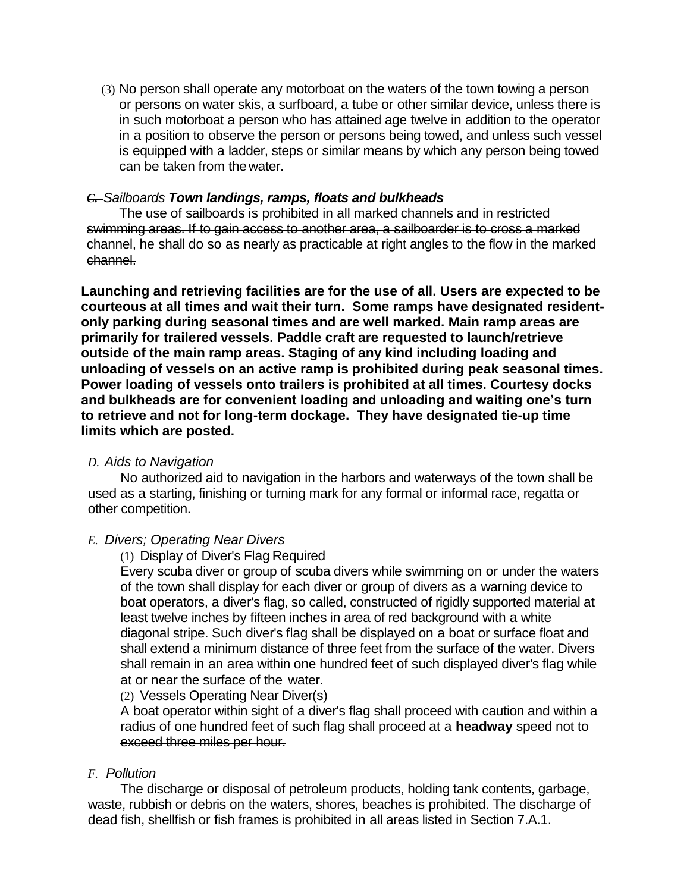(3) No person shall operate any motorboat on the waters of the town towing a person or persons on water skis, a surfboard, a tube or other similar device, unless there is in such motorboat a person who has attained age twelve in addition to the operator in a position to observe the person or persons being towed, and unless such vessel is equipped with a ladder, steps or similar means by which any person being towed can be taken from the water.

*~~C. Sailboards~~* ***Town landings, ramps, floats and bulkheads***

~~The use of sailboards is prohibited in all marked channels and in restricted swimming areas. If to gain access to another area, a sailboarder is to cross a marked channel, he shall do so as nearly as practicable at right angles to the flow in the marked channel.~~

**Launching and retrieving facilities are for the use of all. Users are expected to be courteous at all times and wait their turn. Some ramps have designated resident-only parking during seasonal times and are well marked. Main ramp areas are primarily for trailered vessels. Paddle craft are requested to launch/retrieve outside of the main ramp areas. Staging of any kind including loading and unloading of vessels on an active ramp is prohibited during peak seasonal times. Power loading of vessels onto trailers is prohibited at all times. Courtesy docks and bulkheads are for convenient loading and unloading and waiting one's turn to retrieve and not for long-term dockage. They have designated tie-up time limits which are posted.**

*D. Aids to Navigation*

No authorized aid to navigation in the harbors and waterways of the town shall be used as a starting, finishing or turning mark for any formal or informal race, regatta or other competition.

*E. Divers; Operating Near Divers*

(1) Display of Diver's Flag Required

Every scuba diver or group of scuba divers while swimming on or under the waters of the town shall display for each diver or group of divers as a warning device to boat operators, a diver's flag, so called, constructed of rigidly supported material at least twelve inches by fifteen inches in area of red background with a white diagonal stripe. Such diver's flag shall be displayed on a boat or surface float and shall extend a minimum distance of three feet from the surface of the water. Divers shall remain in an area within one hundred feet of such displayed diver's flag while at or near the surface of the water.

(2) Vessels Operating Near Diver(s)

A boat operator within sight of a diver's flag shall proceed with caution and within a radius of one hundred feet of such flag shall proceed at ~~a~~ **headway** speed ~~not to exceed three miles per hour.~~

*F. Pollution*

The discharge or disposal of petroleum products, holding tank contents, garbage, waste, rubbish or debris on the waters, shores, beaches is prohibited. The discharge of dead fish, shellfish or fish frames is prohibited in all areas listed in Section 7.A.1.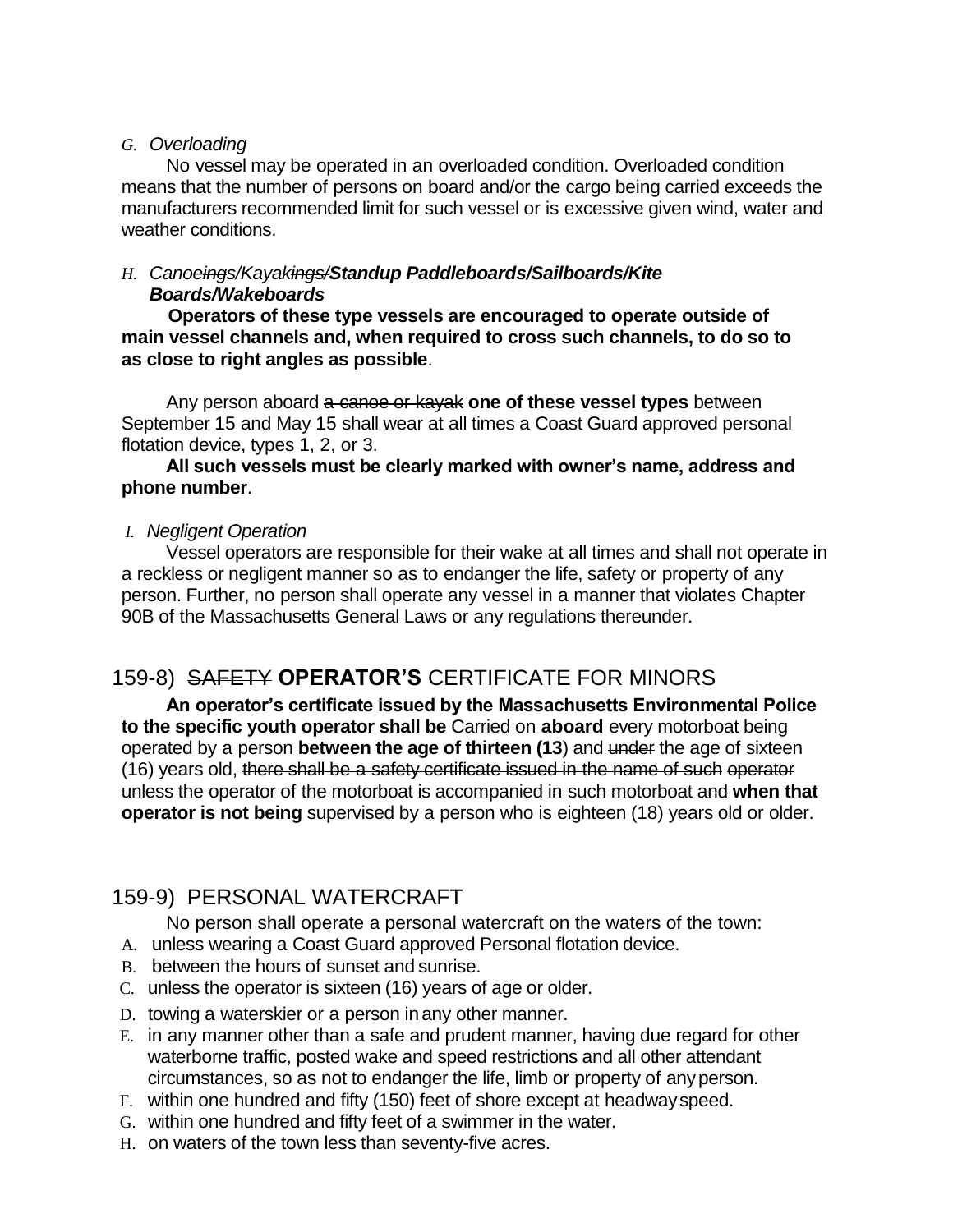*G. Overloading*

No vessel may be operated in an overloaded condition. Overloaded condition means that the number of persons on board and/or the cargo being carried exceeds the manufacturers recommended limit for such vessel or is excessive given wind, water and weather conditions.

*H. Canoe~~ings~~/Kayak~~ings~~/**Standup Paddleboards/Sailboards/Kite Boards/Wakeboards***

**Operators of these type vessels are encouraged to operate outside of main vessel channels and, when required to cross such channels, to do so to as close to right angles as possible**.

Any person aboard ~~a canoe or kayak~~ **one of these vessel types** between September 15 and May 15 shall wear at all times a Coast Guard approved personal flotation device, types 1, 2, or 3.

**All such vessels must be clearly marked with owner's name, address and phone number**.

*I. Negligent Operation*

Vessel operators are responsible for their wake at all times and shall not operate in a reckless or negligent manner so as to endanger the life, safety or property of any person. Further, no person shall operate any vessel in a manner that violates Chapter 90B of the Massachusetts General Laws or any regulations thereunder.

## 159-8) ~~SAFETY~~ **OPERATOR'S** CERTIFICATE FOR MINORS

**An operator's certificate issued by the Massachusetts Environmental Police to the specific youth operator shall be** ~~Carried on~~ **aboard** every motorboat being operated by a person **between the age of thirteen (13**) and ~~under~~ the age of sixteen (16) years old, ~~there shall be a safety certificate issued in the name of such operator unless the operator of the motorboat is accompanied in such motorboat and~~ **when that operator is not being** supervised by a person who is eighteen (18) years old or older.

## 159-9) PERSONAL WATERCRAFT

No person shall operate a personal watercraft on the waters of the town:

A. unless wearing a Coast Guard approved Personal flotation device.
B. between the hours of sunset and sunrise.
C. unless the operator is sixteen (16) years of age or older.
D. towing a waterskier or a person in any other manner.
E. in any manner other than a safe and prudent manner, having due regard for other waterborne traffic, posted wake and speed restrictions and all other attendant circumstances, so as not to endanger the life, limb or property of any person.
F. within one hundred and fifty (150) feet of shore except at headway speed.
G. within one hundred and fifty feet of a swimmer in the water.
H. on waters of the town less than seventy-five acres.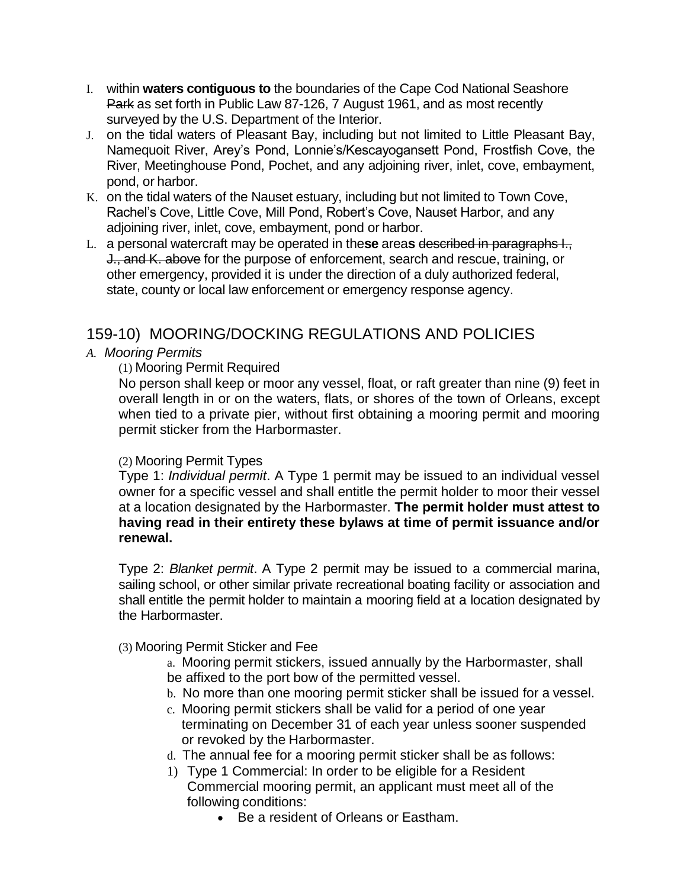I. within **waters contiguous to** the boundaries of the Cape Cod National Seashore ~~Park~~ as set forth in Public Law 87-126, 7 August 1961, and as most recently surveyed by the U.S. Department of the Interior.

J. on the tidal waters of Pleasant Bay, including but not limited to Little Pleasant Bay, Namequoit River, Arey's Pond, Lonnie's/Kescayogansett Pond, Frostfish Cove, the River, Meetinghouse Pond, Pochet, and any adjoining river, inlet, cove, embayment, pond, or harbor.

K. on the tidal waters of the Nauset estuary, including but not limited to Town Cove, Rachel's Cove, Little Cove, Mill Pond, Robert's Cove, Nauset Harbor, and any adjoining river, inlet, cove, embayment, pond or harbor.

L. a personal watercraft may be operated in the**se** area**s** ~~described in paragraphs I., J., and K. above~~ for the purpose of enforcement, search and rescue, training, or other emergency, provided it is under the direction of a duly authorized federal, state, county or local law enforcement or emergency response agency.

## 159-10) MOORING/DOCKING REGULATIONS AND POLICIES

*A. Mooring Permits*

(1) Mooring Permit Required

No person shall keep or moor any vessel, float, or raft greater than nine (9) feet in overall length in or on the waters, flats, or shores of the town of Orleans, except when tied to a private pier, without first obtaining a mooring permit and mooring permit sticker from the Harbormaster.

(2) Mooring Permit Types

Type 1: *Individual permit*. A Type 1 permit may be issued to an individual vessel owner for a specific vessel and shall entitle the permit holder to moor their vessel at a location designated by the Harbormaster. **The permit holder must attest to having read in their entirety these bylaws at time of permit issuance and/or renewal.**

Type 2: *Blanket permit*. A Type 2 permit may be issued to a commercial marina, sailing school, or other similar private recreational boating facility or association and shall entitle the permit holder to maintain a mooring field at a location designated by the Harbormaster.

(3) Mooring Permit Sticker and Fee

a. Mooring permit stickers, issued annually by the Harbormaster, shall be affixed to the port bow of the permitted vessel.

b. No more than one mooring permit sticker shall be issued for a vessel.

c. Mooring permit stickers shall be valid for a period of one year terminating on December 31 of each year unless sooner suspended or revoked by the Harbormaster.

d. The annual fee for a mooring permit sticker shall be as follows:

1) Type 1 Commercial: In order to be eligible for a Resident Commercial mooring permit, an applicant must meet all of the following conditions:
   - Be a resident of Orleans or Eastham.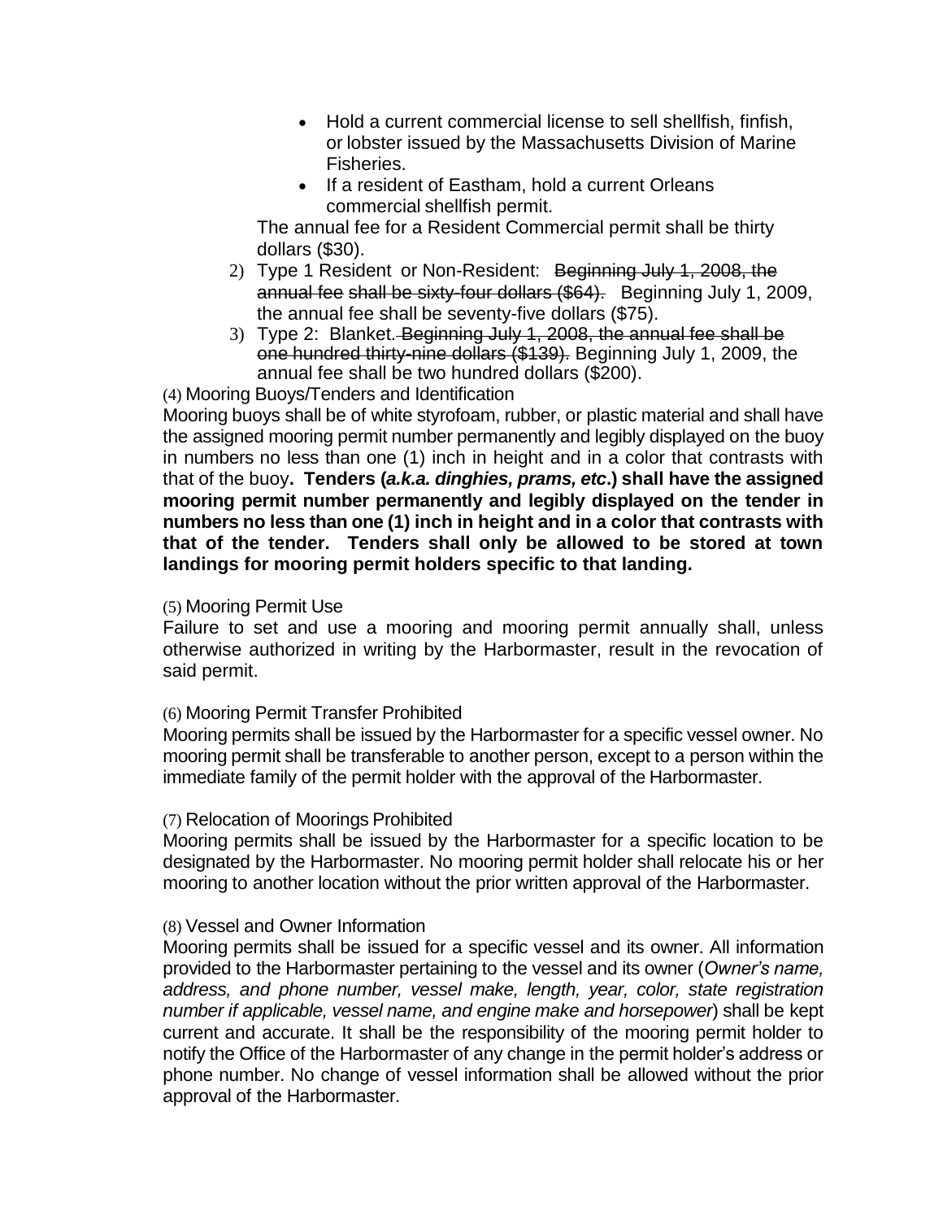- Hold a current commercial license to sell shellfish, finfish, or lobster issued by the Massachusetts Division of Marine Fisheries.
- If a resident of Eastham, hold a current Orleans commercial shellfish permit.

The annual fee for a Resident Commercial permit shall be thirty dollars ($30).

2) Type 1 Resident or Non-Resident: ~~Beginning July 1, 2008, the annual fee shall be sixty-four dollars ($64).~~ Beginning July 1, 2009, the annual fee shall be seventy-five dollars ($75).
3) Type 2: Blanket. ~~Beginning July 1, 2008, the annual fee shall be one hundred thirty-nine dollars ($139).~~ Beginning July 1, 2009, the annual fee shall be two hundred dollars ($200).

(4) Mooring Buoys/Tenders and Identification

Mooring buoys shall be of white styrofoam, rubber, or plastic material and shall have the assigned mooring permit number permanently and legibly displayed on the buoy in numbers no less than one (1) inch in height and in a color that contrasts with that of the buoy**. Tenders (*a.k.a. dinghies, prams, etc*.) shall have the assigned mooring permit number permanently and legibly displayed on the tender in numbers no less than one (1) inch in height and in a color that contrasts with that of the tender. Tenders shall only be allowed to be stored at town landings for mooring permit holders specific to that landing.**

(5) Mooring Permit Use

Failure to set and use a mooring and mooring permit annually shall, unless otherwise authorized in writing by the Harbormaster, result in the revocation of said permit.

(6) Mooring Permit Transfer Prohibited

Mooring permits shall be issued by the Harbormaster for a specific vessel owner. No mooring permit shall be transferable to another person, except to a person within the immediate family of the permit holder with the approval of the Harbormaster.

(7) Relocation of Moorings Prohibited

Mooring permits shall be issued by the Harbormaster for a specific location to be designated by the Harbormaster. No mooring permit holder shall relocate his or her mooring to another location without the prior written approval of the Harbormaster.

(8) Vessel and Owner Information

Mooring permits shall be issued for a specific vessel and its owner. All information provided to the Harbormaster pertaining to the vessel and its owner (*Owner's name, address, and phone number, vessel make, length, year, color, state registration number if applicable, vessel name, and engine make and horsepower*) shall be kept current and accurate. It shall be the responsibility of the mooring permit holder to notify the Office of the Harbormaster of any change in the permit holder's address or phone number. No change of vessel information shall be allowed without the prior approval of the Harbormaster.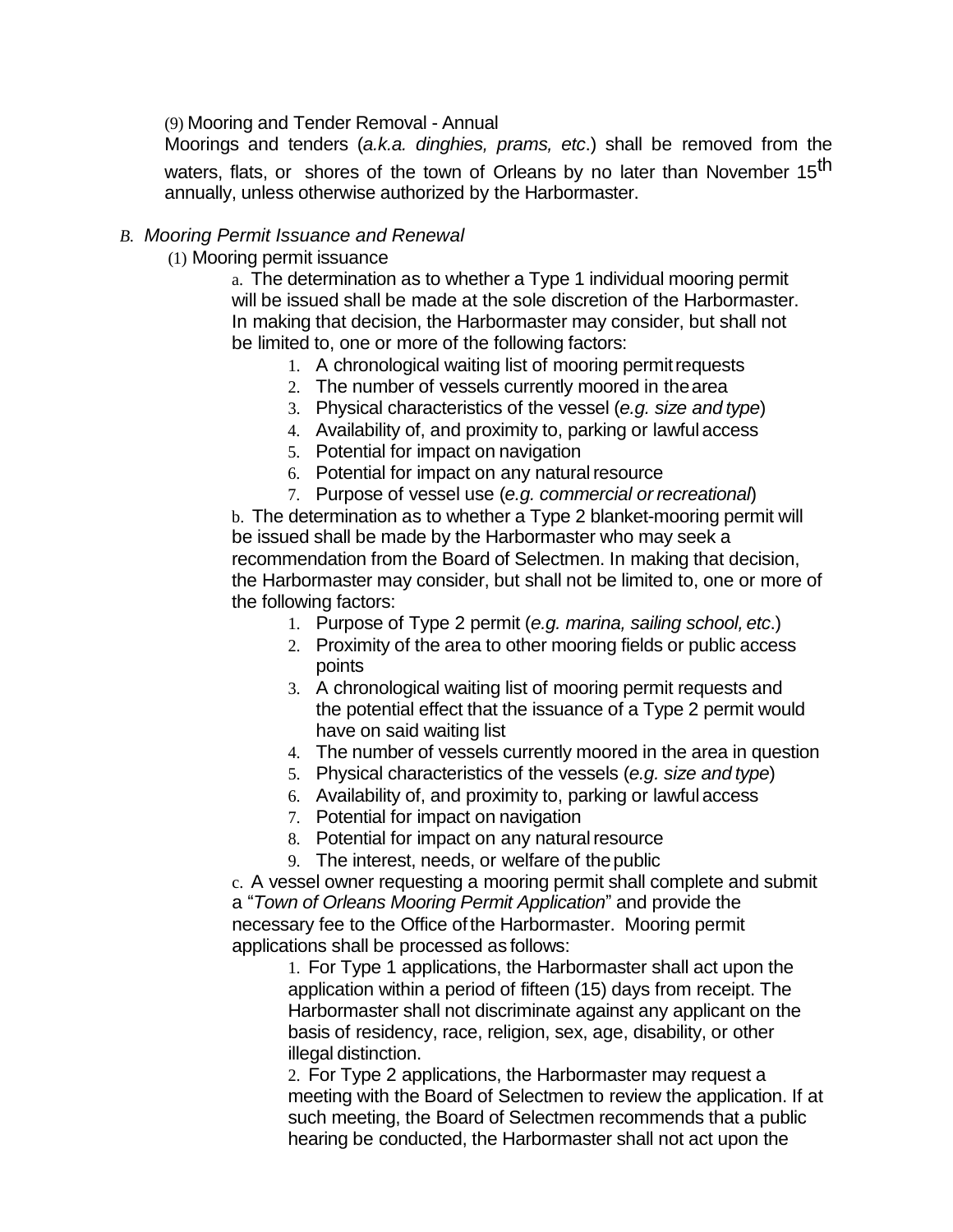(9) Mooring and Tender Removal - Annual

Moorings and tenders (*a.k.a. dinghies, prams, etc*.) shall be removed from the waters, flats, or shores of the town of Orleans by no later than November 15th annually, unless otherwise authorized by the Harbormaster.

*B. Mooring Permit Issuance and Renewal*

(1) Mooring permit issuance

a. The determination as to whether a Type 1 individual mooring permit will be issued shall be made at the sole discretion of the Harbormaster. In making that decision, the Harbormaster may consider, but shall not be limited to, one or more of the following factors:

1. A chronological waiting list of mooring permit requests
2. The number of vessels currently moored in the area
3. Physical characteristics of the vessel (*e.g. size and type*)
4. Availability of, and proximity to, parking or lawful access
5. Potential for impact on navigation
6. Potential for impact on any natural resource
7. Purpose of vessel use (*e.g. commercial or recreational*)

b. The determination as to whether a Type 2 blanket-mooring permit will be issued shall be made by the Harbormaster who may seek a recommendation from the Board of Selectmen. In making that decision, the Harbormaster may consider, but shall not be limited to, one or more of the following factors:

1. Purpose of Type 2 permit (*e.g. marina, sailing school, etc*.)
2. Proximity of the area to other mooring fields or public access points
3. A chronological waiting list of mooring permit requests and the potential effect that the issuance of a Type 2 permit would have on said waiting list
4. The number of vessels currently moored in the area in question
5. Physical characteristics of the vessels (*e.g. size and type*)
6. Availability of, and proximity to, parking or lawful access
7. Potential for impact on navigation
8. Potential for impact on any natural resource
9. The interest, needs, or welfare of the public

c. A vessel owner requesting a mooring permit shall complete and submit a "*Town of Orleans Mooring Permit Application*" and provide the necessary fee to the Office of the Harbormaster. Mooring permit applications shall be processed as follows:

1. For Type 1 applications, the Harbormaster shall act upon the application within a period of fifteen (15) days from receipt. The Harbormaster shall not discriminate against any applicant on the basis of residency, race, religion, sex, age, disability, or other illegal distinction.

2. For Type 2 applications, the Harbormaster may request a meeting with the Board of Selectmen to review the application. If at such meeting, the Board of Selectmen recommends that a public hearing be conducted, the Harbormaster shall not act upon the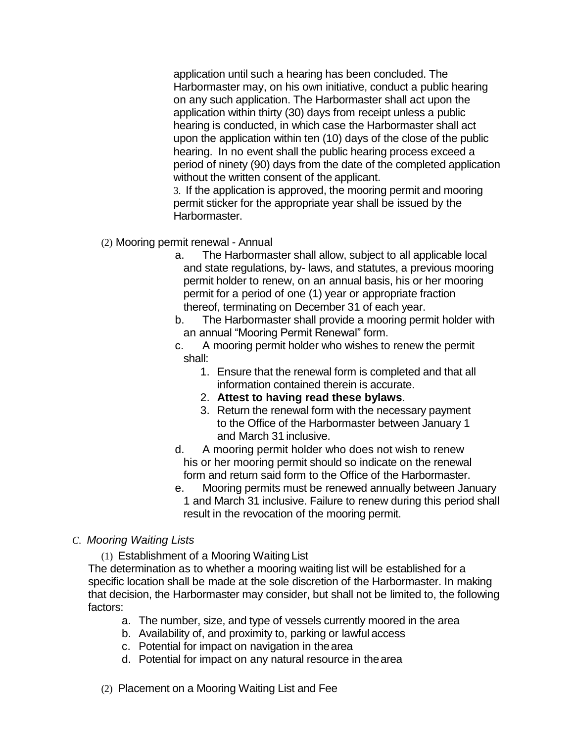application until such a hearing has been concluded. The Harbormaster may, on his own initiative, conduct a public hearing on any such application. The Harbormaster shall act upon the application within thirty (30) days from receipt unless a public hearing is conducted, in which case the Harbormaster shall act upon the application within ten (10) days of the close of the public hearing. In no event shall the public hearing process exceed a period of ninety (90) days from the date of the completed application without the written consent of the applicant.

3. If the application is approved, the mooring permit and mooring permit sticker for the appropriate year shall be issued by the Harbormaster.

(2) Mooring permit renewal - Annual

a. The Harbormaster shall allow, subject to all applicable local and state regulations, by- laws, and statutes, a previous mooring permit holder to renew, on an annual basis, his or her mooring permit for a period of one (1) year or appropriate fraction thereof, terminating on December 31 of each year.

b. The Harbormaster shall provide a mooring permit holder with an annual "Mooring Permit Renewal" form.

c. A mooring permit holder who wishes to renew the permit shall:

1. Ensure that the renewal form is completed and that all information contained therein is accurate.
2. **Attest to having read these bylaws**.
3. Return the renewal form with the necessary payment to the Office of the Harbormaster between January 1 and March 31 inclusive.

d. A mooring permit holder who does not wish to renew his or her mooring permit should so indicate on the renewal form and return said form to the Office of the Harbormaster.

e. Mooring permits must be renewed annually between January 1 and March 31 inclusive. Failure to renew during this period shall result in the revocation of the mooring permit.

*C. Mooring Waiting Lists*

(1) Establishment of a Mooring Waiting List

The determination as to whether a mooring waiting list will be established for a specific location shall be made at the sole discretion of the Harbormaster. In making that decision, the Harbormaster may consider, but shall not be limited to, the following factors:

a. The number, size, and type of vessels currently moored in the area
b. Availability of, and proximity to, parking or lawful access
c. Potential for impact on navigation in the area
d. Potential for impact on any natural resource in the area

(2) Placement on a Mooring Waiting List and Fee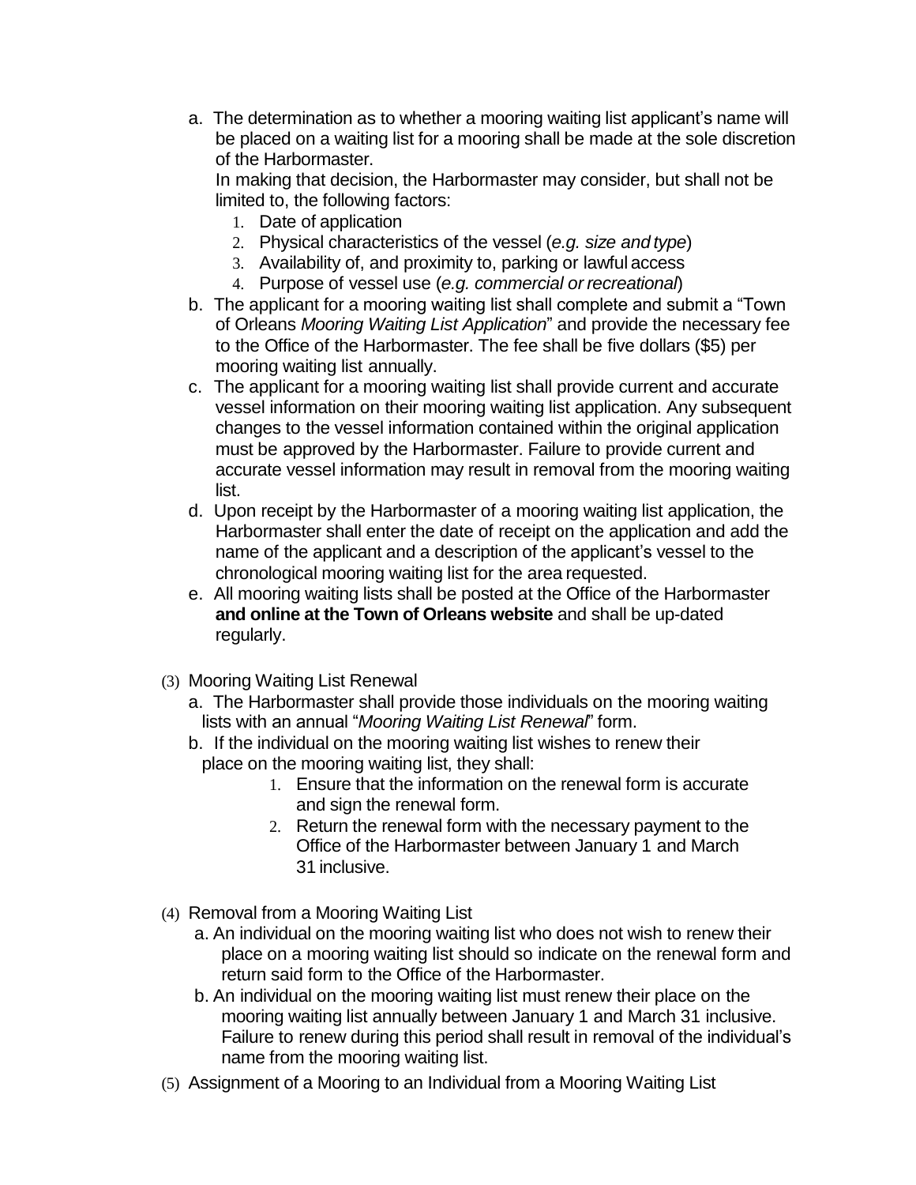a. The determination as to whether a mooring waiting list applicant's name will be placed on a waiting list for a mooring shall be made at the sole discretion of the Harbormaster.
   In making that decision, the Harbormaster may consider, but shall not be limited to, the following factors:
   1. Date of application
   2. Physical characteristics of the vessel (*e.g. size and type*)
   3. Availability of, and proximity to, parking or lawful access
   4. Purpose of vessel use (*e.g. commercial or recreational*)

b. The applicant for a mooring waiting list shall complete and submit a "Town of Orleans *Mooring Waiting List Application*" and provide the necessary fee to the Office of the Harbormaster. The fee shall be five dollars ($5) per mooring waiting list annually.

c. The applicant for a mooring waiting list shall provide current and accurate vessel information on their mooring waiting list application. Any subsequent changes to the vessel information contained within the original application must be approved by the Harbormaster. Failure to provide current and accurate vessel information may result in removal from the mooring waiting list.

d. Upon receipt by the Harbormaster of a mooring waiting list application, the Harbormaster shall enter the date of receipt on the application and add the name of the applicant and a description of the applicant's vessel to the chronological mooring waiting list for the area requested.

e. All mooring waiting lists shall be posted at the Office of the Harbormaster **and online at the Town of Orleans website** and shall be up-dated regularly.

(3) Mooring Waiting List Renewal

a. The Harbormaster shall provide those individuals on the mooring waiting lists with an annual "*Mooring Waiting List Renewal*" form.

b. If the individual on the mooring waiting list wishes to renew their place on the mooring waiting list, they shall:
   1. Ensure that the information on the renewal form is accurate and sign the renewal form.
   2. Return the renewal form with the necessary payment to the Office of the Harbormaster between January 1 and March 31 inclusive.

(4) Removal from a Mooring Waiting List

a. An individual on the mooring waiting list who does not wish to renew their place on a mooring waiting list should so indicate on the renewal form and return said form to the Office of the Harbormaster.

b. An individual on the mooring waiting list must renew their place on the mooring waiting list annually between January 1 and March 31 inclusive. Failure to renew during this period shall result in removal of the individual's name from the mooring waiting list.

(5) Assignment of a Mooring to an Individual from a Mooring Waiting List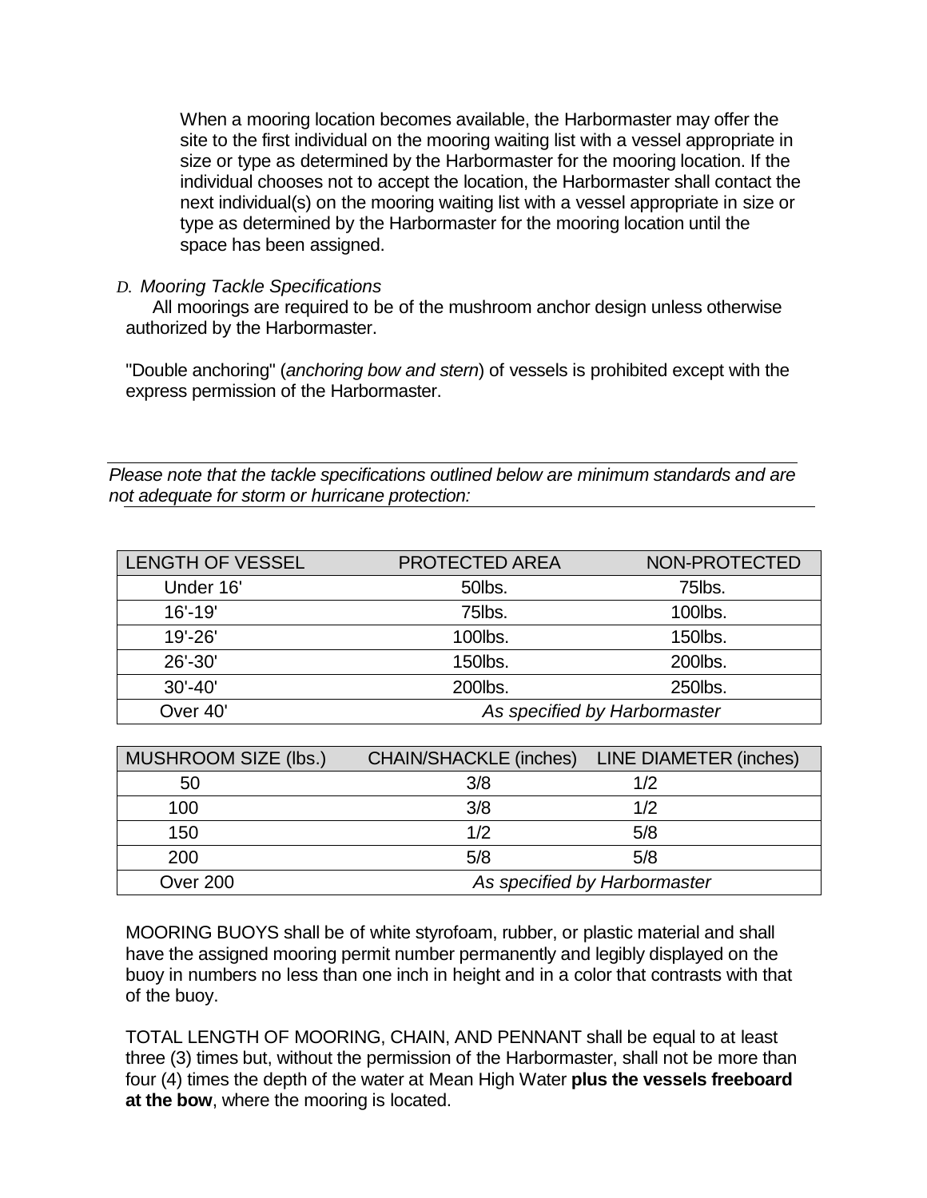When a mooring location becomes available, the Harbormaster may offer the site to the first individual on the mooring waiting list with a vessel appropriate in size or type as determined by the Harbormaster for the mooring location. If the individual chooses not to accept the location, the Harbormaster shall contact the next individual(s) on the mooring waiting list with a vessel appropriate in size or type as determined by the Harbormaster for the mooring location until the space has been assigned.

*D. Mooring Tackle Specifications*

All moorings are required to be of the mushroom anchor design unless otherwise authorized by the Harbormaster.

"Double anchoring" (*anchoring bow and stern*) of vessels is prohibited except with the express permission of the Harbormaster.

*Please note that the tackle specifications outlined below are minimum standards and are not adequate for storm or hurricane protection:*

| LENGTH OF VESSEL | PROTECTED AREA | NON-PROTECTED |
|---|---|---|
| Under 16' | 50lbs. | 75lbs. |
| 16'-19' | 75lbs. | 100lbs. |
| 19'-26' | 100lbs. | 150lbs. |
| 26'-30' | 150lbs. | 200lbs. |
| 30'-40' | 200lbs. | 250lbs. |
| Over 40' | *As specified by Harbormaster* | |

| MUSHROOM SIZE (lbs.) | CHAIN/SHACKLE (inches) | LINE DIAMETER (inches) |
|---|---|---|
| 50 | 3/8 | 1/2 |
| 100 | 3/8 | 1/2 |
| 150 | 1/2 | 5/8 |
| 200 | 5/8 | 5/8 |
| Over 200 | *As specified by Harbormaster* | |

MOORING BUOYS shall be of white styrofoam, rubber, or plastic material and shall have the assigned mooring permit number permanently and legibly displayed on the buoy in numbers no less than one inch in height and in a color that contrasts with that of the buoy.

TOTAL LENGTH OF MOORING, CHAIN, AND PENNANT shall be equal to at least three (3) times but, without the permission of the Harbormaster, shall not be more than four (4) times the depth of the water at Mean High Water **plus the vessels freeboard at the bow**, where the mooring is located.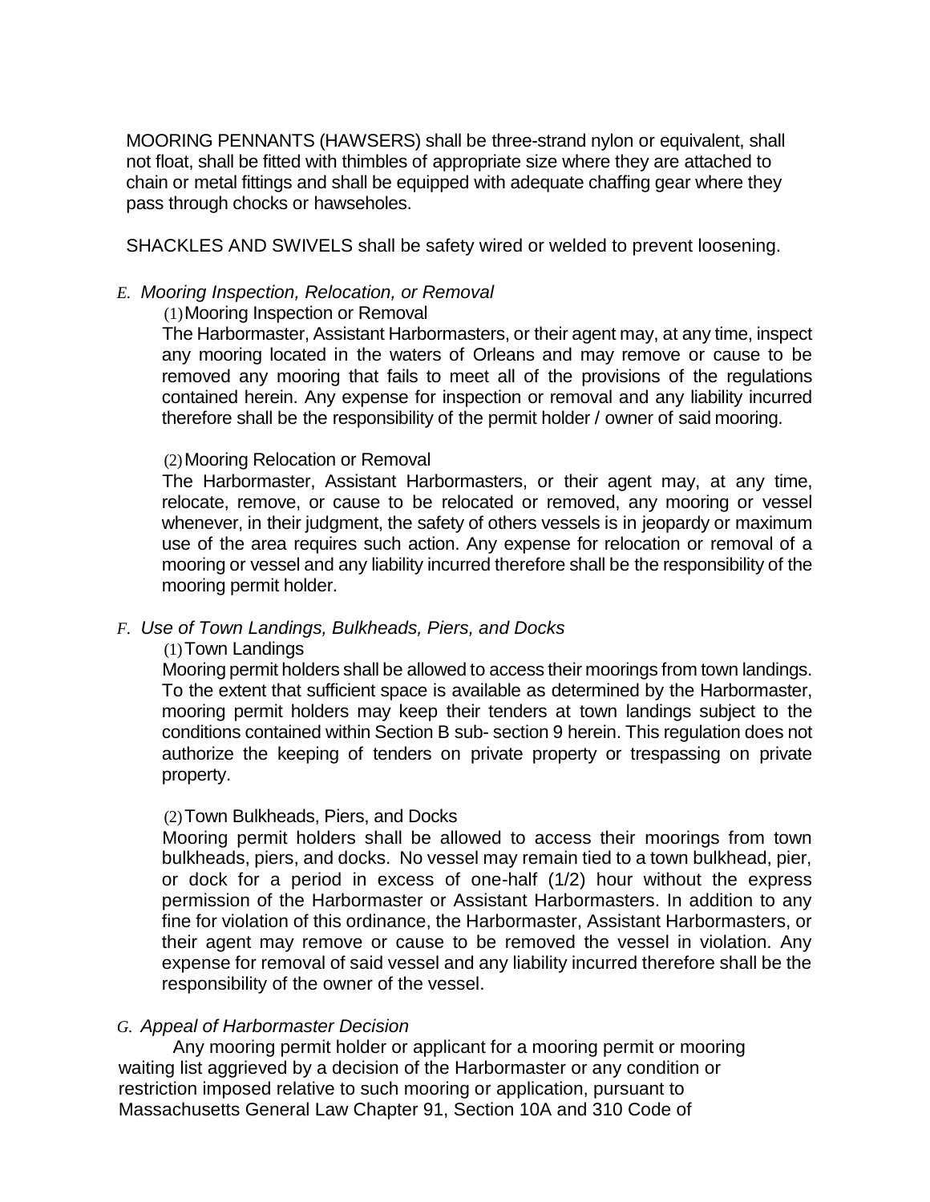MOORING PENNANTS (HAWSERS) shall be three-strand nylon or equivalent, shall not float, shall be fitted with thimbles of appropriate size where they are attached to chain or metal fittings and shall be equipped with adequate chaffing gear where they pass through chocks or hawseholes.

SHACKLES AND SWIVELS shall be safety wired or welded to prevent loosening.

*E. Mooring Inspection, Relocation, or Removal*

(1) Mooring Inspection or Removal

The Harbormaster, Assistant Harbormasters, or their agent may, at any time, inspect any mooring located in the waters of Orleans and may remove or cause to be removed any mooring that fails to meet all of the provisions of the regulations contained herein. Any expense for inspection or removal and any liability incurred therefore shall be the responsibility of the permit holder / owner of said mooring.

(2) Mooring Relocation or Removal

The Harbormaster, Assistant Harbormasters, or their agent may, at any time, relocate, remove, or cause to be relocated or removed, any mooring or vessel whenever, in their judgment, the safety of others vessels is in jeopardy or maximum use of the area requires such action. Any expense for relocation or removal of a mooring or vessel and any liability incurred therefore shall be the responsibility of the mooring permit holder.

*F. Use of Town Landings, Bulkheads, Piers, and Docks*

(1) Town Landings

Mooring permit holders shall be allowed to access their moorings from town landings. To the extent that sufficient space is available as determined by the Harbormaster, mooring permit holders may keep their tenders at town landings subject to the conditions contained within Section B sub- section 9 herein. This regulation does not authorize the keeping of tenders on private property or trespassing on private property.

(2) Town Bulkheads, Piers, and Docks

Mooring permit holders shall be allowed to access their moorings from town bulkheads, piers, and docks. No vessel may remain tied to a town bulkhead, pier, or dock for a period in excess of one-half (1/2) hour without the express permission of the Harbormaster or Assistant Harbormasters. In addition to any fine for violation of this ordinance, the Harbormaster, Assistant Harbormasters, or their agent may remove or cause to be removed the vessel in violation. Any expense for removal of said vessel and any liability incurred therefore shall be the responsibility of the owner of the vessel.

*G. Appeal of Harbormaster Decision*

Any mooring permit holder or applicant for a mooring permit or mooring waiting list aggrieved by a decision of the Harbormaster or any condition or restriction imposed relative to such mooring or application, pursuant to Massachusetts General Law Chapter 91, Section 10A and 310 Code of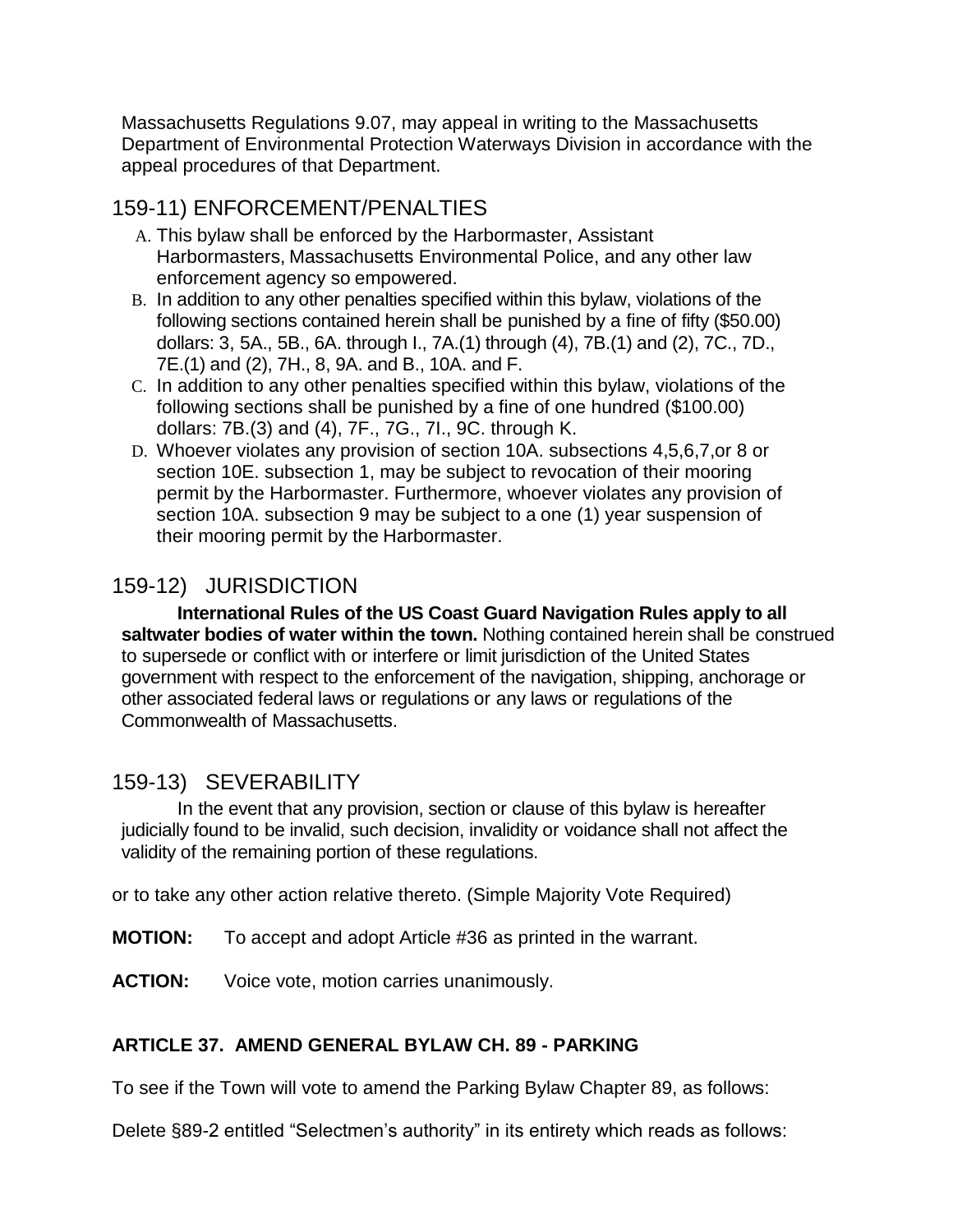Massachusetts Regulations 9.07, may appeal in writing to the Massachusetts Department of Environmental Protection Waterways Division in accordance with the appeal procedures of that Department.

## 159-11) ENFORCEMENT/PENALTIES

A. This bylaw shall be enforced by the Harbormaster, Assistant Harbormasters, Massachusetts Environmental Police, and any other law enforcement agency so empowered.

B. In addition to any other penalties specified within this bylaw, violations of the following sections contained herein shall be punished by a fine of fifty ($50.00) dollars: 3, 5A., 5B., 6A. through I., 7A.(1) through (4), 7B.(1) and (2), 7C., 7D., 7E.(1) and (2), 7H., 8, 9A. and B., 10A. and F.

C. In addition to any other penalties specified within this bylaw, violations of the following sections shall be punished by a fine of one hundred ($100.00) dollars: 7B.(3) and (4), 7F., 7G., 7I., 9C. through K.

D. Whoever violates any provision of section 10A. subsections 4,5,6,7,or 8 or section 10E. subsection 1, may be subject to revocation of their mooring permit by the Harbormaster. Furthermore, whoever violates any provision of section 10A. subsection 9 may be subject to a one (1) year suspension of their mooring permit by the Harbormaster.

## 159-12) JURISDICTION

**International Rules of the US Coast Guard Navigation Rules apply to all saltwater bodies of water within the town.** Nothing contained herein shall be construed to supersede or conflict with or interfere or limit jurisdiction of the United States government with respect to the enforcement of the navigation, shipping, anchorage or other associated federal laws or regulations or any laws or regulations of the Commonwealth of Massachusetts.

## 159-13) SEVERABILITY

In the event that any provision, section or clause of this bylaw is hereafter judicially found to be invalid, such decision, invalidity or voidance shall not affect the validity of the remaining portion of these regulations.

or to take any other action relative thereto. (Simple Majority Vote Required)

**MOTION:** To accept and adopt Article #36 as printed in the warrant.

**ACTION:** Voice vote, motion carries unanimously.

**ARTICLE 37. AMEND GENERAL BYLAW CH. 89 - PARKING**

To see if the Town will vote to amend the Parking Bylaw Chapter 89, as follows:

Delete §89-2 entitled "Selectmen's authority" in its entirety which reads as follows: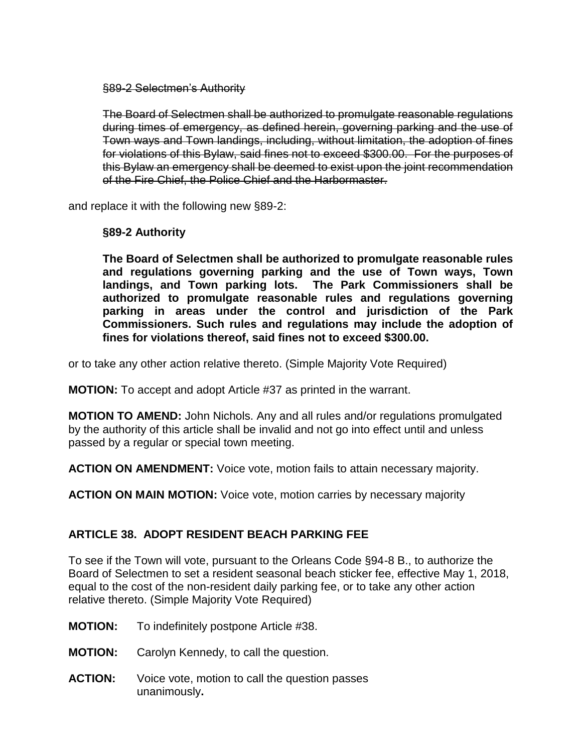~~§89-2 Selectmen's Authority~~

~~The Board of Selectmen shall be authorized to promulgate reasonable regulations during times of emergency, as defined herein, governing parking and the use of Town ways and Town landings, including, without limitation, the adoption of fines for violations of this Bylaw, said fines not to exceed $300.00. For the purposes of this Bylaw an emergency shall be deemed to exist upon the joint recommendation of the Fire Chief, the Police Chief and the Harbormaster.~~

and replace it with the following new §89-2:

**§89-2 Authority**

**The Board of Selectmen shall be authorized to promulgate reasonable rules and regulations governing parking and the use of Town ways, Town landings, and Town parking lots. The Park Commissioners shall be authorized to promulgate reasonable rules and regulations governing parking in areas under the control and jurisdiction of the Park Commissioners. Such rules and regulations may include the adoption of fines for violations thereof, said fines not to exceed $300.00.**

or to take any other action relative thereto. (Simple Majority Vote Required)

**MOTION:** To accept and adopt Article #37 as printed in the warrant.

**MOTION TO AMEND:** John Nichols. Any and all rules and/or regulations promulgated by the authority of this article shall be invalid and not go into effect until and unless passed by a regular or special town meeting.

**ACTION ON AMENDMENT:** Voice vote, motion fails to attain necessary majority.

**ACTION ON MAIN MOTION:** Voice vote, motion carries by necessary majority

## ARTICLE 38. ADOPT RESIDENT BEACH PARKING FEE

To see if the Town will vote, pursuant to the Orleans Code §94-8 B., to authorize the Board of Selectmen to set a resident seasonal beach sticker fee, effective May 1, 2018, equal to the cost of the non-resident daily parking fee, or to take any other action relative thereto. (Simple Majority Vote Required)

**MOTION:** To indefinitely postpone Article #38.

**MOTION:** Carolyn Kennedy, to call the question.

**ACTION:** Voice vote, motion to call the question passes unanimously**.**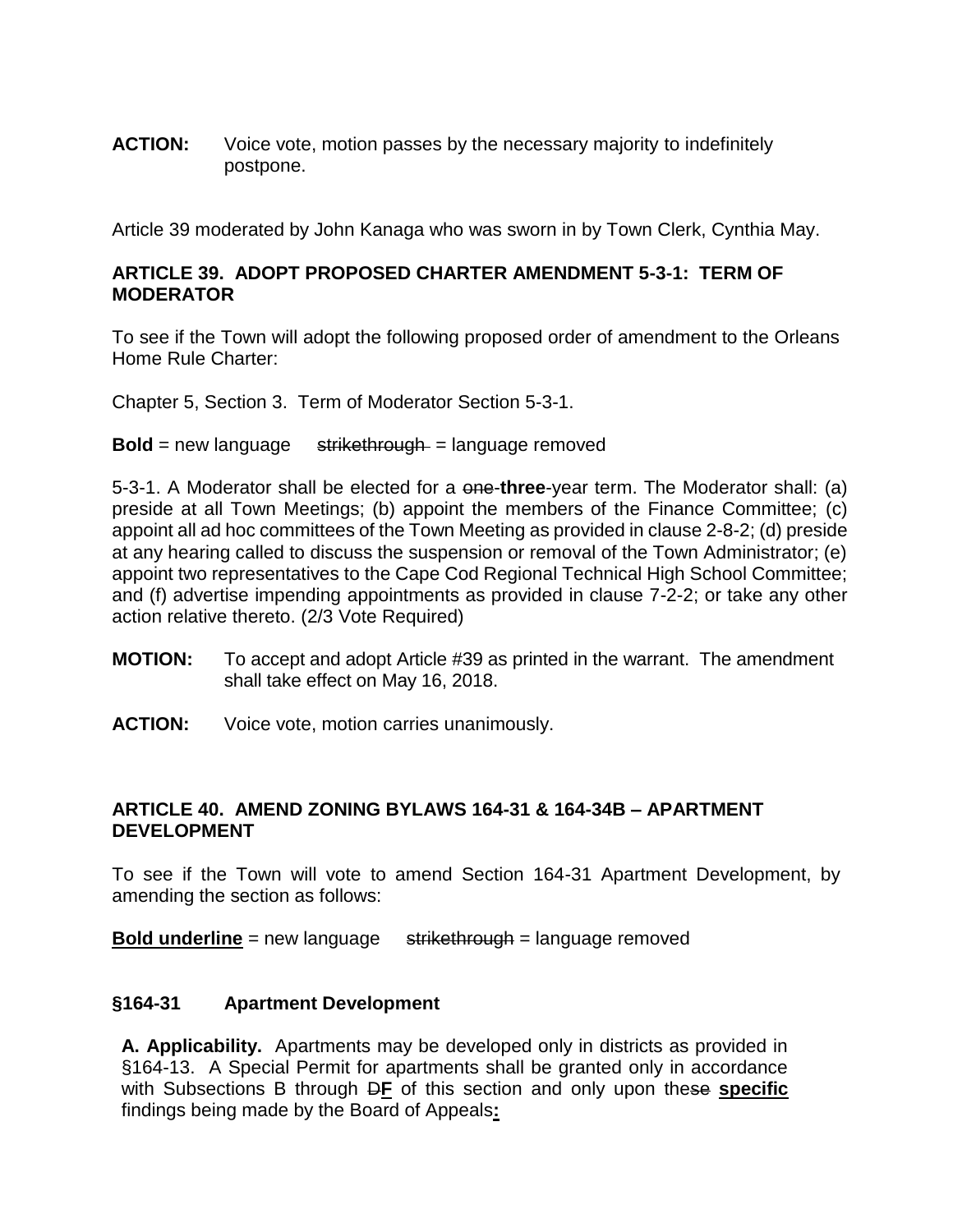**ACTION:** Voice vote, motion passes by the necessary majority to indefinitely postpone.

Article 39 moderated by John Kanaga who was sworn in by Town Clerk, Cynthia May.

**ARTICLE 39. ADOPT PROPOSED CHARTER AMENDMENT 5-3-1: TERM OF MODERATOR**

To see if the Town will adopt the following proposed order of amendment to the Orleans Home Rule Charter:

Chapter 5, Section 3. Term of Moderator Section 5-3-1.

**Bold** = new language ~~strikethrough~~ = language removed

5-3-1. A Moderator shall be elected for a ~~one~~ **three**-year term. The Moderator shall: (a) preside at all Town Meetings; (b) appoint the members of the Finance Committee; (c) appoint all ad hoc committees of the Town Meeting as provided in clause 2-8-2; (d) preside at any hearing called to discuss the suspension or removal of the Town Administrator; (e) appoint two representatives to the Cape Cod Regional Technical High School Committee; and (f) advertise impending appointments as provided in clause 7-2-2; or take any other action relative thereto. (2/3 Vote Required)

**MOTION:** To accept and adopt Article #39 as printed in the warrant. The amendment shall take effect on May 16, 2018.

**ACTION:** Voice vote, motion carries unanimously.

**ARTICLE 40. AMEND ZONING BYLAWS 164-31 & 164-34B – APARTMENT DEVELOPMENT**

To see if the Town will vote to amend Section 164-31 Apartment Development, by amending the section as follows:

<u>**Bold underline**</u> = new language ~~strikethrough~~ = language removed

**§164-31 Apartment Development**

**A. Applicability.** Apartments may be developed only in districts as provided in §164-13. A Special Permit for apartments shall be granted only in accordance with Subsections B through ~~D~~<u>**F**</u> of this section and only upon the~~se~~ <u>**specific**</u> findings being made by the Board of Appeals<u>**:**</u>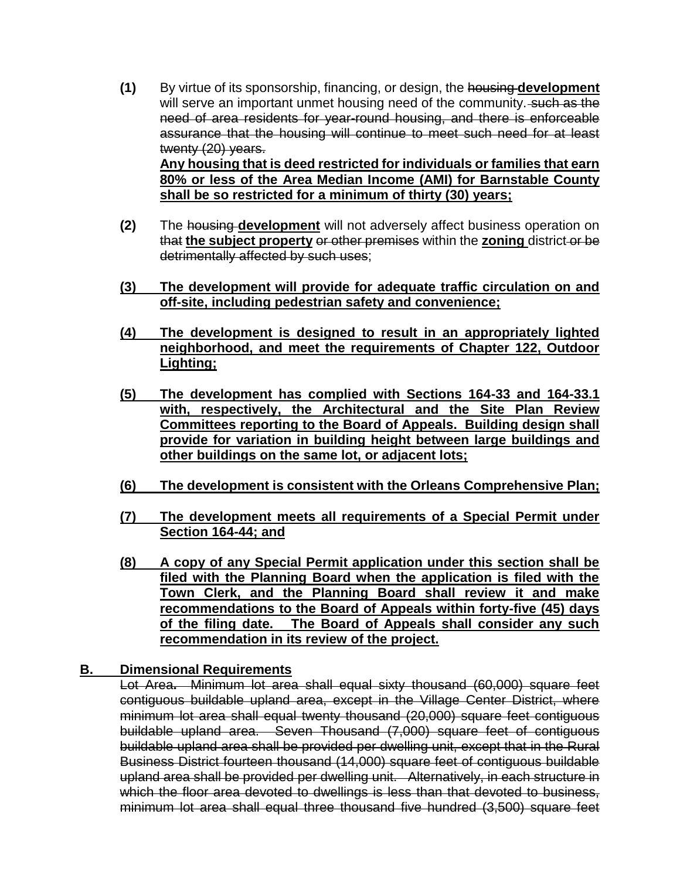(1) By virtue of its sponsorship, financing, or design, the ~~housing~~ **development** will serve an important unmet housing need of the community. ~~such as the need of area residents for year-round housing, and there is enforceable assurance that the housing will continue to meet such need for at least twenty (20) years.~~
**Any housing that is deed restricted for individuals or families that earn 80% or less of the Area Median Income (AMI) for Barnstable County shall be so restricted for a minimum of thirty (30) years;**

(2) The ~~housing~~ **development** will not adversely affect business operation on ~~that~~ **the subject property** ~~or other premises~~ within the **zoning** district ~~or be detrimentally affected by such uses~~;

**(3) The development will provide for adequate traffic circulation on and off-site, including pedestrian safety and convenience;**

**(4) The development is designed to result in an appropriately lighted neighborhood, and meet the requirements of Chapter 122, Outdoor Lighting;**

**(5) The development has complied with Sections 164-33 and 164-33.1 with, respectively, the Architectural and the Site Plan Review Committees reporting to the Board of Appeals. Building design shall provide for variation in building height between large buildings and other buildings on the same lot, or adjacent lots;**

**(6) The development is consistent with the Orleans Comprehensive Plan;**

**(7) The development meets all requirements of a Special Permit under Section 164-44; and**

**(8) A copy of any Special Permit application under this section shall be filed with the Planning Board when the application is filed with the Town Clerk, and the Planning Board shall review it and make recommendations to the Board of Appeals within forty-five (45) days of the filing date. The Board of Appeals shall consider any such recommendation in its review of the project.**

**B. Dimensional Requirements**

~~Lot Area. Minimum lot area shall equal sixty thousand (60,000) square feet contiguous buildable upland area, except in the Village Center District, where minimum lot area shall equal twenty thousand (20,000) square feet contiguous buildable upland area. Seven Thousand (7,000) square feet of contiguous buildable upland area shall be provided per dwelling unit, except that in the Rural Business District fourteen thousand (14,000) square feet of contiguous buildable upland area shall be provided per dwelling unit. Alternatively, in each structure in which the floor area devoted to dwellings is less than that devoted to business, minimum lot area shall equal three thousand five hundred (3,500) square feet~~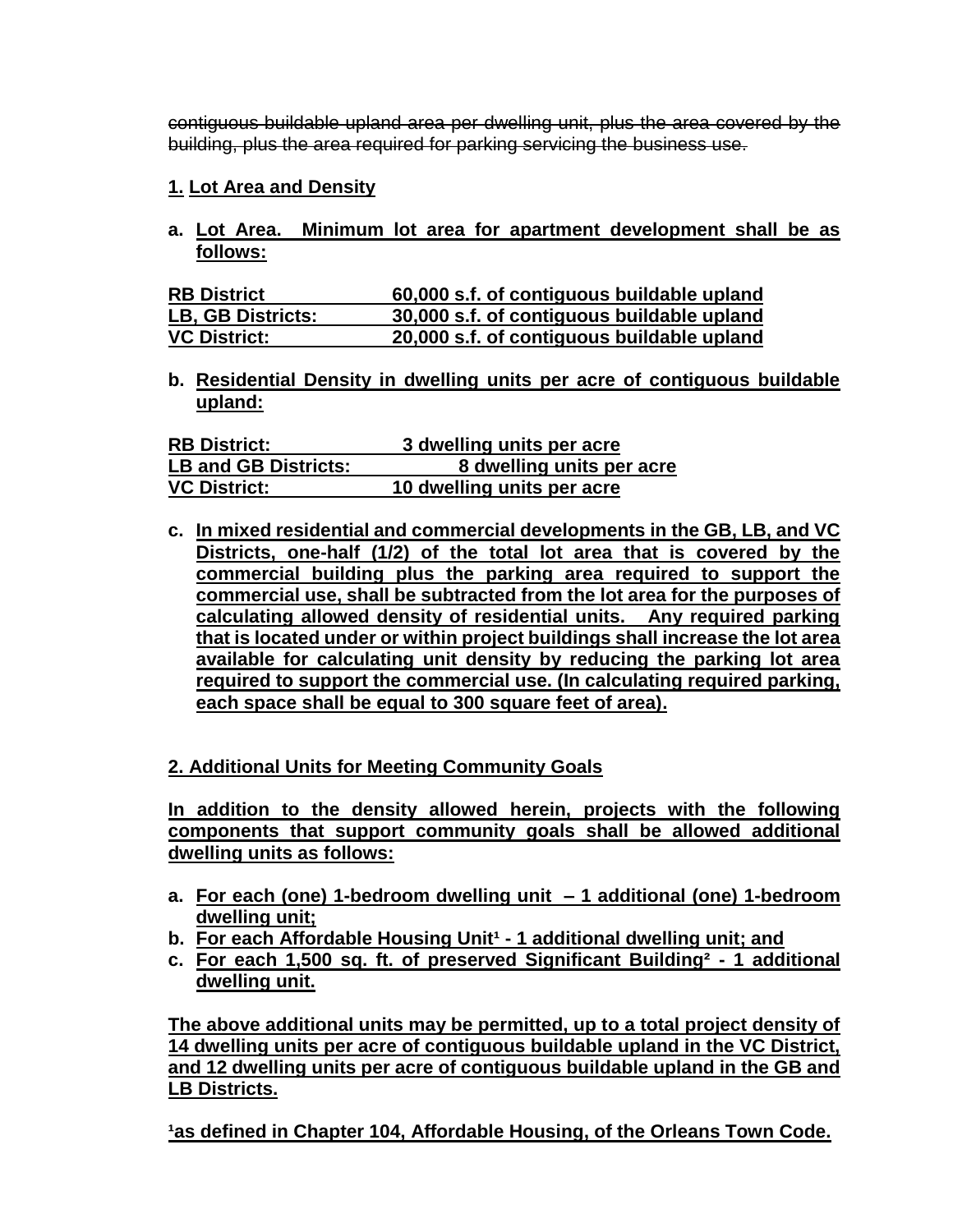~~contiguous buildable upland area per dwelling unit, plus the area covered by the building, plus the area required for parking servicing the business use.~~

**1. Lot Area and Density**

**a. Lot Area. Minimum lot area for apartment development shall be as follows:**

| **RB District** | **60,000 s.f. of contiguous buildable upland** |
|---|---|
| **LB, GB Districts:** | **30,000 s.f. of contiguous buildable upland** |
| **VC District:** | **20,000 s.f. of contiguous buildable upland** |

**b. Residential Density in dwelling units per acre of contiguous buildable upland:**

| **RB District:** | **3 dwelling units per acre** |
|---|---|
| **LB and GB Districts:** | **8 dwelling units per acre** |
| **VC District:** | **10 dwelling units per acre** |

**c. In mixed residential and commercial developments in the GB, LB, and VC Districts, one-half (1/2) of the total lot area that is covered by the commercial building plus the parking area required to support the commercial use, shall be subtracted from the lot area for the purposes of calculating allowed density of residential units. Any required parking that is located under or within project buildings shall increase the lot area available for calculating unit density by reducing the parking lot area required to support the commercial use. (In calculating required parking, each space shall be equal to 300 square feet of area).**

**2. Additional Units for Meeting Community Goals**

**In addition to the density allowed herein, projects with the following components that support community goals shall be allowed additional dwelling units as follows:**

**a. For each (one) 1-bedroom dwelling unit – 1 additional (one) 1-bedroom dwelling unit;**
**b. For each Affordable Housing Unit[1] - 1 additional dwelling unit; and**
**c. For each 1,500 sq. ft. of preserved Significant Building[2] - 1 additional dwelling unit.**

**The above additional units may be permitted, up to a total project density of 14 dwelling units per acre of contiguous buildable upland in the VC District, and 12 dwelling units per acre of contiguous buildable upland in the GB and LB Districts.**

**[1]as defined in Chapter 104, Affordable Housing, of the Orleans Town Code.**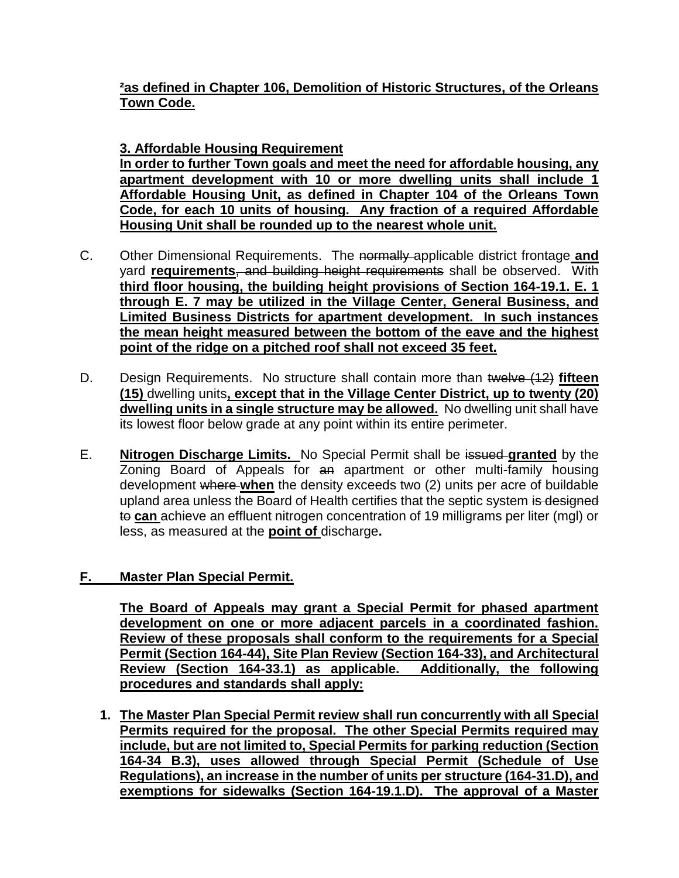[2] **as defined in Chapter 106, Demolition of Historic Structures, of the Orleans Town Code.**

**3. Affordable Housing Requirement**
**In order to further Town goals and meet the need for affordable housing, any apartment development with 10 or more dwelling units shall include 1 Affordable Housing Unit, as defined in Chapter 104 of the Orleans Town Code, for each 10 units of housing. Any fraction of a required Affordable Housing Unit shall be rounded up to the nearest whole unit.**

C. Other Dimensional Requirements. The ~~normally~~ applicable district frontage **and** yard **requirements**~~, and building height requirements~~ shall be observed. With **third floor housing, the building height provisions of Section 164-19.1. E. 1 through E. 7 may be utilized in the Village Center, General Business, and Limited Business Districts for apartment development. In such instances the mean height measured between the bottom of the eave and the highest point of the ridge on a pitched roof shall not exceed 35 feet.**

D. Design Requirements. No structure shall contain more than ~~twelve (12)~~ **fifteen (15)** dwelling units**, except that in the Village Center District, up to twenty (20) dwelling units in a single structure may be allowed.** No dwelling unit shall have its lowest floor below grade at any point within its entire perimeter.

E. **Nitrogen Discharge Limits.** No Special Permit shall be ~~issued~~ **granted** by the Zoning Board of Appeals for ~~an~~ apartment or other multi-family housing development ~~where~~ **when** the density exceeds two (2) units per acre of buildable upland area unless the Board of Health certifies that the septic system ~~is designed to~~ **can** achieve an effluent nitrogen concentration of 19 milligrams per liter (mgl) or less, as measured at the **point of** discharge**.**

**F. Master Plan Special Permit.**

**The Board of Appeals may grant a Special Permit for phased apartment development on one or more adjacent parcels in a coordinated fashion. Review of these proposals shall conform to the requirements for a Special Permit (Section 164-44), Site Plan Review (Section 164-33), and Architectural Review (Section 164-33.1) as applicable. Additionally, the following procedures and standards shall apply:**

1. **The Master Plan Special Permit review shall run concurrently with all Special Permits required for the proposal. The other Special Permits required may include, but are not limited to, Special Permits for parking reduction (Section 164-34 B.3), uses allowed through Special Permit (Schedule of Use Regulations), an increase in the number of units per structure (164-31.D), and exemptions for sidewalks (Section 164-19.1.D). The approval of a Master**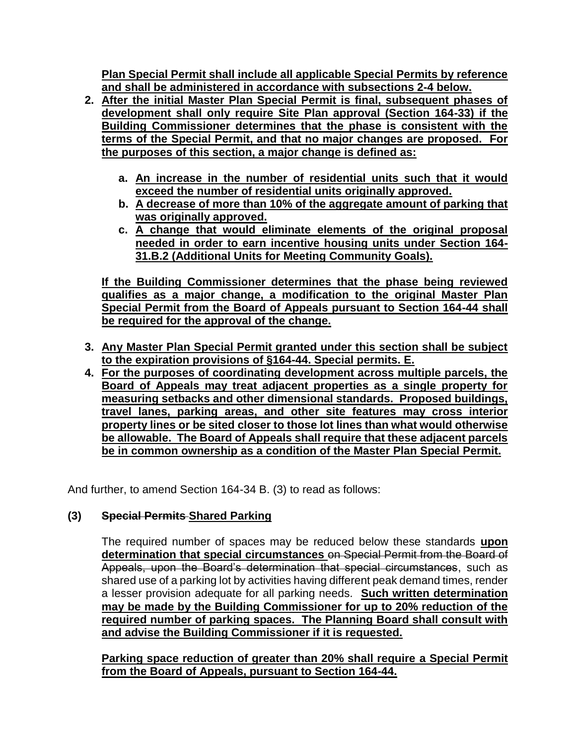**Plan Special Permit shall include all applicable Special Permits by reference and shall be administered in accordance with subsections 2-4 below.**

2. **After the initial Master Plan Special Permit is final, subsequent phases of development shall only require Site Plan approval (Section 164-33) if the Building Commissioner determines that the phase is consistent with the terms of the Special Permit, and that no major changes are proposed. For the purposes of this section, a major change is defined as:**

    a. **An increase in the number of residential units such that it would exceed the number of residential units originally approved.**
    b. **A decrease of more than 10% of the aggregate amount of parking that was originally approved.**
    c. **A change that would eliminate elements of the original proposal needed in order to earn incentive housing units under Section 164-31.B.2 (Additional Units for Meeting Community Goals).**

    **If the Building Commissioner determines that the phase being reviewed qualifies as a major change, a modification to the original Master Plan Special Permit from the Board of Appeals pursuant to Section 164-44 shall be required for the approval of the change.**

3. **Any Master Plan Special Permit granted under this section shall be subject to the expiration provisions of §164-44. Special permits. E.**
4. **For the purposes of coordinating development across multiple parcels, the Board of Appeals may treat adjacent properties as a single property for measuring setbacks and other dimensional standards. Proposed buildings, travel lanes, parking areas, and other site features may cross interior property lines or be sited closer to those lot lines than what would otherwise be allowable. The Board of Appeals shall require that these adjacent parcels be in common ownership as a condition of the Master Plan Special Permit.**

And further, to amend Section 164-34 B. (3) to read as follows:

**(3)** ~~**Special Permits**~~ **Shared Parking**

The required number of spaces may be reduced below these standards **upon determination that special circumstances** ~~on Special Permit from the Board of Appeals, upon the Board's determination that special circumstances~~, such as shared use of a parking lot by activities having different peak demand times, render a lesser provision adequate for all parking needs. **Such written determination may be made by the Building Commissioner for up to 20% reduction of the required number of parking spaces. The Planning Board shall consult with and advise the Building Commissioner if it is requested.**

**Parking space reduction of greater than 20% shall require a Special Permit from the Board of Appeals, pursuant to Section 164-44.**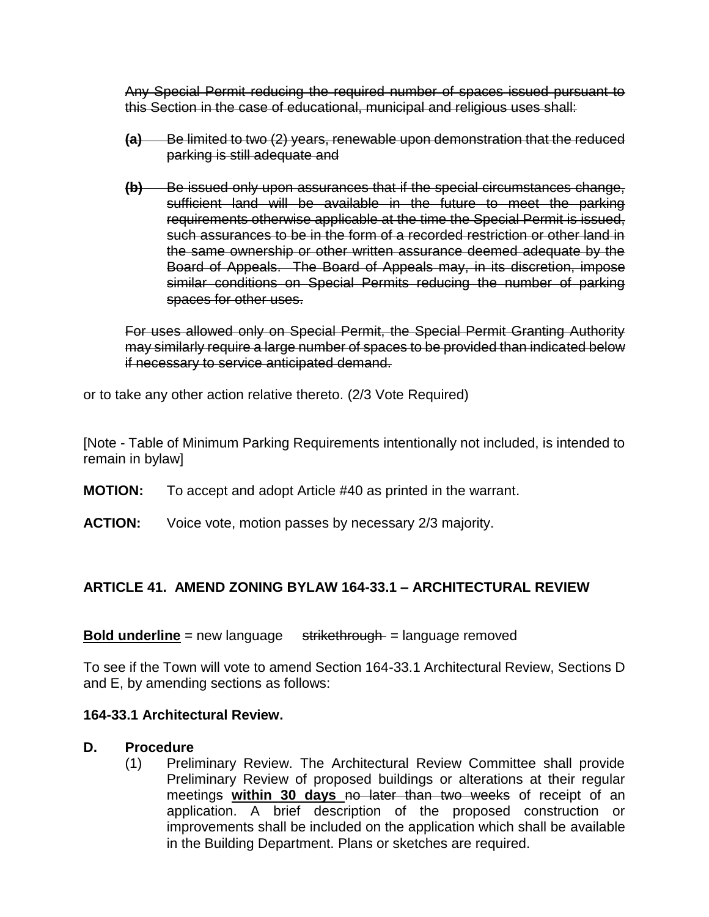~~Any Special Permit reducing the required number of spaces issued pursuant to this Section in the case of educational, municipal and religious uses shall:~~

~~**(a)** Be limited to two (2) years, renewable upon demonstration that the reduced parking is still adequate and~~

~~**(b)** Be issued only upon assurances that if the special circumstances change, sufficient land will be available in the future to meet the parking requirements otherwise applicable at the time the Special Permit is issued, such assurances to be in the form of a recorded restriction or other land in the same ownership or other written assurance deemed adequate by the Board of Appeals. The Board of Appeals may, in its discretion, impose similar conditions on Special Permits reducing the number of parking spaces for other uses.~~

~~For uses allowed only on Special Permit, the Special Permit Granting Authority may similarly require a large number of spaces to be provided than indicated below if necessary to service anticipated demand.~~

or to take any other action relative thereto. (2/3 Vote Required)

[Note - Table of Minimum Parking Requirements intentionally not included, is intended to remain in bylaw]

**MOTION:** To accept and adopt Article #40 as printed in the warrant.

**ACTION:** Voice vote, motion passes by necessary 2/3 majority.

## ARTICLE 41. AMEND ZONING BYLAW 164-33.1 – ARCHITECTURAL REVIEW

**<u>Bold underline</u>** = new language ~~strikethrough~~ = language removed

To see if the Town will vote to amend Section 164-33.1 Architectural Review, Sections D and E, by amending sections as follows:

**164-33.1 Architectural Review.**

**D. Procedure**

(1) Preliminary Review. The Architectural Review Committee shall provide Preliminary Review of proposed buildings or alterations at their regular meeting~~s~~ **<u>within 30 days</u>** ~~no later than two weeks~~ of receipt of an application. A brief description of the proposed construction or improvements shall be included on the application which shall be available in the Building Department. Plans or sketches are required.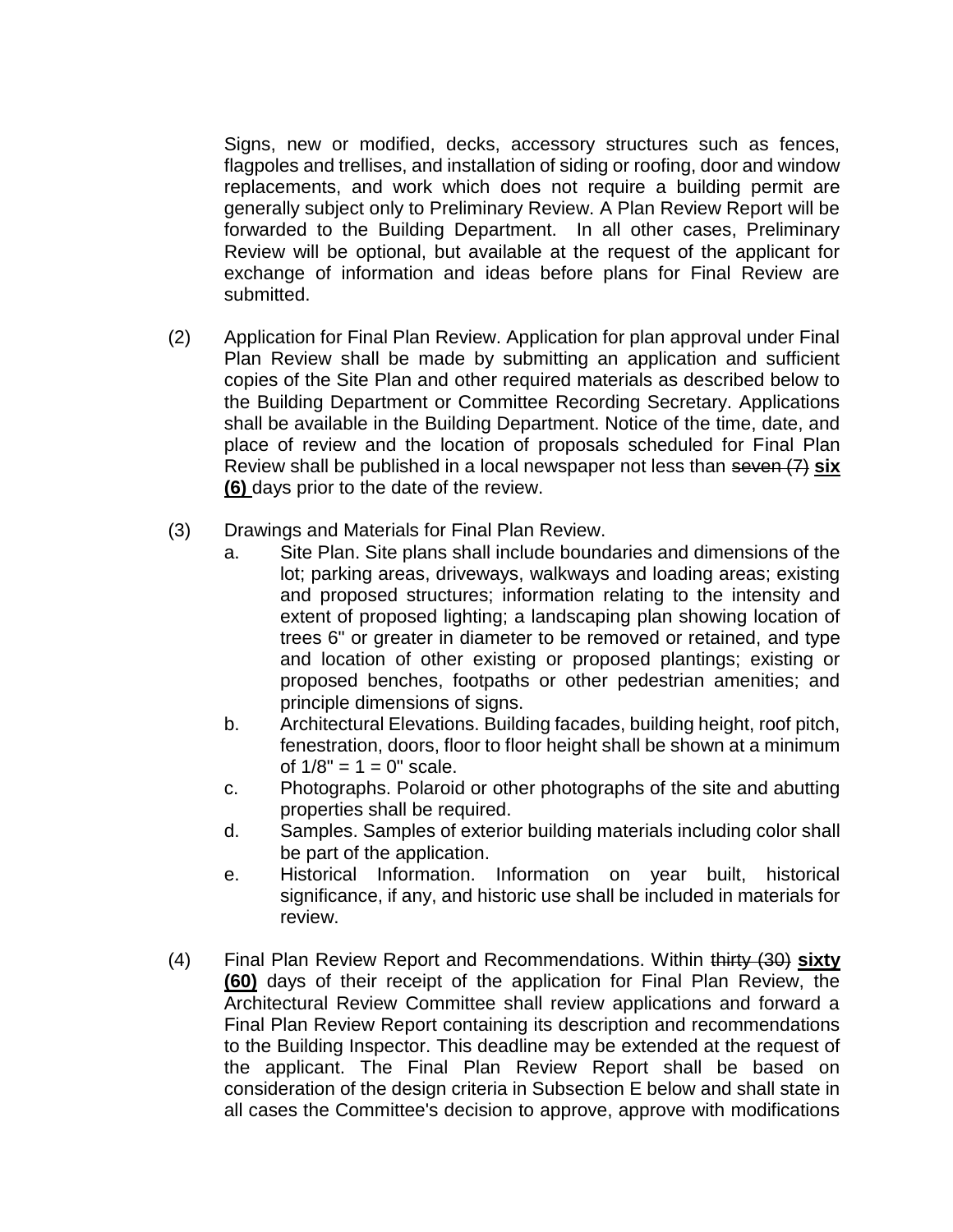Signs, new or modified, decks, accessory structures such as fences, flagpoles and trellises, and installation of siding or roofing, door and window replacements, and work which does not require a building permit are generally subject only to Preliminary Review. A Plan Review Report will be forwarded to the Building Department. In all other cases, Preliminary Review will be optional, but available at the request of the applicant for exchange of information and ideas before plans for Final Review are submitted.

(2) Application for Final Plan Review. Application for plan approval under Final Plan Review shall be made by submitting an application and sufficient copies of the Site Plan and other required materials as described below to the Building Department or Committee Recording Secretary. Applications shall be available in the Building Department. Notice of the time, date, and place of review and the location of proposals scheduled for Final Plan Review shall be published in a local newspaper not less than ~~seven (7)~~ <u>**six (6)**</u> days prior to the date of the review.

(3) Drawings and Materials for Final Plan Review.

a. Site Plan. Site plans shall include boundaries and dimensions of the lot; parking areas, driveways, walkways and loading areas; existing and proposed structures; information relating to the intensity and extent of proposed lighting; a landscaping plan showing location of trees 6" or greater in diameter to be removed or retained, and type and location of other existing or proposed plantings; existing or proposed benches, footpaths or other pedestrian amenities; and principle dimensions of signs.

b. Architectural Elevations. Building facades, building height, roof pitch, fenestration, doors, floor to floor height shall be shown at a minimum of 1/8" = 1 = 0" scale.

c. Photographs. Polaroid or other photographs of the site and abutting properties shall be required.

d. Samples. Samples of exterior building materials including color shall be part of the application.

e. Historical Information. Information on year built, historical significance, if any, and historic use shall be included in materials for review.

(4) Final Plan Review Report and Recommendations. Within ~~thirty (30)~~ <u>**sixty (60)**</u> days of their receipt of the application for Final Plan Review, the Architectural Review Committee shall review applications and forward a Final Plan Review Report containing its description and recommendations to the Building Inspector. This deadline may be extended at the request of the applicant. The Final Plan Review Report shall be based on consideration of the design criteria in Subsection E below and shall state in all cases the Committee's decision to approve, approve with modifications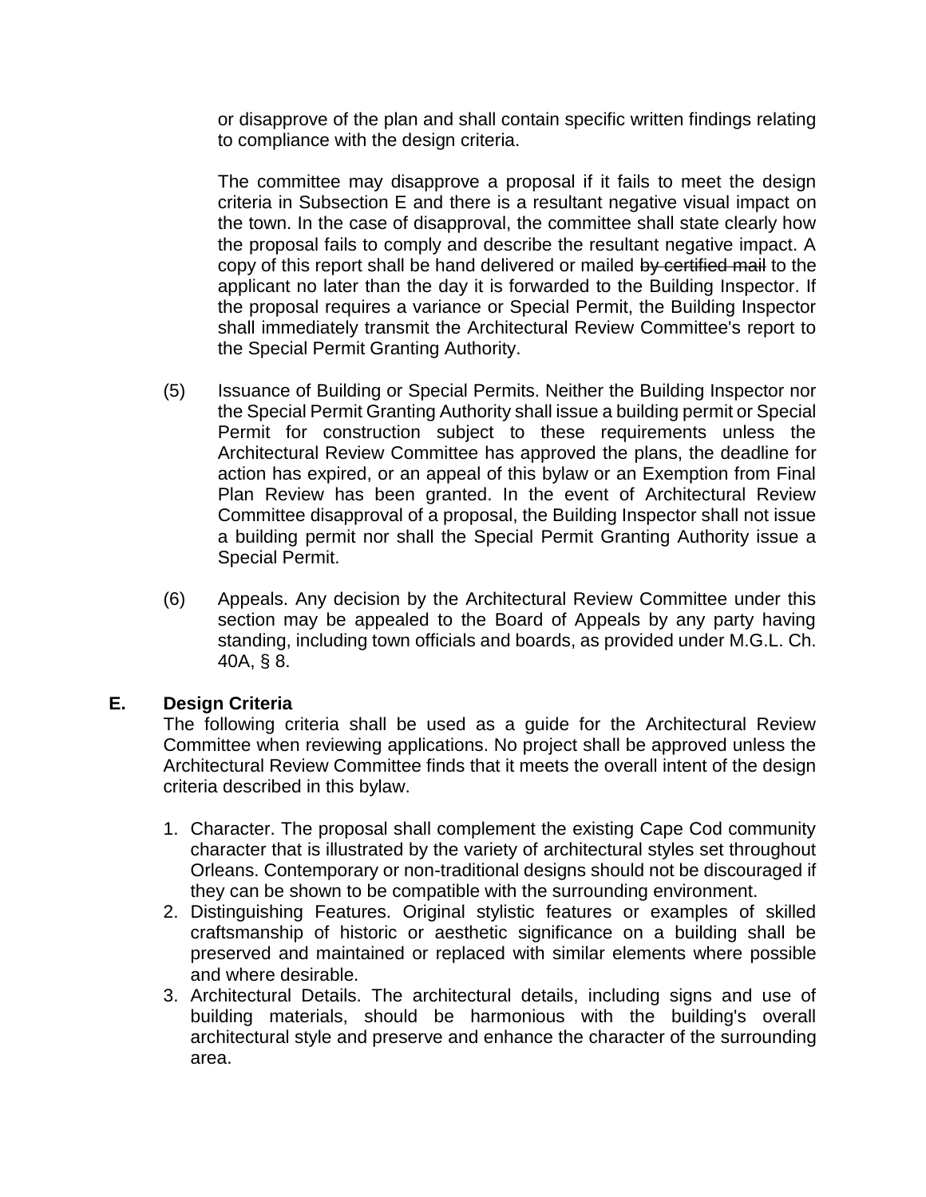or disapprove of the plan and shall contain specific written findings relating to compliance with the design criteria.

The committee may disapprove a proposal if it fails to meet the design criteria in Subsection E and there is a resultant negative visual impact on the town. In the case of disapproval, the committee shall state clearly how the proposal fails to comply and describe the resultant negative impact. A copy of this report shall be hand delivered or mailed ~~by certified mail~~ to the applicant no later than the day it is forwarded to the Building Inspector. If the proposal requires a variance or Special Permit, the Building Inspector shall immediately transmit the Architectural Review Committee's report to the Special Permit Granting Authority.

(5) Issuance of Building or Special Permits. Neither the Building Inspector nor the Special Permit Granting Authority shall issue a building permit or Special Permit for construction subject to these requirements unless the Architectural Review Committee has approved the plans, the deadline for action has expired, or an appeal of this bylaw or an Exemption from Final Plan Review has been granted. In the event of Architectural Review Committee disapproval of a proposal, the Building Inspector shall not issue a building permit nor shall the Special Permit Granting Authority issue a Special Permit.

(6) Appeals. Any decision by the Architectural Review Committee under this section may be appealed to the Board of Appeals by any party having standing, including town officials and boards, as provided under M.G.L. Ch. 40A, § 8.

**E. Design Criteria**

The following criteria shall be used as a guide for the Architectural Review Committee when reviewing applications. No project shall be approved unless the Architectural Review Committee finds that it meets the overall intent of the design criteria described in this bylaw.

1. Character. The proposal shall complement the existing Cape Cod community character that is illustrated by the variety of architectural styles set throughout Orleans. Contemporary or non-traditional designs should not be discouraged if they can be shown to be compatible with the surrounding environment.
2. Distinguishing Features. Original stylistic features or examples of skilled craftsmanship of historic or aesthetic significance on a building shall be preserved and maintained or replaced with similar elements where possible and where desirable.
3. Architectural Details. The architectural details, including signs and use of building materials, should be harmonious with the building's overall architectural style and preserve and enhance the character of the surrounding area.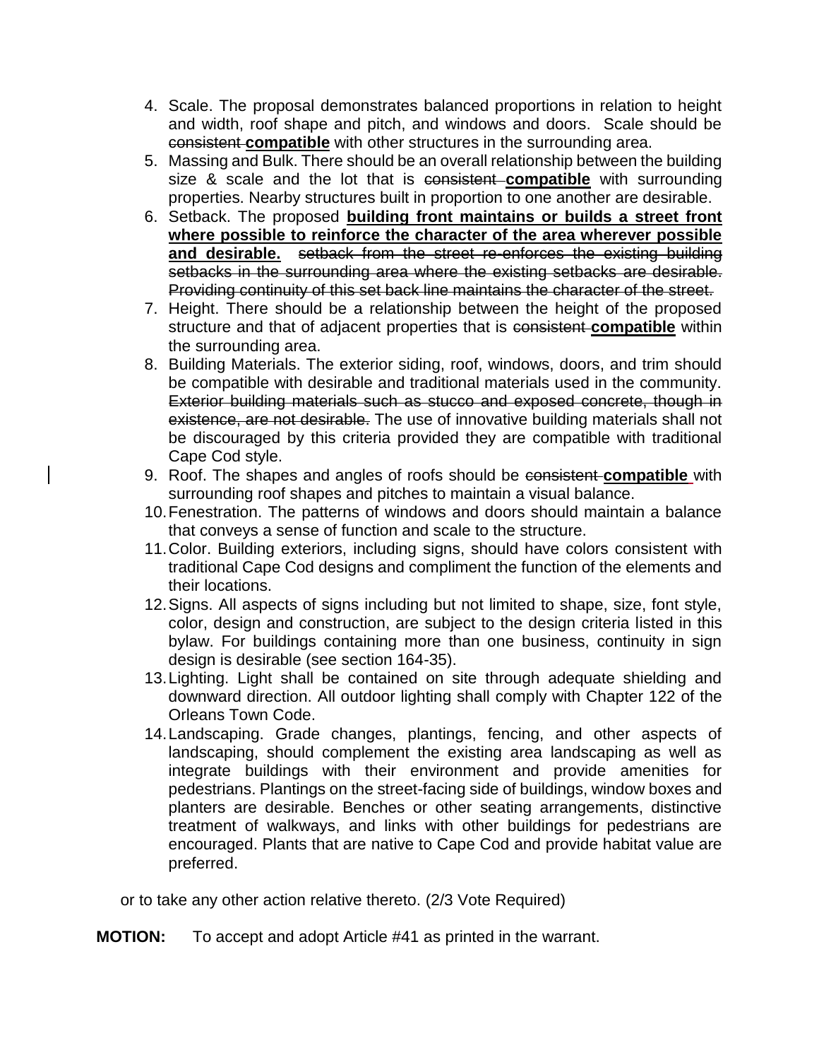4. Scale. The proposal demonstrates balanced proportions in relation to height and width, roof shape and pitch, and windows and doors. Scale should be ~~consistent~~ **compatible** with other structures in the surrounding area.
5. Massing and Bulk. There should be an overall relationship between the building size & scale and the lot that is ~~consistent~~ **compatible** with surrounding properties. Nearby structures built in proportion to one another are desirable.
6. Setback. The proposed **building front maintains or builds a street front where possible to reinforce the character of the area wherever possible and desirable.** ~~setback from the street re-enforces the existing building setbacks in the surrounding area where the existing setbacks are desirable. Providing continuity of this set back line maintains the character of the street.~~
7. Height. There should be a relationship between the height of the proposed structure and that of adjacent properties that is ~~consistent~~ **compatible** within the surrounding area.
8. Building Materials. The exterior siding, roof, windows, doors, and trim should be compatible with desirable and traditional materials used in the community. ~~Exterior building materials such as stucco and exposed concrete, though in existence, are not desirable.~~ The use of innovative building materials shall not be discouraged by this criteria provided they are compatible with traditional Cape Cod style.
9. Roof. The shapes and angles of roofs should be ~~consistent~~ **compatible** with surrounding roof shapes and pitches to maintain a visual balance.
10. Fenestration. The patterns of windows and doors should maintain a balance that conveys a sense of function and scale to the structure.
11. Color. Building exteriors, including signs, should have colors consistent with traditional Cape Cod designs and compliment the function of the elements and their locations.
12. Signs. All aspects of signs including but not limited to shape, size, font style, color, design and construction, are subject to the design criteria listed in this bylaw. For buildings containing more than one business, continuity in sign design is desirable (see section 164-35).
13. Lighting. Light shall be contained on site through adequate shielding and downward direction. All outdoor lighting shall comply with Chapter 122 of the Orleans Town Code.
14. Landscaping. Grade changes, plantings, fencing, and other aspects of landscaping, should complement the existing area landscaping as well as integrate buildings with their environment and provide amenities for pedestrians. Plantings on the street-facing side of buildings, window boxes and planters are desirable. Benches or other seating arrangements, distinctive treatment of walkways, and links with other buildings for pedestrians are encouraged. Plants that are native to Cape Cod and provide habitat value are preferred.

or to take any other action relative thereto. (2/3 Vote Required)

**MOTION:** To accept and adopt Article #41 as printed in the warrant.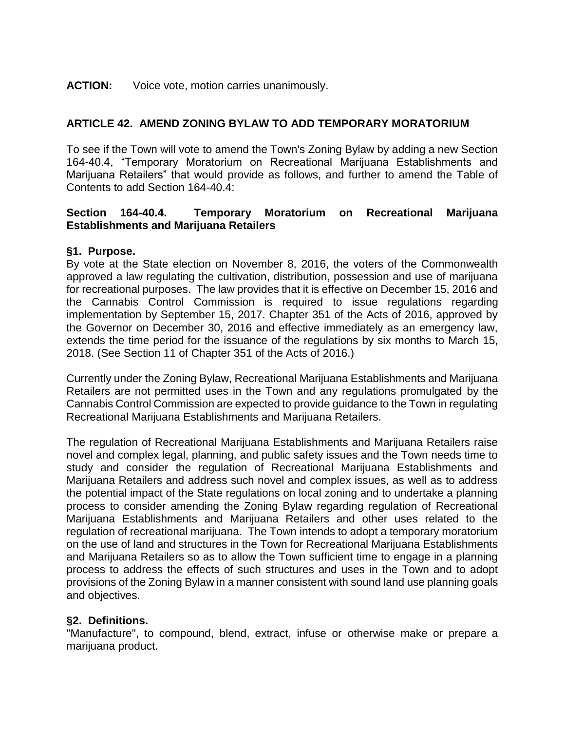**ACTION:** Voice vote, motion carries unanimously.

## ARTICLE 42. AMEND ZONING BYLAW TO ADD TEMPORARY MORATORIUM

To see if the Town will vote to amend the Town's Zoning Bylaw by adding a new Section 164-40.4, "Temporary Moratorium on Recreational Marijuana Establishments and Marijuana Retailers" that would provide as follows, and further to amend the Table of Contents to add Section 164-40.4:

### Section 164-40.4. Temporary Moratorium on Recreational Marijuana Establishments and Marijuana Retailers

**§1. Purpose.**

By vote at the State election on November 8, 2016, the voters of the Commonwealth approved a law regulating the cultivation, distribution, possession and use of marijuana for recreational purposes. The law provides that it is effective on December 15, 2016 and the Cannabis Control Commission is required to issue regulations regarding implementation by September 15, 2017. Chapter 351 of the Acts of 2016, approved by the Governor on December 30, 2016 and effective immediately as an emergency law, extends the time period for the issuance of the regulations by six months to March 15, 2018. (See Section 11 of Chapter 351 of the Acts of 2016.)

Currently under the Zoning Bylaw, Recreational Marijuana Establishments and Marijuana Retailers are not permitted uses in the Town and any regulations promulgated by the Cannabis Control Commission are expected to provide guidance to the Town in regulating Recreational Marijuana Establishments and Marijuana Retailers.

The regulation of Recreational Marijuana Establishments and Marijuana Retailers raise novel and complex legal, planning, and public safety issues and the Town needs time to study and consider the regulation of Recreational Marijuana Establishments and Marijuana Retailers and address such novel and complex issues, as well as to address the potential impact of the State regulations on local zoning and to undertake a planning process to consider amending the Zoning Bylaw regarding regulation of Recreational Marijuana Establishments and Marijuana Retailers and other uses related to the regulation of recreational marijuana. The Town intends to adopt a temporary moratorium on the use of land and structures in the Town for Recreational Marijuana Establishments and Marijuana Retailers so as to allow the Town sufficient time to engage in a planning process to address the effects of such structures and uses in the Town and to adopt provisions of the Zoning Bylaw in a manner consistent with sound land use planning goals and objectives.

**§2. Definitions.**

"Manufacture", to compound, blend, extract, infuse or otherwise make or prepare a marijuana product.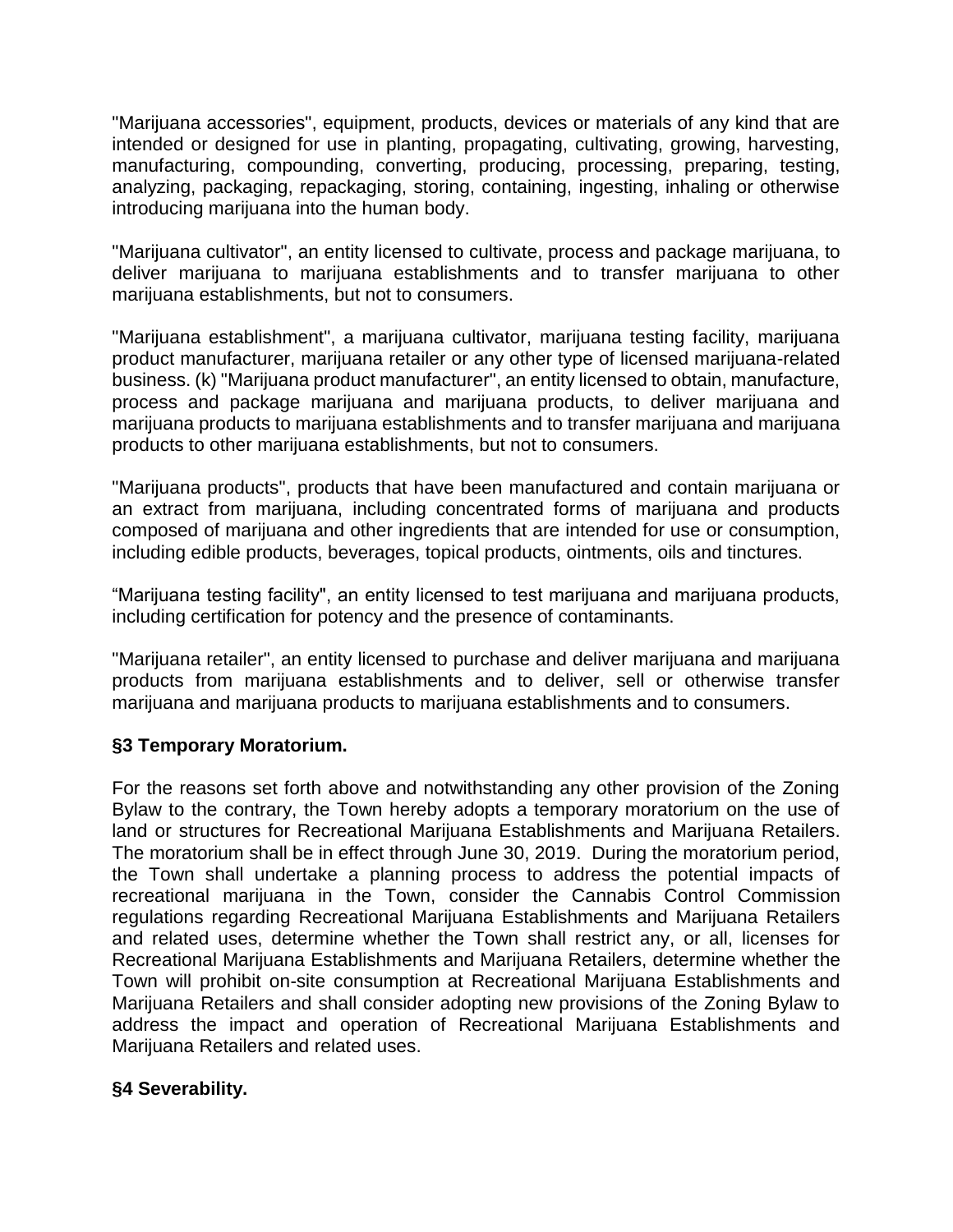"Marijuana accessories", equipment, products, devices or materials of any kind that are intended or designed for use in planting, propagating, cultivating, growing, harvesting, manufacturing, compounding, converting, producing, processing, preparing, testing, analyzing, packaging, repackaging, storing, containing, ingesting, inhaling or otherwise introducing marijuana into the human body.

"Marijuana cultivator", an entity licensed to cultivate, process and package marijuana, to deliver marijuana to marijuana establishments and to transfer marijuana to other marijuana establishments, but not to consumers.

"Marijuana establishment", a marijuana cultivator, marijuana testing facility, marijuana product manufacturer, marijuana retailer or any other type of licensed marijuana-related business. (k) "Marijuana product manufacturer", an entity licensed to obtain, manufacture, process and package marijuana and marijuana products, to deliver marijuana and marijuana products to marijuana establishments and to transfer marijuana and marijuana products to other marijuana establishments, but not to consumers.

"Marijuana products", products that have been manufactured and contain marijuana or an extract from marijuana, including concentrated forms of marijuana and products composed of marijuana and other ingredients that are intended for use or consumption, including edible products, beverages, topical products, ointments, oils and tinctures.

“Marijuana testing facility", an entity licensed to test marijuana and marijuana products, including certification for potency and the presence of contaminants.

"Marijuana retailer", an entity licensed to purchase and deliver marijuana and marijuana products from marijuana establishments and to deliver, sell or otherwise transfer marijuana and marijuana products to marijuana establishments and to consumers.

**§3 Temporary Moratorium.**

For the reasons set forth above and notwithstanding any other provision of the Zoning Bylaw to the contrary, the Town hereby adopts a temporary moratorium on the use of land or structures for Recreational Marijuana Establishments and Marijuana Retailers. The moratorium shall be in effect through June 30, 2019. During the moratorium period, the Town shall undertake a planning process to address the potential impacts of recreational marijuana in the Town, consider the Cannabis Control Commission regulations regarding Recreational Marijuana Establishments and Marijuana Retailers and related uses, determine whether the Town shall restrict any, or all, licenses for Recreational Marijuana Establishments and Marijuana Retailers, determine whether the Town will prohibit on-site consumption at Recreational Marijuana Establishments and Marijuana Retailers and shall consider adopting new provisions of the Zoning Bylaw to address the impact and operation of Recreational Marijuana Establishments and Marijuana Retailers and related uses.

**§4 Severability.**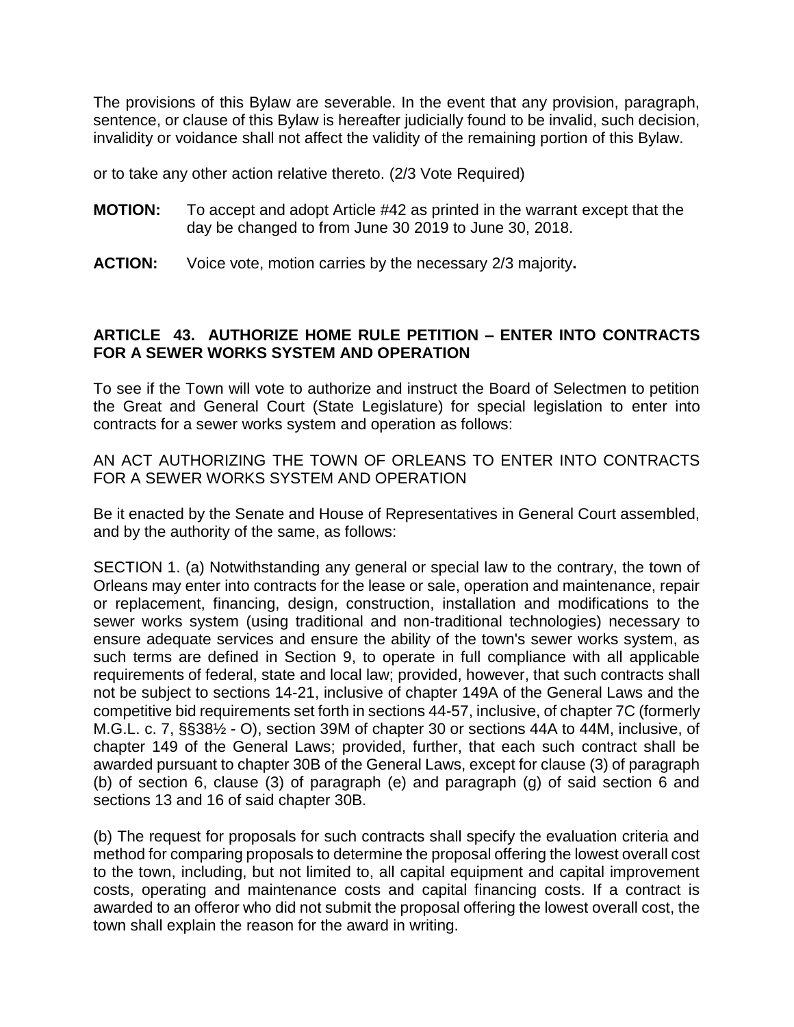The provisions of this Bylaw are severable. In the event that any provision, paragraph, sentence, or clause of this Bylaw is hereafter judicially found to be invalid, such decision, invalidity or voidance shall not affect the validity of the remaining portion of this Bylaw.

or to take any other action relative thereto. (2/3 Vote Required)

**MOTION:** To accept and adopt Article #42 as printed in the warrant except that the day be changed to from June 30 2019 to June 30, 2018.

**ACTION:** Voice vote, motion carries by the necessary 2/3 majority**.**

### ARTICLE 43. AUTHORIZE HOME RULE PETITION – ENTER INTO CONTRACTS FOR A SEWER WORKS SYSTEM AND OPERATION

To see if the Town will vote to authorize and instruct the Board of Selectmen to petition the Great and General Court (State Legislature) for special legislation to enter into contracts for a sewer works system and operation as follows:

AN ACT AUTHORIZING THE TOWN OF ORLEANS TO ENTER INTO CONTRACTS FOR A SEWER WORKS SYSTEM AND OPERATION

Be it enacted by the Senate and House of Representatives in General Court assembled, and by the authority of the same, as follows:

SECTION 1. (a) Notwithstanding any general or special law to the contrary, the town of Orleans may enter into contracts for the lease or sale, operation and maintenance, repair or replacement, financing, design, construction, installation and modifications to the sewer works system (using traditional and non-traditional technologies) necessary to ensure adequate services and ensure the ability of the town's sewer works system, as such terms are defined in Section 9, to operate in full compliance with all applicable requirements of federal, state and local law; provided, however, that such contracts shall not be subject to sections 14-21, inclusive of chapter 149A of the General Laws and the competitive bid requirements set forth in sections 44-57, inclusive, of chapter 7C (formerly M.G.L. c. 7, §§38½ - O), section 39M of chapter 30 or sections 44A to 44M, inclusive, of chapter 149 of the General Laws; provided, further, that each such contract shall be awarded pursuant to chapter 30B of the General Laws, except for clause (3) of paragraph (b) of section 6, clause (3) of paragraph (e) and paragraph (g) of said section 6 and sections 13 and 16 of said chapter 30B.

(b) The request for proposals for such contracts shall specify the evaluation criteria and method for comparing proposals to determine the proposal offering the lowest overall cost to the town, including, but not limited to, all capital equipment and capital improvement costs, operating and maintenance costs and capital financing costs. If a contract is awarded to an offeror who did not submit the proposal offering the lowest overall cost, the town shall explain the reason for the award in writing.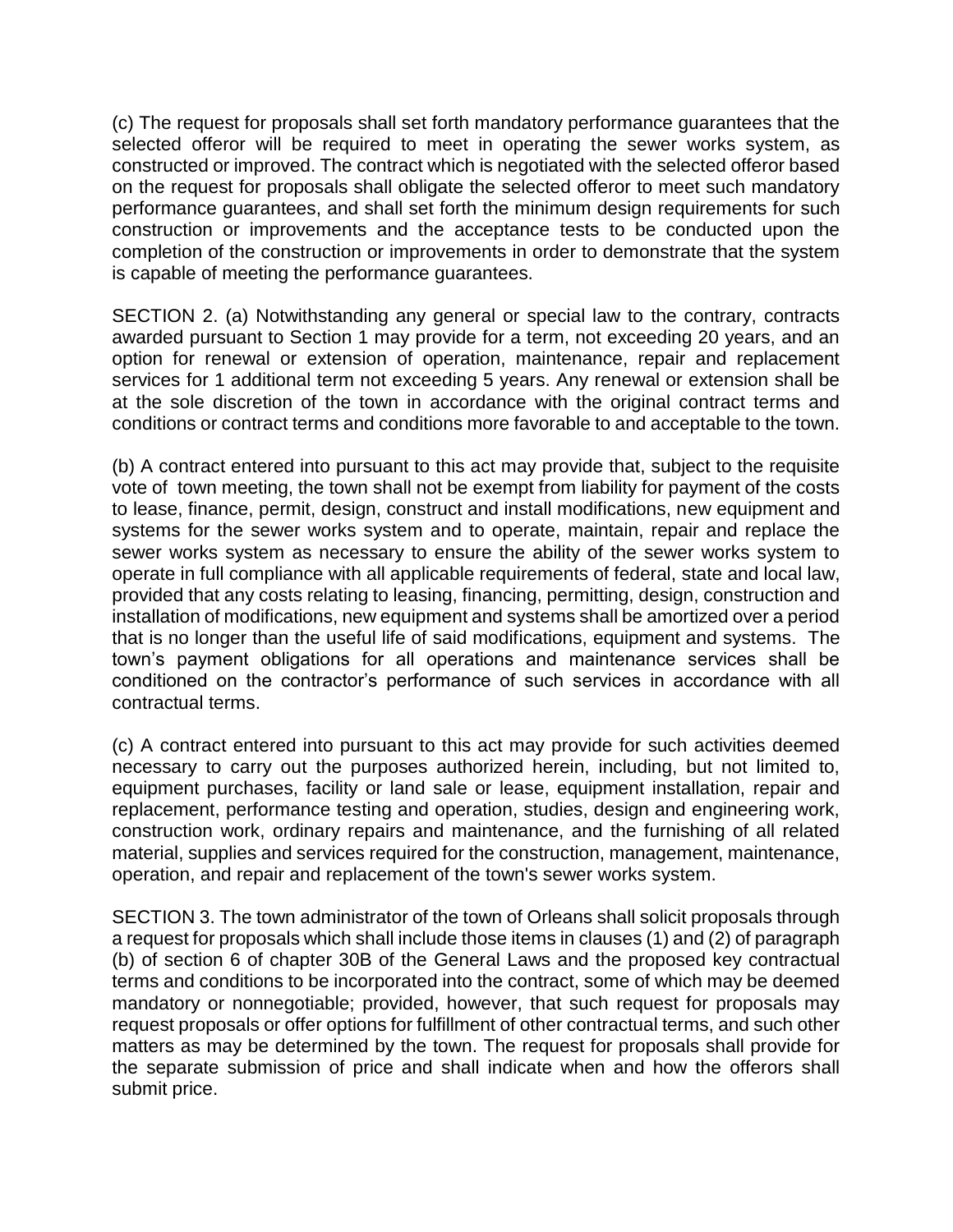(c) The request for proposals shall set forth mandatory performance guarantees that the selected offeror will be required to meet in operating the sewer works system, as constructed or improved. The contract which is negotiated with the selected offeror based on the request for proposals shall obligate the selected offeror to meet such mandatory performance guarantees, and shall set forth the minimum design requirements for such construction or improvements and the acceptance tests to be conducted upon the completion of the construction or improvements in order to demonstrate that the system is capable of meeting the performance guarantees.

SECTION 2. (a) Notwithstanding any general or special law to the contrary, contracts awarded pursuant to Section 1 may provide for a term, not exceeding 20 years, and an option for renewal or extension of operation, maintenance, repair and replacement services for 1 additional term not exceeding 5 years. Any renewal or extension shall be at the sole discretion of the town in accordance with the original contract terms and conditions or contract terms and conditions more favorable to and acceptable to the town.

(b) A contract entered into pursuant to this act may provide that, subject to the requisite vote of town meeting, the town shall not be exempt from liability for payment of the costs to lease, finance, permit, design, construct and install modifications, new equipment and systems for the sewer works system and to operate, maintain, repair and replace the sewer works system as necessary to ensure the ability of the sewer works system to operate in full compliance with all applicable requirements of federal, state and local law, provided that any costs relating to leasing, financing, permitting, design, construction and installation of modifications, new equipment and systems shall be amortized over a period that is no longer than the useful life of said modifications, equipment and systems. The town's payment obligations for all operations and maintenance services shall be conditioned on the contractor's performance of such services in accordance with all contractual terms.

(c) A contract entered into pursuant to this act may provide for such activities deemed necessary to carry out the purposes authorized herein, including, but not limited to, equipment purchases, facility or land sale or lease, equipment installation, repair and replacement, performance testing and operation, studies, design and engineering work, construction work, ordinary repairs and maintenance, and the furnishing of all related material, supplies and services required for the construction, management, maintenance, operation, and repair and replacement of the town's sewer works system.

SECTION 3. The town administrator of the town of Orleans shall solicit proposals through a request for proposals which shall include those items in clauses (1) and (2) of paragraph (b) of section 6 of chapter 30B of the General Laws and the proposed key contractual terms and conditions to be incorporated into the contract, some of which may be deemed mandatory or nonnegotiable; provided, however, that such request for proposals may request proposals or offer options for fulfillment of other contractual terms, and such other matters as may be determined by the town. The request for proposals shall provide for the separate submission of price and shall indicate when and how the offerors shall submit price.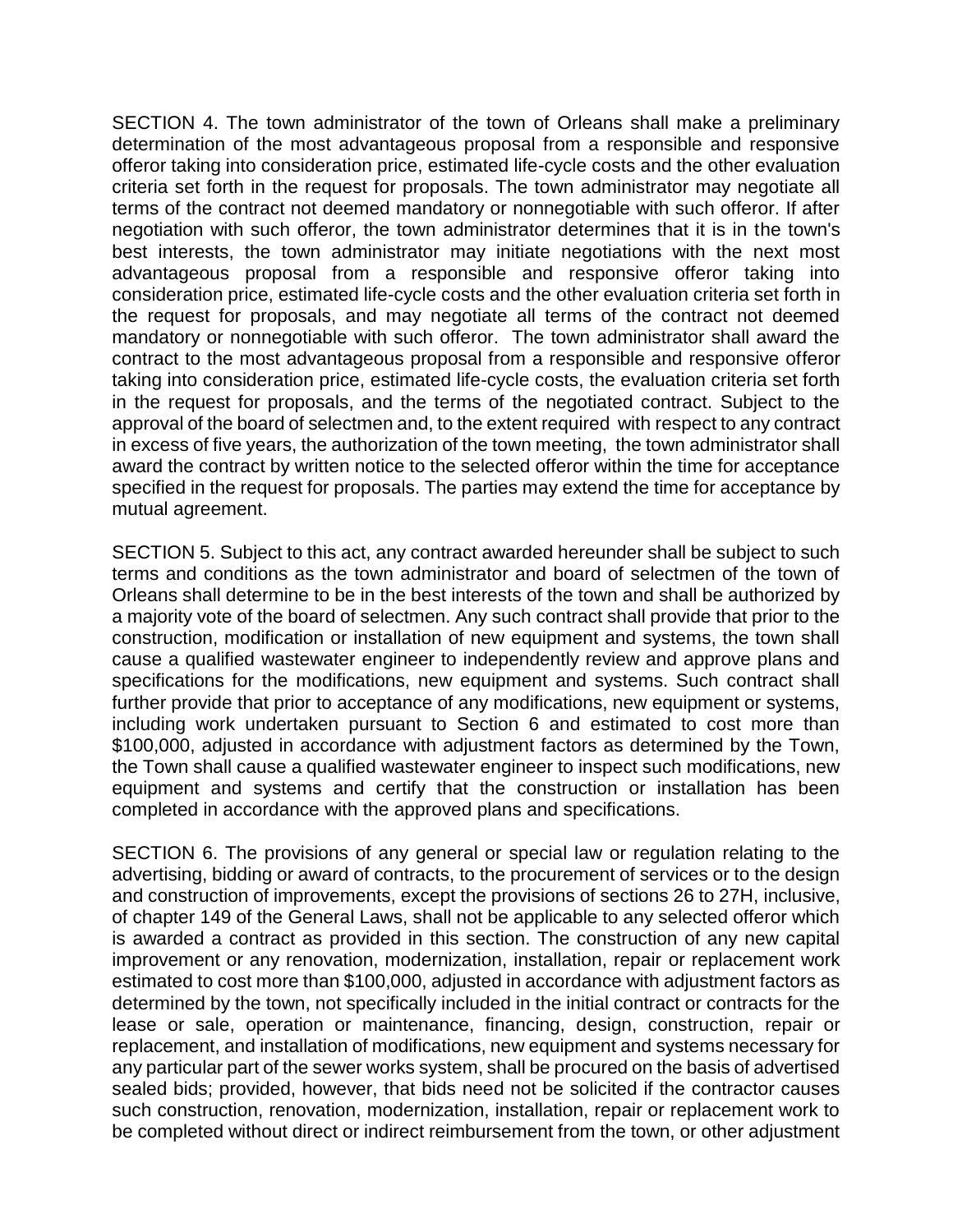SECTION 4. The town administrator of the town of Orleans shall make a preliminary determination of the most advantageous proposal from a responsible and responsive offeror taking into consideration price, estimated life-cycle costs and the other evaluation criteria set forth in the request for proposals. The town administrator may negotiate all terms of the contract not deemed mandatory or nonnegotiable with such offeror. If after negotiation with such offeror, the town administrator determines that it is in the town's best interests, the town administrator may initiate negotiations with the next most advantageous proposal from a responsible and responsive offeror taking into consideration price, estimated life-cycle costs and the other evaluation criteria set forth in the request for proposals, and may negotiate all terms of the contract not deemed mandatory or nonnegotiable with such offeror. The town administrator shall award the contract to the most advantageous proposal from a responsible and responsive offeror taking into consideration price, estimated life-cycle costs, the evaluation criteria set forth in the request for proposals, and the terms of the negotiated contract. Subject to the approval of the board of selectmen and, to the extent required with respect to any contract in excess of five years, the authorization of the town meeting, the town administrator shall award the contract by written notice to the selected offeror within the time for acceptance specified in the request for proposals. The parties may extend the time for acceptance by mutual agreement.

SECTION 5. Subject to this act, any contract awarded hereunder shall be subject to such terms and conditions as the town administrator and board of selectmen of the town of Orleans shall determine to be in the best interests of the town and shall be authorized by a majority vote of the board of selectmen. Any such contract shall provide that prior to the construction, modification or installation of new equipment and systems, the town shall cause a qualified wastewater engineer to independently review and approve plans and specifications for the modifications, new equipment and systems. Such contract shall further provide that prior to acceptance of any modifications, new equipment or systems, including work undertaken pursuant to Section 6 and estimated to cost more than \$100,000, adjusted in accordance with adjustment factors as determined by the Town, the Town shall cause a qualified wastewater engineer to inspect such modifications, new equipment and systems and certify that the construction or installation has been completed in accordance with the approved plans and specifications.

SECTION 6. The provisions of any general or special law or regulation relating to the advertising, bidding or award of contracts, to the procurement of services or to the design and construction of improvements, except the provisions of sections 26 to 27H, inclusive, of chapter 149 of the General Laws, shall not be applicable to any selected offeror which is awarded a contract as provided in this section. The construction of any new capital improvement or any renovation, modernization, installation, repair or replacement work estimated to cost more than \$100,000, adjusted in accordance with adjustment factors as determined by the town, not specifically included in the initial contract or contracts for the lease or sale, operation or maintenance, financing, design, construction, repair or replacement, and installation of modifications, new equipment and systems necessary for any particular part of the sewer works system, shall be procured on the basis of advertised sealed bids; provided, however, that bids need not be solicited if the contractor causes such construction, renovation, modernization, installation, repair or replacement work to be completed without direct or indirect reimbursement from the town, or other adjustment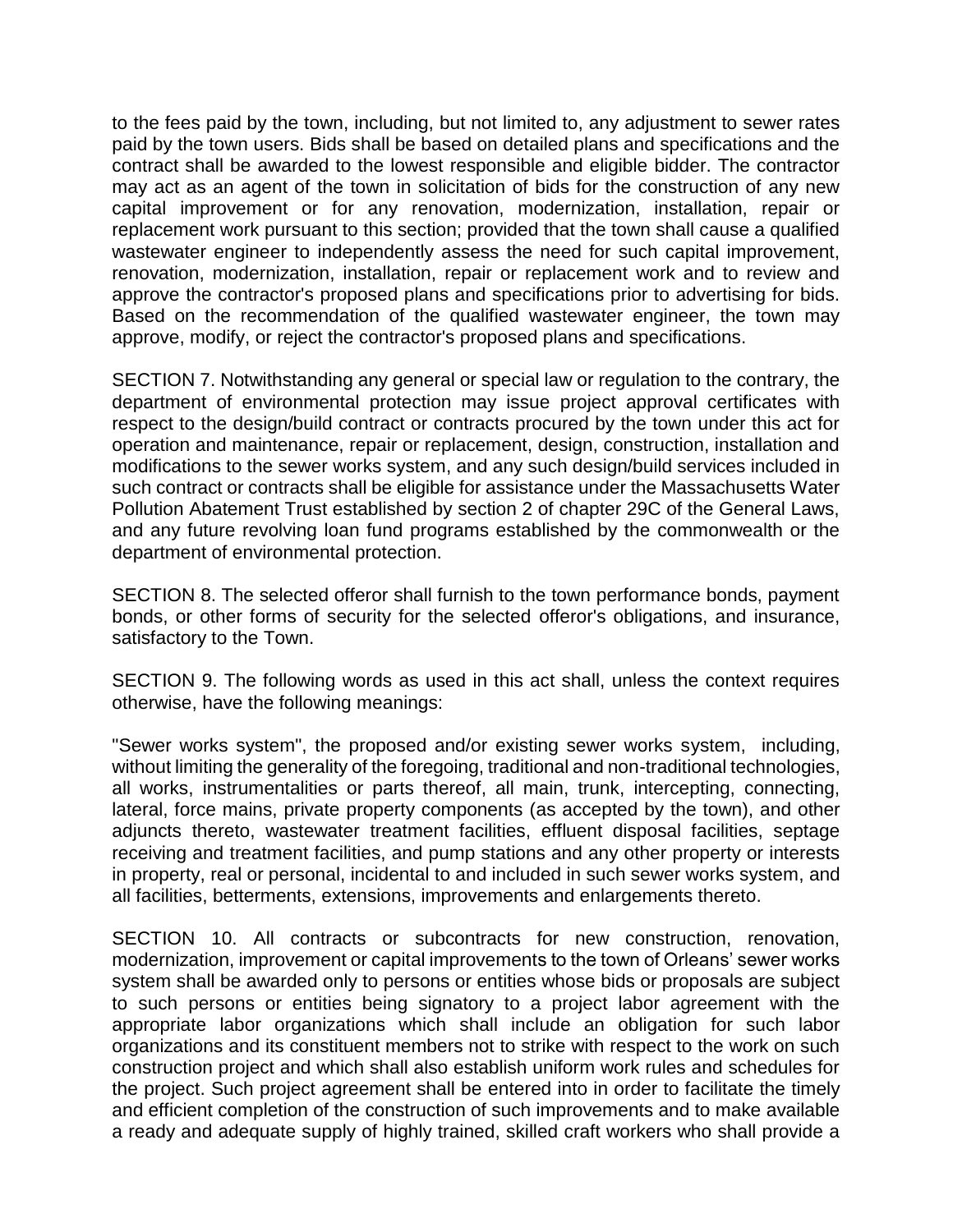to the fees paid by the town, including, but not limited to, any adjustment to sewer rates paid by the town users. Bids shall be based on detailed plans and specifications and the contract shall be awarded to the lowest responsible and eligible bidder. The contractor may act as an agent of the town in solicitation of bids for the construction of any new capital improvement or for any renovation, modernization, installation, repair or replacement work pursuant to this section; provided that the town shall cause a qualified wastewater engineer to independently assess the need for such capital improvement, renovation, modernization, installation, repair or replacement work and to review and approve the contractor's proposed plans and specifications prior to advertising for bids. Based on the recommendation of the qualified wastewater engineer, the town may approve, modify, or reject the contractor's proposed plans and specifications.

SECTION 7. Notwithstanding any general or special law or regulation to the contrary, the department of environmental protection may issue project approval certificates with respect to the design/build contract or contracts procured by the town under this act for operation and maintenance, repair or replacement, design, construction, installation and modifications to the sewer works system, and any such design/build services included in such contract or contracts shall be eligible for assistance under the Massachusetts Water Pollution Abatement Trust established by section 2 of chapter 29C of the General Laws, and any future revolving loan fund programs established by the commonwealth or the department of environmental protection.

SECTION 8. The selected offeror shall furnish to the town performance bonds, payment bonds, or other forms of security for the selected offeror's obligations, and insurance, satisfactory to the Town.

SECTION 9. The following words as used in this act shall, unless the context requires otherwise, have the following meanings:

"Sewer works system", the proposed and/or existing sewer works system, including, without limiting the generality of the foregoing, traditional and non-traditional technologies, all works, instrumentalities or parts thereof, all main, trunk, intercepting, connecting, lateral, force mains, private property components (as accepted by the town), and other adjuncts thereto, wastewater treatment facilities, effluent disposal facilities, septage receiving and treatment facilities, and pump stations and any other property or interests in property, real or personal, incidental to and included in such sewer works system, and all facilities, betterments, extensions, improvements and enlargements thereto.

SECTION 10. All contracts or subcontracts for new construction, renovation, modernization, improvement or capital improvements to the town of Orleans' sewer works system shall be awarded only to persons or entities whose bids or proposals are subject to such persons or entities being signatory to a project labor agreement with the appropriate labor organizations which shall include an obligation for such labor organizations and its constituent members not to strike with respect to the work on such construction project and which shall also establish uniform work rules and schedules for the project. Such project agreement shall be entered into in order to facilitate the timely and efficient completion of the construction of such improvements and to make available a ready and adequate supply of highly trained, skilled craft workers who shall provide a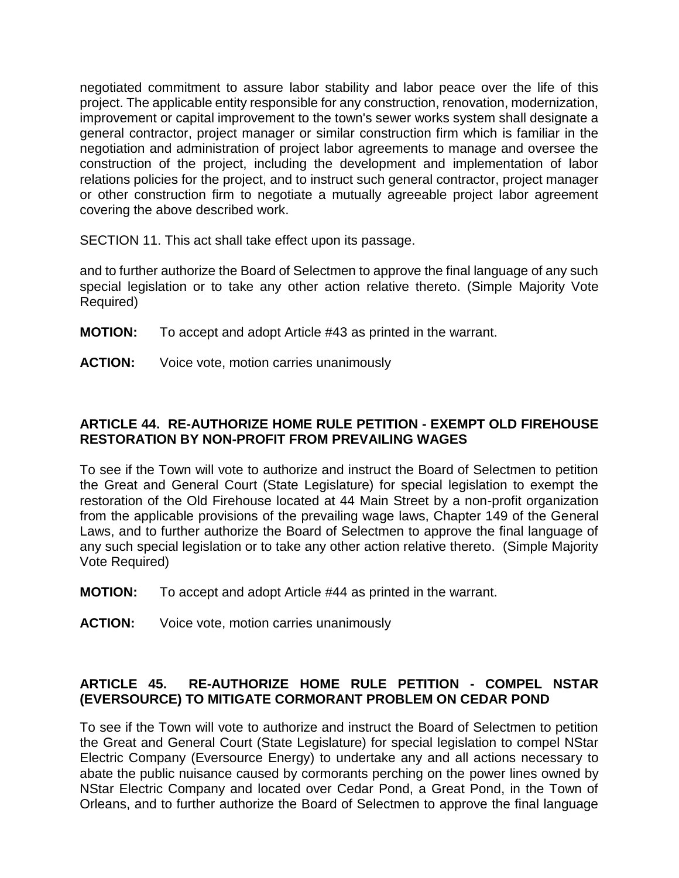negotiated commitment to assure labor stability and labor peace over the life of this project. The applicable entity responsible for any construction, renovation, modernization, improvement or capital improvement to the town's sewer works system shall designate a general contractor, project manager or similar construction firm which is familiar in the negotiation and administration of project labor agreements to manage and oversee the construction of the project, including the development and implementation of labor relations policies for the project, and to instruct such general contractor, project manager or other construction firm to negotiate a mutually agreeable project labor agreement covering the above described work.

SECTION 11. This act shall take effect upon its passage.

and to further authorize the Board of Selectmen to approve the final language of any such special legislation or to take any other action relative thereto. (Simple Majority Vote Required)

**MOTION:** To accept and adopt Article #43 as printed in the warrant.

**ACTION:** Voice vote, motion carries unanimously

### ARTICLE 44. RE-AUTHORIZE HOME RULE PETITION - EXEMPT OLD FIREHOUSE RESTORATION BY NON-PROFIT FROM PREVAILING WAGES

To see if the Town will vote to authorize and instruct the Board of Selectmen to petition the Great and General Court (State Legislature) for special legislation to exempt the restoration of the Old Firehouse located at 44 Main Street by a non-profit organization from the applicable provisions of the prevailing wage laws, Chapter 149 of the General Laws, and to further authorize the Board of Selectmen to approve the final language of any such special legislation or to take any other action relative thereto. (Simple Majority Vote Required)

**MOTION:** To accept and adopt Article #44 as printed in the warrant.

**ACTION:** Voice vote, motion carries unanimously

### ARTICLE 45. RE-AUTHORIZE HOME RULE PETITION - COMPEL NSTAR (EVERSOURCE) TO MITIGATE CORMORANT PROBLEM ON CEDAR POND

To see if the Town will vote to authorize and instruct the Board of Selectmen to petition the Great and General Court (State Legislature) for special legislation to compel NStar Electric Company (Eversource Energy) to undertake any and all actions necessary to abate the public nuisance caused by cormorants perching on the power lines owned by NStar Electric Company and located over Cedar Pond, a Great Pond, in the Town of Orleans, and to further authorize the Board of Selectmen to approve the final language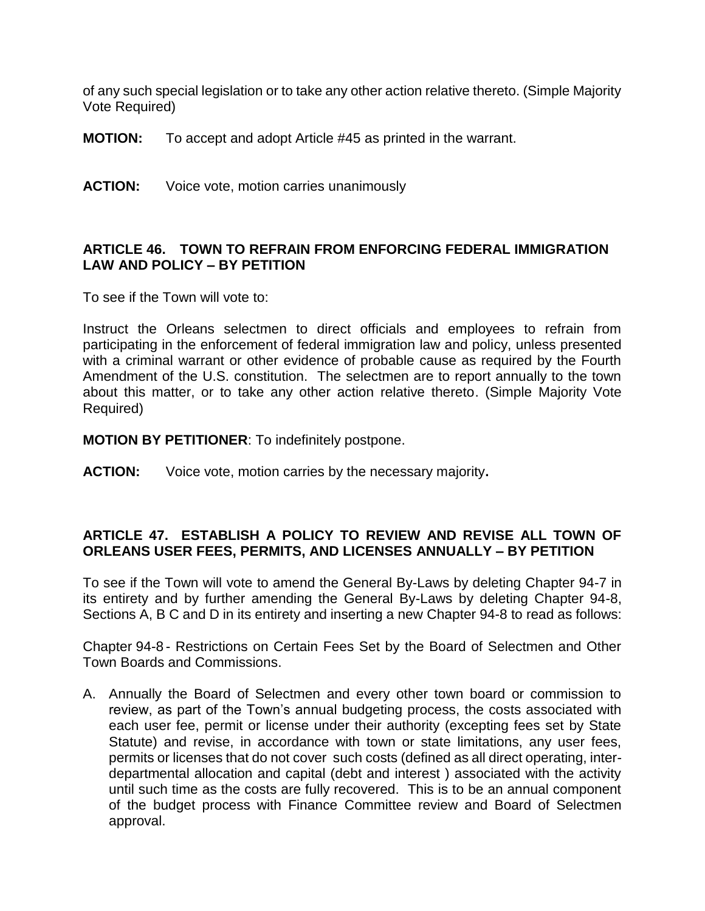of any such special legislation or to take any other action relative thereto. (Simple Majority Vote Required)

**MOTION:** To accept and adopt Article #45 as printed in the warrant.

**ACTION:** Voice vote, motion carries unanimously

### ARTICLE 46. TOWN TO REFRAIN FROM ENFORCING FEDERAL IMMIGRATION LAW AND POLICY – BY PETITION

To see if the Town will vote to:

Instruct the Orleans selectmen to direct officials and employees to refrain from participating in the enforcement of federal immigration law and policy, unless presented with a criminal warrant or other evidence of probable cause as required by the Fourth Amendment of the U.S. constitution. The selectmen are to report annually to the town about this matter, or to take any other action relative thereto. (Simple Majority Vote Required)

**MOTION BY PETITIONER**: To indefinitely postpone.

**ACTION:** Voice vote, motion carries by the necessary majority**.**

### ARTICLE 47. ESTABLISH A POLICY TO REVIEW AND REVISE ALL TOWN OF ORLEANS USER FEES, PERMITS, AND LICENSES ANNUALLY – BY PETITION

To see if the Town will vote to amend the General By-Laws by deleting Chapter 94-7 in its entirety and by further amending the General By-Laws by deleting Chapter 94-8, Sections A, B C and D in its entirety and inserting a new Chapter 94-8 to read as follows:

Chapter 94-8 - Restrictions on Certain Fees Set by the Board of Selectmen and Other Town Boards and Commissions.

A. Annually the Board of Selectmen and every other town board or commission to review, as part of the Town's annual budgeting process, the costs associated with each user fee, permit or license under their authority (excepting fees set by State Statute) and revise, in accordance with town or state limitations, any user fees, permits or licenses that do not cover such costs (defined as all direct operating, inter-departmental allocation and capital (debt and interest ) associated with the activity until such time as the costs are fully recovered. This is to be an annual component of the budget process with Finance Committee review and Board of Selectmen approval.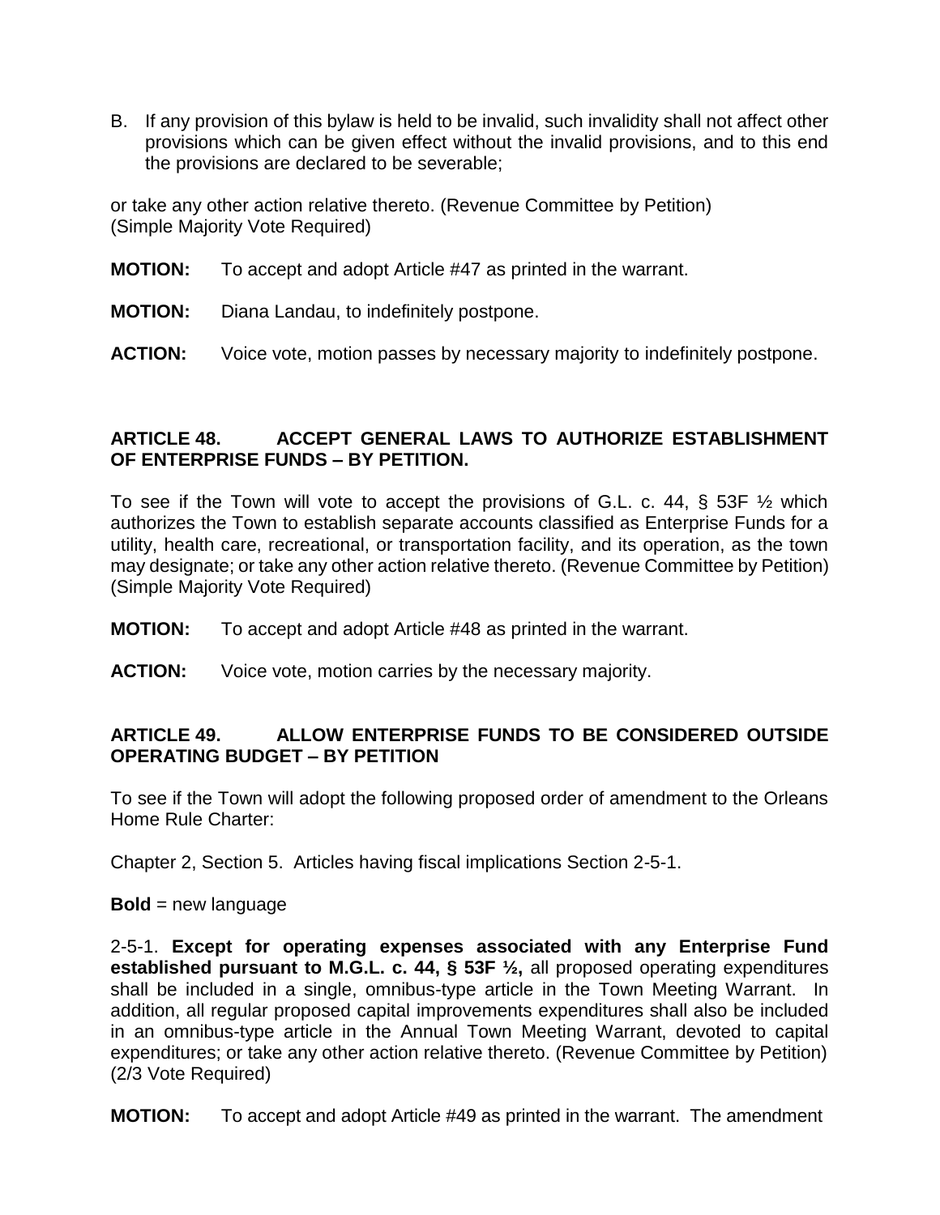B. If any provision of this bylaw is held to be invalid, such invalidity shall not affect other provisions which can be given effect without the invalid provisions, and to this end the provisions are declared to be severable;

or take any other action relative thereto. (Revenue Committee by Petition) (Simple Majority Vote Required)

**MOTION:** To accept and adopt Article #47 as printed in the warrant.

**MOTION:** Diana Landau, to indefinitely postpone.

**ACTION:** Voice vote, motion passes by necessary majority to indefinitely postpone.

**ARTICLE 48. ACCEPT GENERAL LAWS TO AUTHORIZE ESTABLISHMENT OF ENTERPRISE FUNDS – BY PETITION.**

To see if the Town will vote to accept the provisions of G.L. c. 44, § 53F ½ which authorizes the Town to establish separate accounts classified as Enterprise Funds for a utility, health care, recreational, or transportation facility, and its operation, as the town may designate; or take any other action relative thereto. (Revenue Committee by Petition) (Simple Majority Vote Required)

**MOTION:** To accept and adopt Article #48 as printed in the warrant.

**ACTION:** Voice vote, motion carries by the necessary majority.

**ARTICLE 49. ALLOW ENTERPRISE FUNDS TO BE CONSIDERED OUTSIDE OPERATING BUDGET – BY PETITION**

To see if the Town will adopt the following proposed order of amendment to the Orleans Home Rule Charter:

Chapter 2, Section 5. Articles having fiscal implications Section 2-5-1.

**Bold** = new language

2-5-1. **Except for operating expenses associated with any Enterprise Fund established pursuant to M.G.L. c. 44, § 53F ½,** all proposed operating expenditures shall be included in a single, omnibus-type article in the Town Meeting Warrant. In addition, all regular proposed capital improvements expenditures shall also be included in an omnibus-type article in the Annual Town Meeting Warrant, devoted to capital expenditures; or take any other action relative thereto. (Revenue Committee by Petition) (2/3 Vote Required)

**MOTION:** To accept and adopt Article #49 as printed in the warrant. The amendment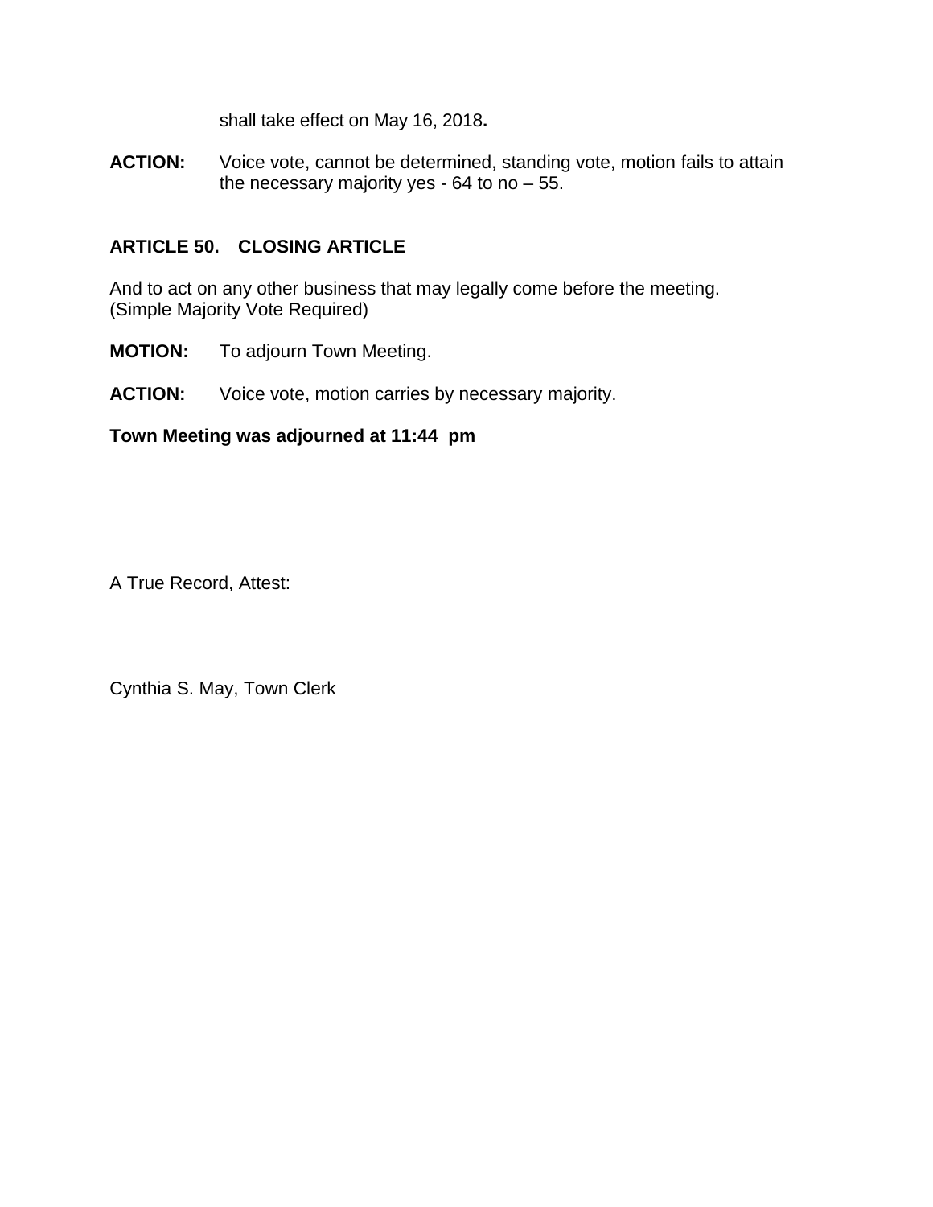shall take effect on May 16, 2018**.**

**ACTION:** Voice vote, cannot be determined, standing vote, motion fails to attain the necessary majority yes - 64 to no – 55.

**ARTICLE 50. CLOSING ARTICLE**

And to act on any other business that may legally come before the meeting. (Simple Majority Vote Required)

**MOTION:** To adjourn Town Meeting.

**ACTION:** Voice vote, motion carries by necessary majority.

**Town Meeting was adjourned at 11:44 pm**

A True Record, Attest:

Cynthia S. May, Town Clerk